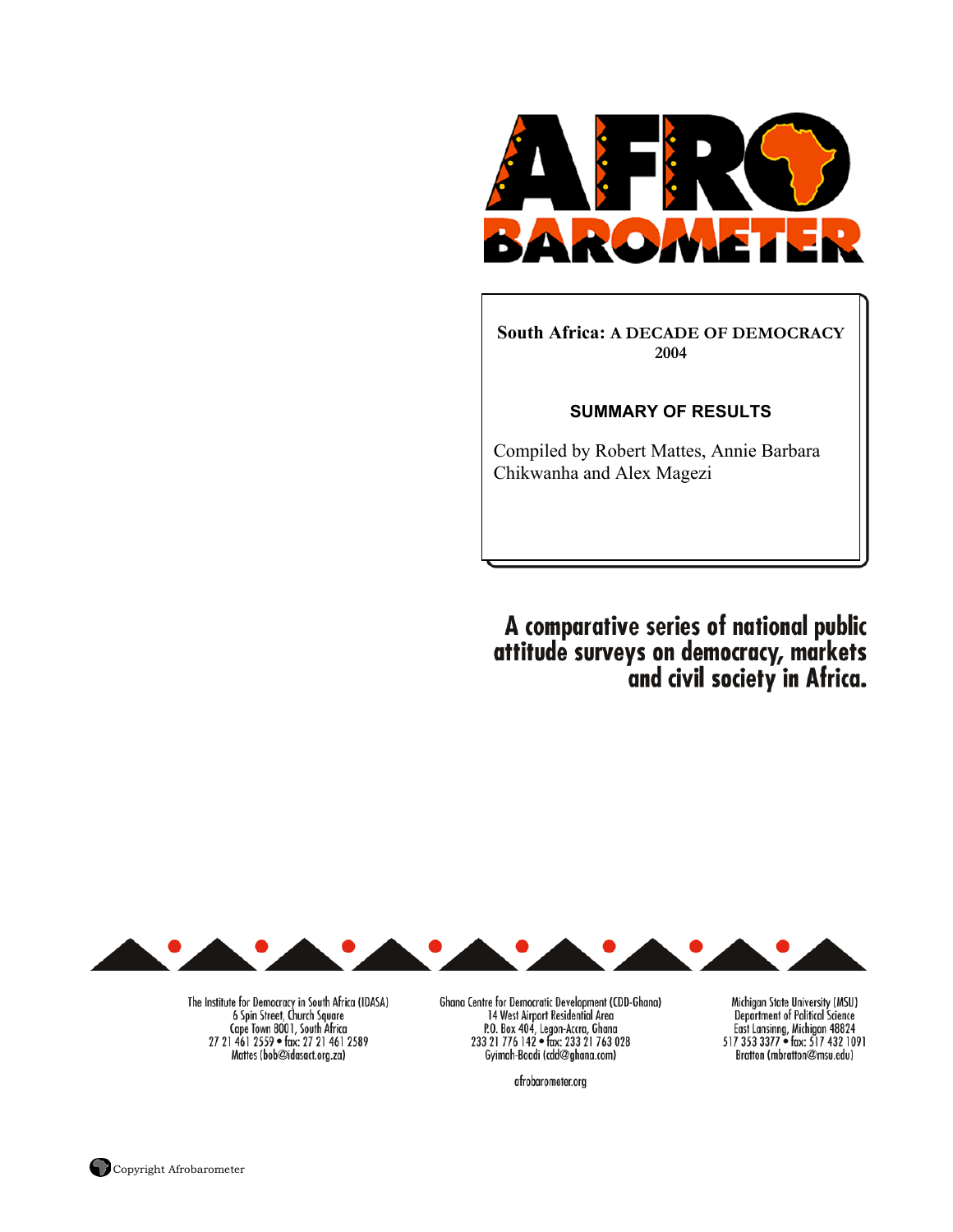# AFRO BAROMETER

**South Africa: A DECADE OF DEMOCRACY**
**2004**

**SUMMARY OF RESULTS**

Compiled by Robert Mattes, Annie Barbara Chikwanha and Alex Magezi

**A comparative series of national public attitude surveys on democracy, markets and civil society in Africa.**

The Institute for Democracy in South Africa (IDASA)
6 Spin Street, Church Square
Cape Town 8001, South Africa
27 21 461 2559 • fax: 27 21 461 2589
Mattes (bob@idasact.org.za)

Ghana Centre for Democratic Development (CDD-Ghana)
14 West Airport Residential Area
P.O. Box 404, Legon-Accra, Ghana
233 21 776 142 • fax: 233 21 763 028
Gyimah-Boadi (cdd@ghana.com)

Michigan State University (MSU)
Department of Political Science
East Lansinng, Michigan 48824
517 353 3377 • fax: 517 432 1091
Bratton (mbratton@msu.edu)

afrobarometer.org

Copyright Afrobarometer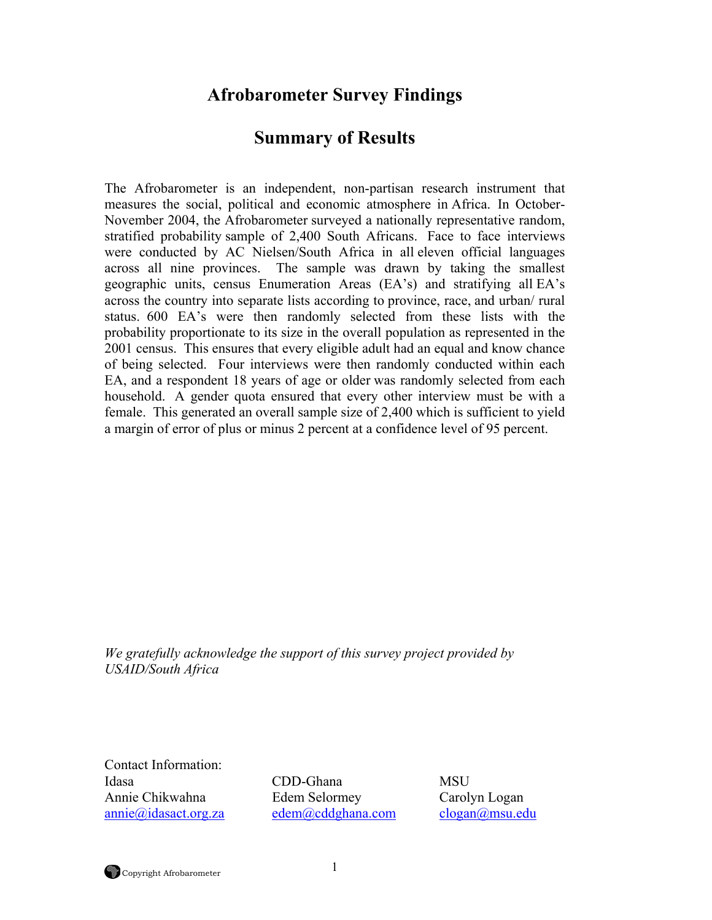# Afrobarometer Survey Findings

## Summary of Results

The Afrobarometer is an independent, non-partisan research instrument that measures the social, political and economic atmosphere in Africa. In October-November 2004, the Afrobarometer surveyed a nationally representative random, stratified probability sample of 2,400 South Africans. Face to face interviews were conducted by AC Nielsen/South Africa in all eleven official languages across all nine provinces. The sample was drawn by taking the smallest geographic units, census Enumeration Areas (EA's) and stratifying all EA's across the country into separate lists according to province, race, and urban/ rural status. 600 EA's were then randomly selected from these lists with the probability proportionate to its size in the overall population as represented in the 2001 census. This ensures that every eligible adult had an equal and know chance of being selected. Four interviews were then randomly conducted within each EA, and a respondent 18 years of age or older was randomly selected from each household. A gender quota ensured that every other interview must be with a female. This generated an overall sample size of 2,400 which is sufficient to yield a margin of error of plus or minus 2 percent at a confidence level of 95 percent.

*We gratefully acknowledge the support of this survey project provided by USAID/South Africa*

Contact Information:

| Idasa | CDD-Ghana | MSU |
|---|---|---|
| Annie Chikwahna | Edem Selormey | Carolyn Logan |
| annie@idasact.org.za | edem@cddghana.com | clogan@msu.edu |

Copyright Afrobarometer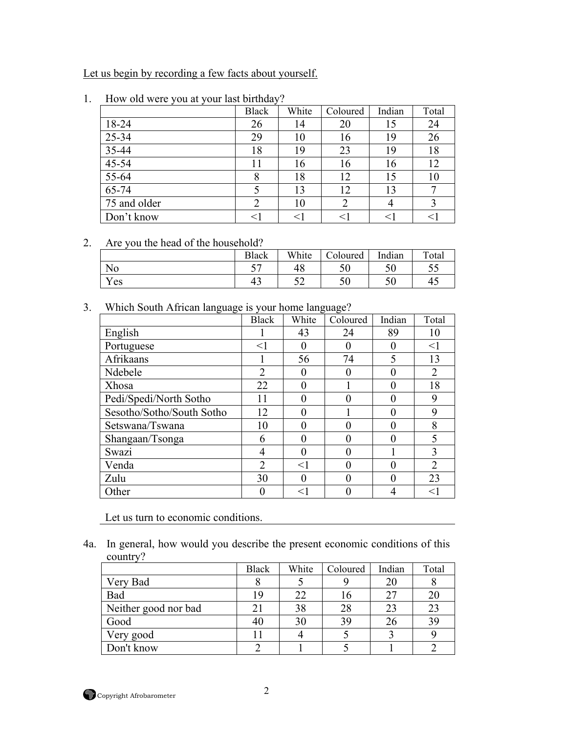Let us begin by recording a few facts about yourself.

1. How old were you at your last birthday?

| | Black | White | Coloured | Indian | Total |
|---|---|---|---|---|---|
| 18-24 | 26 | 14 | 20 | 15 | 24 |
| 25-34 | 29 | 10 | 16 | 19 | 26 |
| 35-44 | 18 | 19 | 23 | 19 | 18 |
| 45-54 | 11 | 16 | 16 | 16 | 12 |
| 55-64 | 8 | 18 | 12 | 15 | 10 |
| 65-74 | 5 | 13 | 12 | 13 | 7 |
| 75 and older | 2 | 10 | 2 | 4 | 3 |
| Don't know | <1 | <1 | <1 | <1 | <1 |

2. Are you the head of the household?

| | Black | White | Coloured | Indian | Total |
|---|---|---|---|---|---|
| No | 57 | 48 | 50 | 50 | 55 |
| Yes | 43 | 52 | 50 | 50 | 45 |

3. Which South African language is your home language?

| | Black | White | Coloured | Indian | Total |
|---|---|---|---|---|---|
| English | 1 | 43 | 24 | 89 | 10 |
| Portuguese | <1 | 0 | 0 | 0 | <1 |
| Afrikaans | 1 | 56 | 74 | 5 | 13 |
| Ndebele | 2 | 0 | 0 | 0 | 2 |
| Xhosa | 22 | 0 | 1 | 0 | 18 |
| Pedi/Spedi/North Sotho | 11 | 0 | 0 | 0 | 9 |
| Sesotho/Sotho/South Sotho | 12 | 0 | 1 | 0 | 9 |
| Setswana/Tswana | 10 | 0 | 0 | 0 | 8 |
| Shangaan/Tsonga | 6 | 0 | 0 | 0 | 5 |
| Swazi | 4 | 0 | 0 | 1 | 3 |
| Venda | 2 | <1 | 0 | 0 | 2 |
| Zulu | 30 | 0 | 0 | 0 | 23 |
| Other | 0 | <1 | 0 | 4 | <1 |

Let us turn to economic conditions.

4a. In general, how would you describe the present economic conditions of this country?

| | Black | White | Coloured | Indian | Total |
|---|---|---|---|---|---|
| Very Bad | 8 | 5 | 9 | 20 | 8 |
| Bad | 19 | 22 | 16 | 27 | 20 |
| Neither good nor bad | 21 | 38 | 28 | 23 | 23 |
| Good | 40 | 30 | 39 | 26 | 39 |
| Very good | 11 | 4 | 5 | 3 | 9 |
| Don't know | 2 | 1 | 5 | 1 | 2 |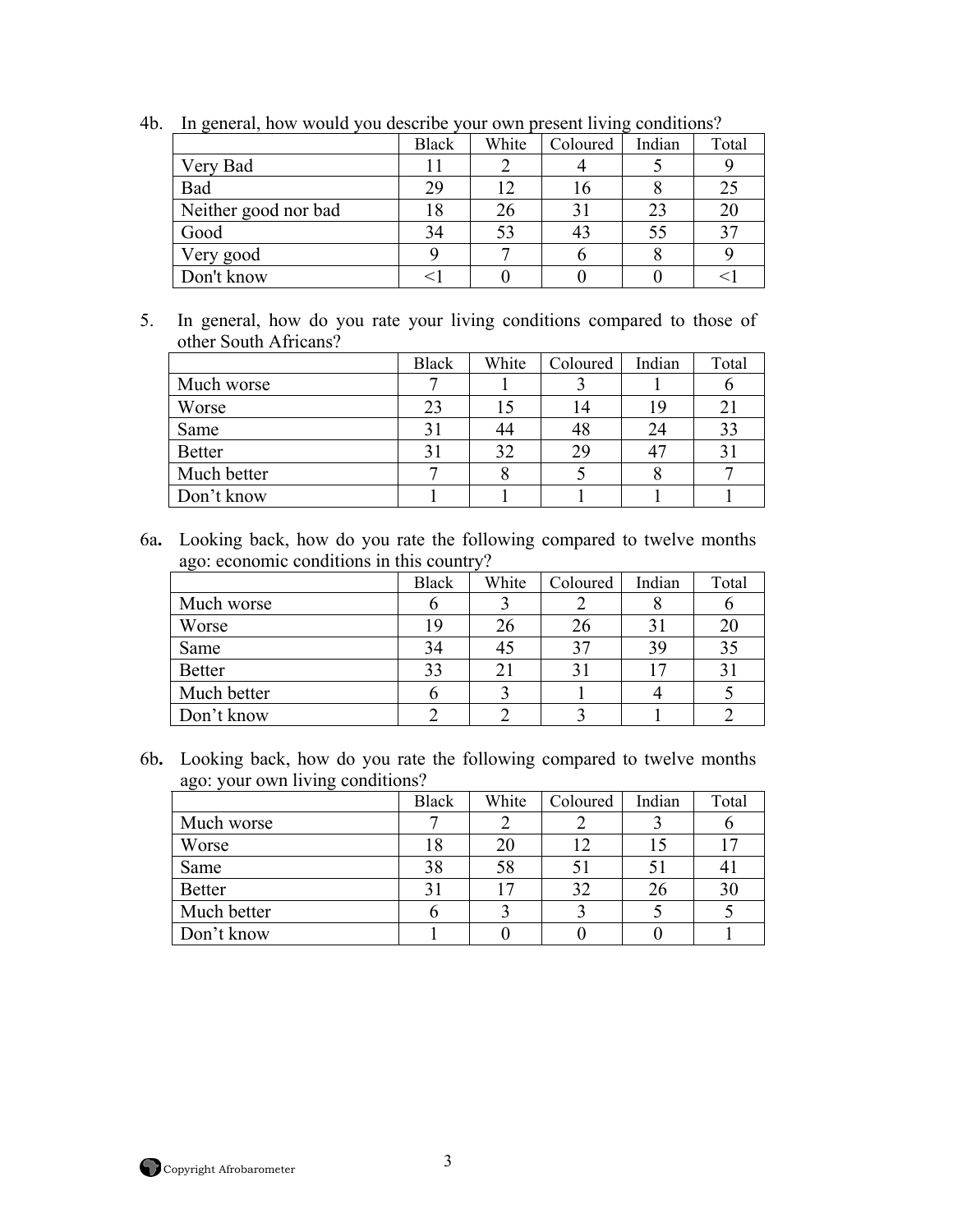4b. In general, how would you describe your own present living conditions?

| | Black | White | Coloured | Indian | Total |
|---|---|---|---|---|---|
| Very Bad | 11 | 2 | 4 | 5 | 9 |
| Bad | 29 | 12 | 16 | 8 | 25 |
| Neither good nor bad | 18 | 26 | 31 | 23 | 20 |
| Good | 34 | 53 | 43 | 55 | 37 |
| Very good | 9 | 7 | 6 | 8 | 9 |
| Don't know | <1 | 0 | 0 | 0 | <1 |

5. In general, how do you rate your living conditions compared to those of other South Africans?

| | Black | White | Coloured | Indian | Total |
|---|---|---|---|---|---|
| Much worse | 7 | 1 | 3 | 1 | 6 |
| Worse | 23 | 15 | 14 | 19 | 21 |
| Same | 31 | 44 | 48 | 24 | 33 |
| Better | 31 | 32 | 29 | 47 | 31 |
| Much better | 7 | 8 | 5 | 8 | 7 |
| Don't know | 1 | 1 | 1 | 1 | 1 |

6a. Looking back, how do you rate the following compared to twelve months ago: economic conditions in this country?

| | Black | White | Coloured | Indian | Total |
|---|---|---|---|---|---|
| Much worse | 6 | 3 | 2 | 8 | 6 |
| Worse | 19 | 26 | 26 | 31 | 20 |
| Same | 34 | 45 | 37 | 39 | 35 |
| Better | 33 | 21 | 31 | 17 | 31 |
| Much better | 6 | 3 | 1 | 4 | 5 |
| Don't know | 2 | 2 | 3 | 1 | 2 |

6b. Looking back, how do you rate the following compared to twelve months ago: your own living conditions?

| | Black | White | Coloured | Indian | Total |
|---|---|---|---|---|---|
| Much worse | 7 | 2 | 2 | 3 | 6 |
| Worse | 18 | 20 | 12 | 15 | 17 |
| Same | 38 | 58 | 51 | 51 | 41 |
| Better | 31 | 17 | 32 | 26 | 30 |
| Much better | 6 | 3 | 3 | 5 | 5 |
| Don't know | 1 | 0 | 0 | 0 | 1 |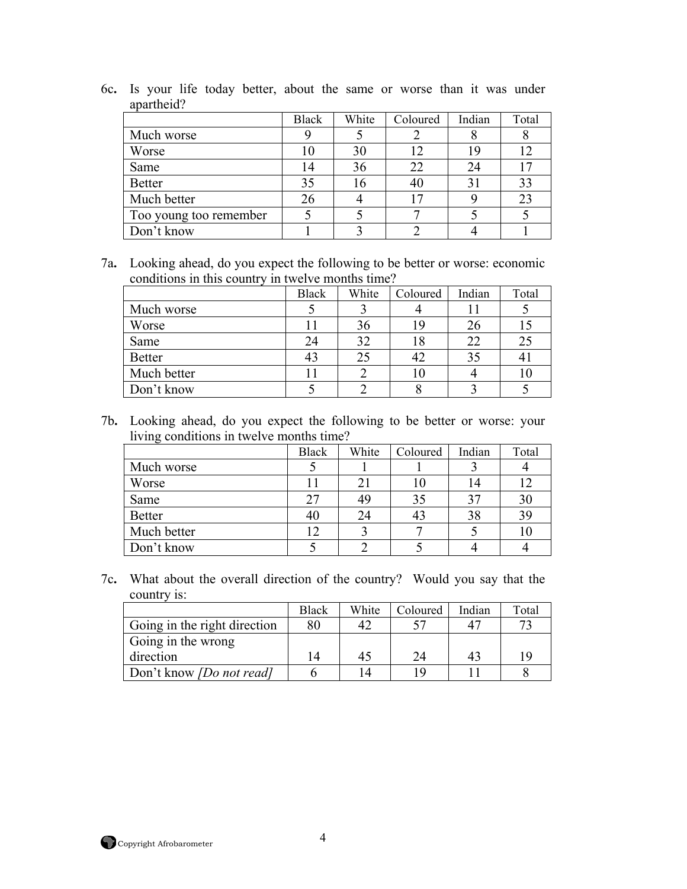**6c.** Is your life today better, about the same or worse than it was under apartheid?

| | Black | White | Coloured | Indian | Total |
|---|---|---|---|---|---|
| Much worse | 9 | 5 | 2 | 8 | 8 |
| Worse | 10 | 30 | 12 | 19 | 12 |
| Same | 14 | 36 | 22 | 24 | 17 |
| Better | 35 | 16 | 40 | 31 | 33 |
| Much better | 26 | 4 | 17 | 9 | 23 |
| Too young too remember | 5 | 5 | 7 | 5 | 5 |
| Don't know | 1 | 3 | 2 | 4 | 1 |

**7a.** Looking ahead, do you expect the following to be better or worse: economic conditions in this country in twelve months time?

| | Black | White | Coloured | Indian | Total |
|---|---|---|---|---|---|
| Much worse | 5 | 3 | 4 | 11 | 5 |
| Worse | 11 | 36 | 19 | 26 | 15 |
| Same | 24 | 32 | 18 | 22 | 25 |
| Better | 43 | 25 | 42 | 35 | 41 |
| Much better | 11 | 2 | 10 | 4 | 10 |
| Don't know | 5 | 2 | 8 | 3 | 5 |

**7b.** Looking ahead, do you expect the following to be better or worse: your living conditions in twelve months time?

| | Black | White | Coloured | Indian | Total |
|---|---|---|---|---|---|
| Much worse | 5 | 1 | 1 | 3 | 4 |
| Worse | 11 | 21 | 10 | 14 | 12 |
| Same | 27 | 49 | 35 | 37 | 30 |
| Better | 40 | 24 | 43 | 38 | 39 |
| Much better | 12 | 3 | 7 | 5 | 10 |
| Don't know | 5 | 2 | 5 | 4 | 4 |

**7c.** What about the overall direction of the country? Would you say that the country is:

| | Black | White | Coloured | Indian | Total |
|---|---|---|---|---|---|
| Going in the right direction | 80 | 42 | 57 | 47 | 73 |
| Going in the wrong direction | 14 | 45 | 24 | 43 | 19 |
| Don't know *[Do not read]* | 6 | 14 | 19 | 11 | 8 |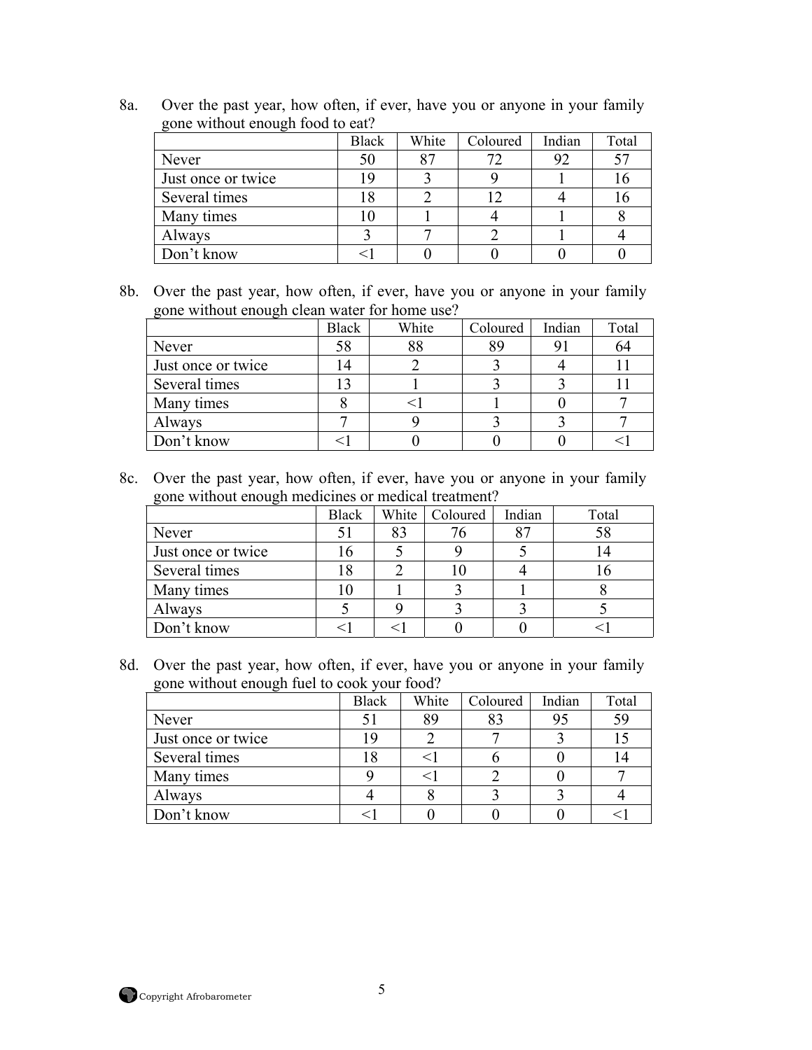8a. Over the past year, how often, if ever, have you or anyone in your family gone without enough food to eat?

| | Black | White | Coloured | Indian | Total |
|---|---|---|---|---|---|
| Never | 50 | 87 | 72 | 92 | 57 |
| Just once or twice | 19 | 3 | 9 | 1 | 16 |
| Several times | 18 | 2 | 12 | 4 | 16 |
| Many times | 10 | 1 | 4 | 1 | 8 |
| Always | 3 | 7 | 2 | 1 | 4 |
| Don't know | <1 | 0 | 0 | 0 | 0 |

8b. Over the past year, how often, if ever, have you or anyone in your family gone without enough clean water for home use?

| | Black | White | Coloured | Indian | Total |
|---|---|---|---|---|---|
| Never | 58 | 88 | 89 | 91 | 64 |
| Just once or twice | 14 | 2 | 3 | 4 | 11 |
| Several times | 13 | 1 | 3 | 3 | 11 |
| Many times | 8 | <1 | 1 | 0 | 7 |
| Always | 7 | 9 | 3 | 3 | 7 |
| Don't know | <1 | 0 | 0 | 0 | <1 |

8c. Over the past year, how often, if ever, have you or anyone in your family gone without enough medicines or medical treatment?

| | Black | White | Coloured | Indian | Total |
|---|---|---|---|---|---|
| Never | 51 | 83 | 76 | 87 | 58 |
| Just once or twice | 16 | 5 | 9 | 5 | 14 |
| Several times | 18 | 2 | 10 | 4 | 16 |
| Many times | 10 | 1 | 3 | 1 | 8 |
| Always | 5 | 9 | 3 | 3 | 5 |
| Don't know | <1 | <1 | 0 | 0 | <1 |

8d. Over the past year, how often, if ever, have you or anyone in your family gone without enough fuel to cook your food?

| | Black | White | Coloured | Indian | Total |
|---|---|---|---|---|---|
| Never | 51 | 89 | 83 | 95 | 59 |
| Just once or twice | 19 | 2 | 7 | 3 | 15 |
| Several times | 18 | <1 | 6 | 0 | 14 |
| Many times | 9 | <1 | 2 | 0 | 7 |
| Always | 4 | 8 | 3 | 3 | 4 |
| Don't know | <1 | 0 | 0 | 0 | <1 |

Copyright Afrobarometer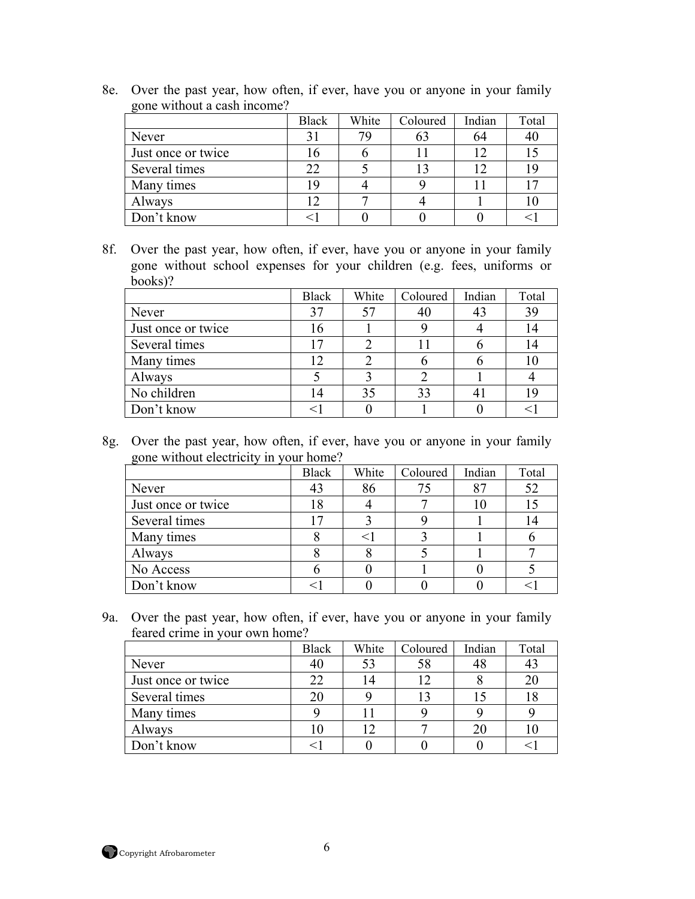8e. Over the past year, how often, if ever, have you or anyone in your family gone without a cash income?

| | Black | White | Coloured | Indian | Total |
|---|---|---|---|---|---|
| Never | 31 | 79 | 63 | 64 | 40 |
| Just once or twice | 16 | 6 | 11 | 12 | 15 |
| Several times | 22 | 5 | 13 | 12 | 19 |
| Many times | 19 | 4 | 9 | 11 | 17 |
| Always | 12 | 7 | 4 | 1 | 10 |
| Don't know | <1 | 0 | 0 | 0 | <1 |

8f. Over the past year, how often, if ever, have you or anyone in your family gone without school expenses for your children (e.g. fees, uniforms or books)?

| | Black | White | Coloured | Indian | Total |
|---|---|---|---|---|---|
| Never | 37 | 57 | 40 | 43 | 39 |
| Just once or twice | 16 | 1 | 9 | 4 | 14 |
| Several times | 17 | 2 | 11 | 6 | 14 |
| Many times | 12 | 2 | 6 | 6 | 10 |
| Always | 5 | 3 | 2 | 1 | 4 |
| No children | 14 | 35 | 33 | 41 | 19 |
| Don't know | <1 | 0 | 1 | 0 | <1 |

8g. Over the past year, how often, if ever, have you or anyone in your family gone without electricity in your home?

| | Black | White | Coloured | Indian | Total |
|---|---|---|---|---|---|
| Never | 43 | 86 | 75 | 87 | 52 |
| Just once or twice | 18 | 4 | 7 | 10 | 15 |
| Several times | 17 | 3 | 9 | 1 | 14 |
| Many times | 8 | <1 | 3 | 1 | 6 |
| Always | 8 | 8 | 5 | 1 | 7 |
| No Access | 6 | 0 | 1 | 0 | 5 |
| Don't know | <1 | 0 | 0 | 0 | <1 |

9a. Over the past year, how often, if ever, have you or anyone in your family feared crime in your own home?

| | Black | White | Coloured | Indian | Total |
|---|---|---|---|---|---|
| Never | 40 | 53 | 58 | 48 | 43 |
| Just once or twice | 22 | 14 | 12 | 8 | 20 |
| Several times | 20 | 9 | 13 | 15 | 18 |
| Many times | 9 | 11 | 9 | 9 | 9 |
| Always | 10 | 12 | 7 | 20 | 10 |
| Don't know | <1 | 0 | 0 | 0 | <1 |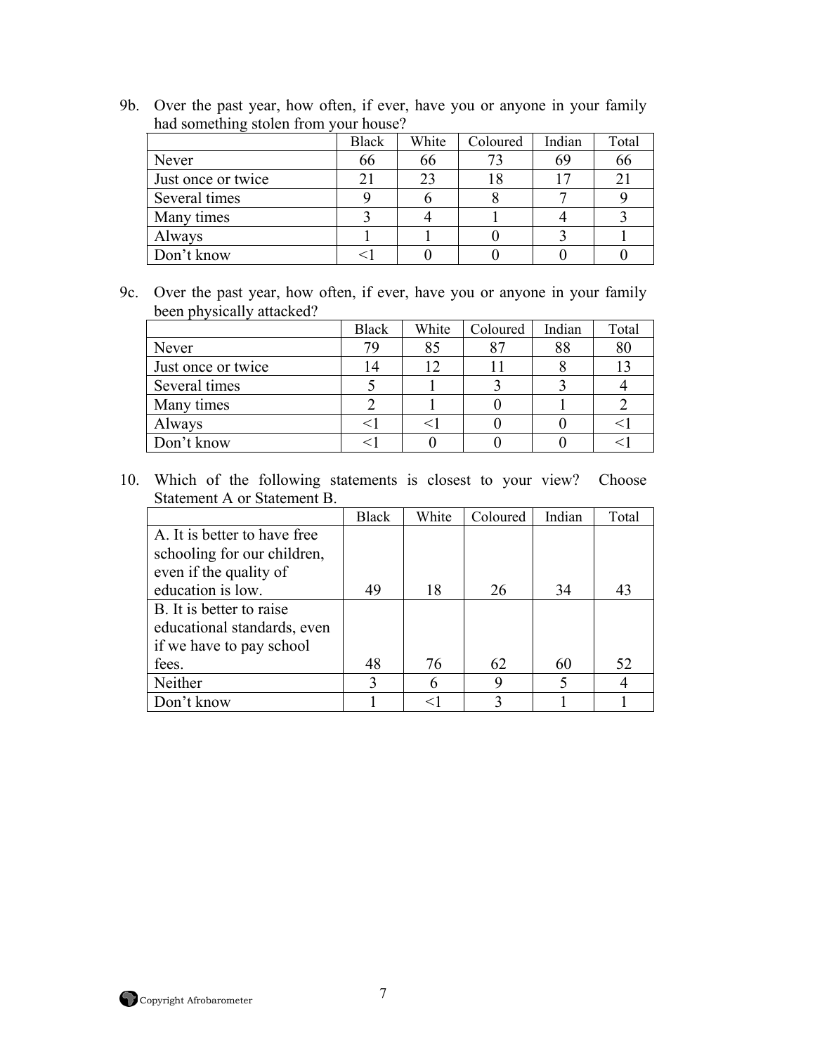9b. Over the past year, how often, if ever, have you or anyone in your family had something stolen from your house?

| | Black | White | Coloured | Indian | Total |
|---|---|---|---|---|---|
| Never | 66 | 66 | 73 | 69 | 66 |
| Just once or twice | 21 | 23 | 18 | 17 | 21 |
| Several times | 9 | 6 | 8 | 7 | 9 |
| Many times | 3 | 4 | 1 | 4 | 3 |
| Always | 1 | 1 | 0 | 3 | 1 |
| Don't know | <1 | 0 | 0 | 0 | 0 |

9c. Over the past year, how often, if ever, have you or anyone in your family been physically attacked?

| | Black | White | Coloured | Indian | Total |
|---|---|---|---|---|---|
| Never | 79 | 85 | 87 | 88 | 80 |
| Just once or twice | 14 | 12 | 11 | 8 | 13 |
| Several times | 5 | 1 | 3 | 3 | 4 |
| Many times | 2 | 1 | 0 | 1 | 2 |
| Always | <1 | <1 | 0 | 0 | <1 |
| Don't know | <1 | 0 | 0 | 0 | <1 |

10. Which of the following statements is closest to your view? Choose Statement A or Statement B.

| | Black | White | Coloured | Indian | Total |
|---|---|---|---|---|---|
| A. It is better to have free schooling for our children, even if the quality of education is low. | 49 | 18 | 26 | 34 | 43 |
| B. It is better to raise educational standards, even if we have to pay school fees. | 48 | 76 | 62 | 60 | 52 |
| Neither | 3 | 6 | 9 | 5 | 4 |
| Don't know | 1 | <1 | 3 | 1 | 1 |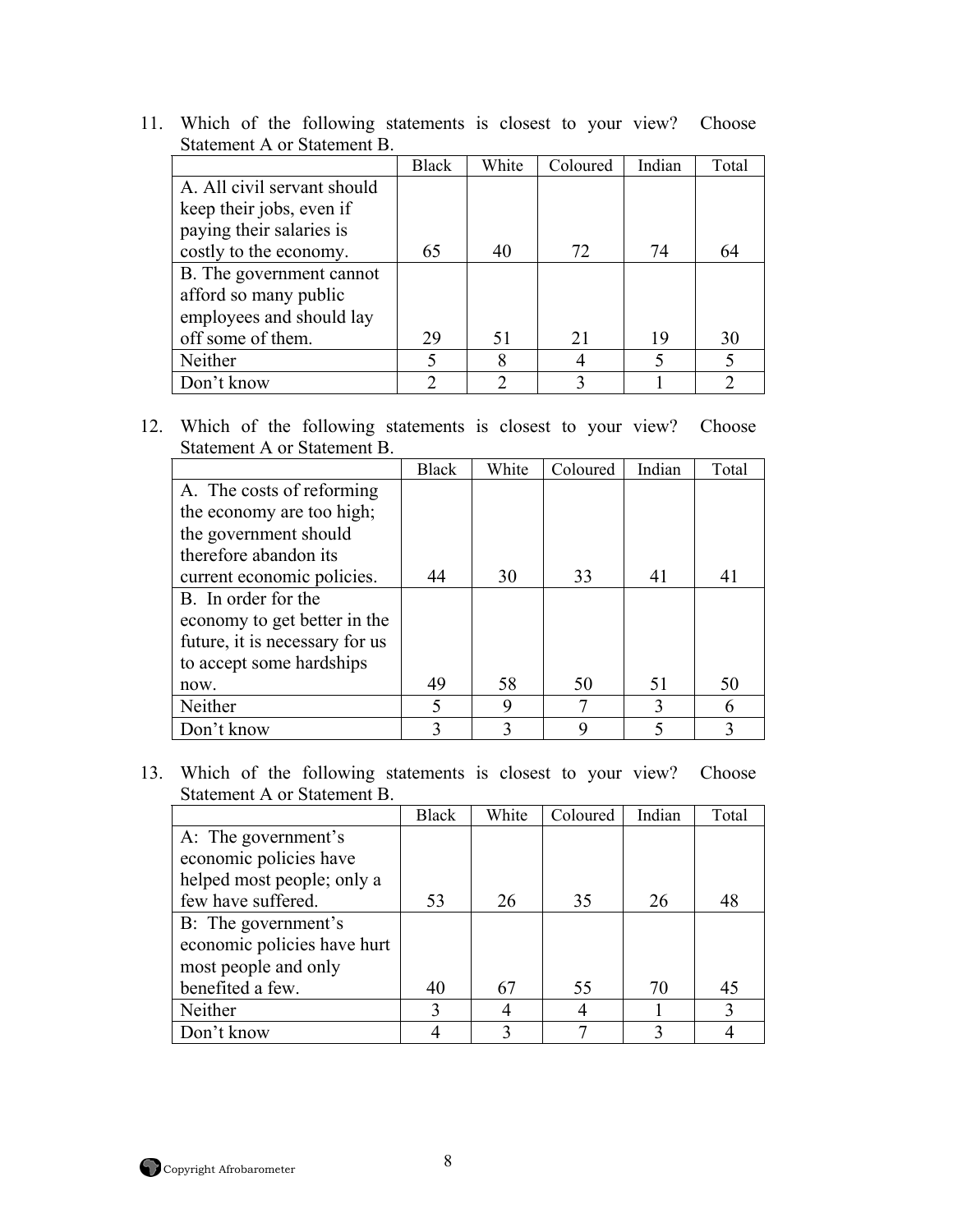11. Which of the following statements is closest to your view? Choose Statement A or Statement B.

| | Black | White | Coloured | Indian | Total |
|---|---|---|---|---|---|
| A. All civil servant should keep their jobs, even if paying their salaries is costly to the economy. | 65 | 40 | 72 | 74 | 64 |
| B. The government cannot afford so many public employees and should lay off some of them. | 29 | 51 | 21 | 19 | 30 |
| Neither | 5 | 8 | 4 | 5 | 5 |
| Don't know | 2 | 2 | 3 | 1 | 2 |

12. Which of the following statements is closest to your view? Choose Statement A or Statement B.

| | Black | White | Coloured | Indian | Total |
|---|---|---|---|---|---|
| A. The costs of reforming the economy are too high; the government should therefore abandon its current economic policies. | 44 | 30 | 33 | 41 | 41 |
| B. In order for the economy to get better in the future, it is necessary for us to accept some hardships now. | 49 | 58 | 50 | 51 | 50 |
| Neither | 5 | 9 | 7 | 3 | 6 |
| Don't know | 3 | 3 | 9 | 5 | 3 |

13. Which of the following statements is closest to your view? Choose Statement A or Statement B.

| | Black | White | Coloured | Indian | Total |
|---|---|---|---|---|---|
| A: The government's economic policies have helped most people; only a few have suffered. | 53 | 26 | 35 | 26 | 48 |
| B: The government's economic policies have hurt most people and only benefited a few. | 40 | 67 | 55 | 70 | 45 |
| Neither | 3 | 4 | 4 | 1 | 3 |
| Don't know | 4 | 3 | 7 | 3 | 4 |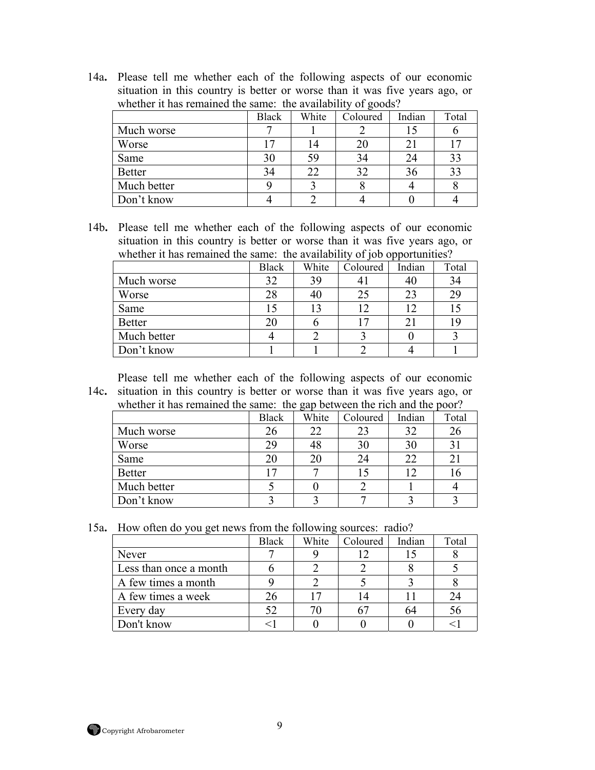14a. Please tell me whether each of the following aspects of our economic situation in this country is better or worse than it was five years ago, or whether it has remained the same: the availability of goods?

| | Black | White | Coloured | Indian | Total |
|---|---|---|---|---|---|
| Much worse | 7 | 1 | 2 | 15 | 6 |
| Worse | 17 | 14 | 20 | 21 | 17 |
| Same | 30 | 59 | 34 | 24 | 33 |
| Better | 34 | 22 | 32 | 36 | 33 |
| Much better | 9 | 3 | 8 | 4 | 8 |
| Don't know | 4 | 2 | 4 | 0 | 4 |

14b. Please tell me whether each of the following aspects of our economic situation in this country is better or worse than it was five years ago, or whether it has remained the same: the availability of job opportunities?

| | Black | White | Coloured | Indian | Total |
|---|---|---|---|---|---|
| Much worse | 32 | 39 | 41 | 40 | 34 |
| Worse | 28 | 40 | 25 | 23 | 29 |
| Same | 15 | 13 | 12 | 12 | 15 |
| Better | 20 | 6 | 17 | 21 | 19 |
| Much better | 4 | 2 | 3 | 0 | 3 |
| Don't know | 1 | 1 | 2 | 4 | 1 |

14c. Please tell me whether each of the following aspects of our economic situation in this country is better or worse than it was five years ago, or whether it has remained the same: the gap between the rich and the poor?

| | Black | White | Coloured | Indian | Total |
|---|---|---|---|---|---|
| Much worse | 26 | 22 | 23 | 32 | 26 |
| Worse | 29 | 48 | 30 | 30 | 31 |
| Same | 20 | 20 | 24 | 22 | 21 |
| Better | 17 | 7 | 15 | 12 | 16 |
| Much better | 5 | 0 | 2 | 1 | 4 |
| Don't know | 3 | 3 | 7 | 3 | 3 |

15a. How often do you get news from the following sources: radio?

| | Black | White | Coloured | Indian | Total |
|---|---|---|---|---|---|
| Never | 7 | 9 | 12 | 15 | 8 |
| Less than once a month | 6 | 2 | 2 | 8 | 5 |
| A few times a month | 9 | 2 | 5 | 3 | 8 |
| A few times a week | 26 | 17 | 14 | 11 | 24 |
| Every day | 52 | 70 | 67 | 64 | 56 |
| Don't know | <1 | 0 | 0 | 0 | <1 |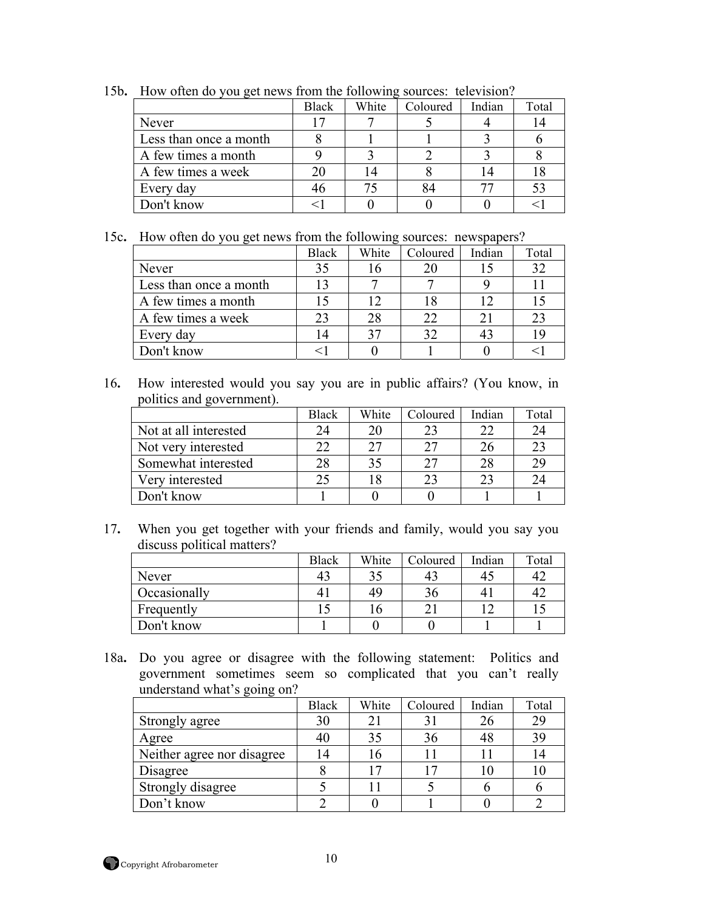15b. How often do you get news from the following sources: television?

| | Black | White | Coloured | Indian | Total |
|---|---|---|---|---|---|
| Never | 17 | 7 | 5 | 4 | 14 |
| Less than once a month | 8 | 1 | 1 | 3 | 6 |
| A few times a month | 9 | 3 | 2 | 3 | 8 |
| A few times a week | 20 | 14 | 8 | 14 | 18 |
| Every day | 46 | 75 | 84 | 77 | 53 |
| Don't know | <1 | 0 | 0 | 0 | <1 |

15c. How often do you get news from the following sources: newspapers?

| | Black | White | Coloured | Indian | Total |
|---|---|---|---|---|---|
| Never | 35 | 16 | 20 | 15 | 32 |
| Less than once a month | 13 | 7 | 7 | 9 | 11 |
| A few times a month | 15 | 12 | 18 | 12 | 15 |
| A few times a week | 23 | 28 | 22 | 21 | 23 |
| Every day | 14 | 37 | 32 | 43 | 19 |
| Don't know | <1 | 0 | 1 | 0 | <1 |

16. How interested would you say you are in public affairs? (You know, in politics and government).

| | Black | White | Coloured | Indian | Total |
|---|---|---|---|---|---|
| Not at all interested | 24 | 20 | 23 | 22 | 24 |
| Not very interested | 22 | 27 | 27 | 26 | 23 |
| Somewhat interested | 28 | 35 | 27 | 28 | 29 |
| Very interested | 25 | 18 | 23 | 23 | 24 |
| Don't know | 1 | 0 | 0 | 1 | 1 |

17. When you get together with your friends and family, would you say you discuss political matters?

| | Black | White | Coloured | Indian | Total |
|---|---|---|---|---|---|
| Never | 43 | 35 | 43 | 45 | 42 |
| Occasionally | 41 | 49 | 36 | 41 | 42 |
| Frequently | 15 | 16 | 21 | 12 | 15 |
| Don't know | 1 | 0 | 0 | 1 | 1 |

18a. Do you agree or disagree with the following statement: Politics and government sometimes seem so complicated that you can't really understand what's going on?

| | Black | White | Coloured | Indian | Total |
|---|---|---|---|---|---|
| Strongly agree | 30 | 21 | 31 | 26 | 29 |
| Agree | 40 | 35 | 36 | 48 | 39 |
| Neither agree nor disagree | 14 | 16 | 11 | 11 | 14 |
| Disagree | 8 | 17 | 17 | 10 | 10 |
| Strongly disagree | 5 | 11 | 5 | 6 | 6 |
| Don't know | 2 | 0 | 1 | 0 | 2 |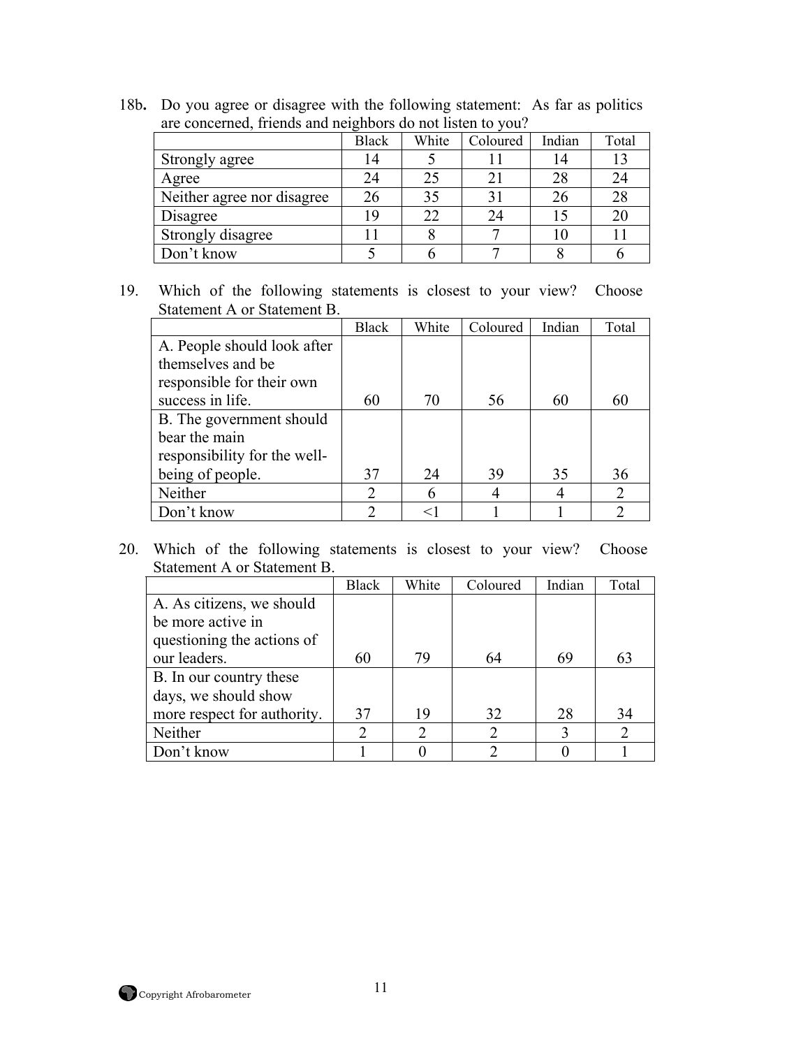18b. Do you agree or disagree with the following statement: As far as politics are concerned, friends and neighbors do not listen to you?

| | Black | White | Coloured | Indian | Total |
|---|---|---|---|---|---|
| Strongly agree | 14 | 5 | 11 | 14 | 13 |
| Agree | 24 | 25 | 21 | 28 | 24 |
| Neither agree nor disagree | 26 | 35 | 31 | 26 | 28 |
| Disagree | 19 | 22 | 24 | 15 | 20 |
| Strongly disagree | 11 | 8 | 7 | 10 | 11 |
| Don't know | 5 | 6 | 7 | 8 | 6 |

19. Which of the following statements is closest to your view? Choose Statement A or Statement B.

| | Black | White | Coloured | Indian | Total |
|---|---|---|---|---|---|
| A. People should look after themselves and be responsible for their own success in life. | 60 | 70 | 56 | 60 | 60 |
| B. The government should bear the main responsibility for the well-being of people. | 37 | 24 | 39 | 35 | 36 |
| Neither | 2 | 6 | 4 | 4 | 2 |
| Don't know | 2 | <1 | 1 | 1 | 2 |

20. Which of the following statements is closest to your view? Choose Statement A or Statement B.

| | Black | White | Coloured | Indian | Total |
|---|---|---|---|---|---|
| A. As citizens, we should be more active in questioning the actions of our leaders. | 60 | 79 | 64 | 69 | 63 |
| B. In our country these days, we should show more respect for authority. | 37 | 19 | 32 | 28 | 34 |
| Neither | 2 | 2 | 2 | 3 | 2 |
| Don't know | 1 | 0 | 2 | 0 | 1 |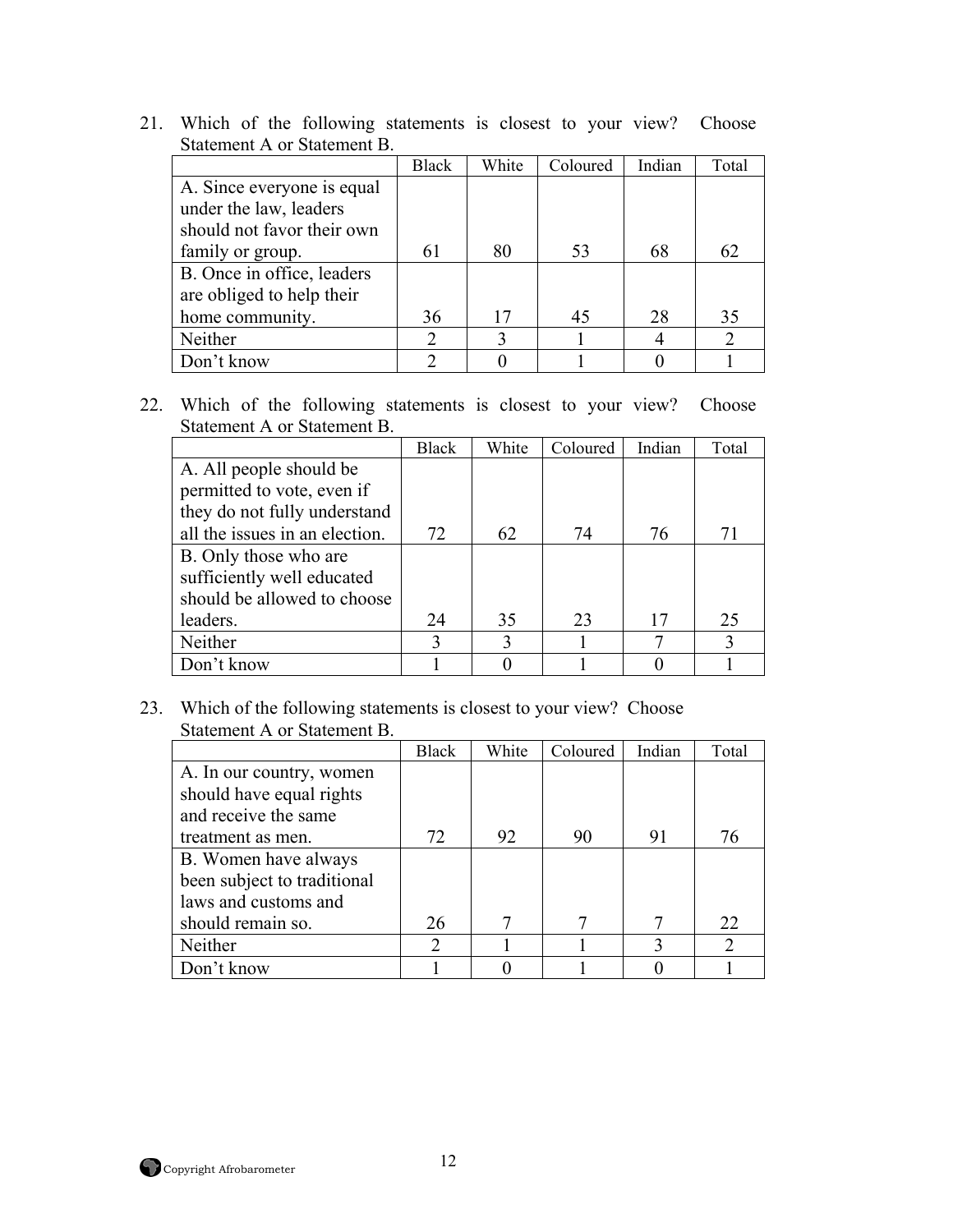21. Which of the following statements is closest to your view? Choose Statement A or Statement B.

| | Black | White | Coloured | Indian | Total |
|---|---|---|---|---|---|
| A. Since everyone is equal under the law, leaders should not favor their own family or group. | 61 | 80 | 53 | 68 | 62 |
| B. Once in office, leaders are obliged to help their home community. | 36 | 17 | 45 | 28 | 35 |
| Neither | 2 | 3 | 1 | 4 | 2 |
| Don't know | 2 | 0 | 1 | 0 | 1 |

22. Which of the following statements is closest to your view? Choose Statement A or Statement B.

| | Black | White | Coloured | Indian | Total |
|---|---|---|---|---|---|
| A. All people should be permitted to vote, even if they do not fully understand all the issues in an election. | 72 | 62 | 74 | 76 | 71 |
| B. Only those who are sufficiently well educated should be allowed to choose leaders. | 24 | 35 | 23 | 17 | 25 |
| Neither | 3 | 3 | 1 | 7 | 3 |
| Don't know | 1 | 0 | 1 | 0 | 1 |

23. Which of the following statements is closest to your view? Choose Statement A or Statement B.

| | Black | White | Coloured | Indian | Total |
|---|---|---|---|---|---|
| A. In our country, women should have equal rights and receive the same treatment as men. | 72 | 92 | 90 | 91 | 76 |
| B. Women have always been subject to traditional laws and customs and should remain so. | 26 | 7 | 7 | 7 | 22 |
| Neither | 2 | 1 | 1 | 3 | 2 |
| Don't know | 1 | 0 | 1 | 0 | 1 |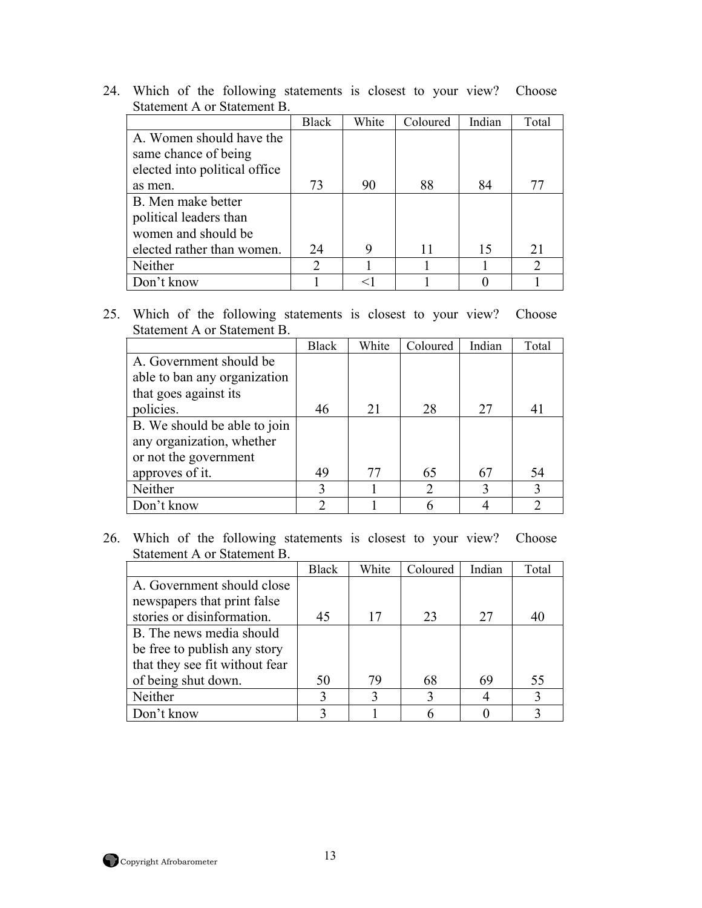24. Which of the following statements is closest to your view? Choose Statement A or Statement B.

| | Black | White | Coloured | Indian | Total |
|---|---|---|---|---|---|
| A. Women should have the same chance of being elected into political office as men. | 73 | 90 | 88 | 84 | 77 |
| B. Men make better political leaders than women and should be elected rather than women. | 24 | 9 | 11 | 15 | 21 |
| Neither | 2 | 1 | 1 | 1 | 2 |
| Don't know | 1 | <1 | 1 | 0 | 1 |

25. Which of the following statements is closest to your view? Choose Statement A or Statement B.

| | Black | White | Coloured | Indian | Total |
|---|---|---|---|---|---|
| A. Government should be able to ban any organization that goes against its policies. | 46 | 21 | 28 | 27 | 41 |
| B. We should be able to join any organization, whether or not the government approves of it. | 49 | 77 | 65 | 67 | 54 |
| Neither | 3 | 1 | 2 | 3 | 3 |
| Don't know | 2 | 1 | 6 | 4 | 2 |

26. Which of the following statements is closest to your view? Choose Statement A or Statement B.

| | Black | White | Coloured | Indian | Total |
|---|---|---|---|---|---|
| A. Government should close newspapers that print false stories or disinformation. | 45 | 17 | 23 | 27 | 40 |
| B. The news media should be free to publish any story that they see fit without fear of being shut down. | 50 | 79 | 68 | 69 | 55 |
| Neither | 3 | 3 | 3 | 4 | 3 |
| Don't know | 3 | 1 | 6 | 0 | 3 |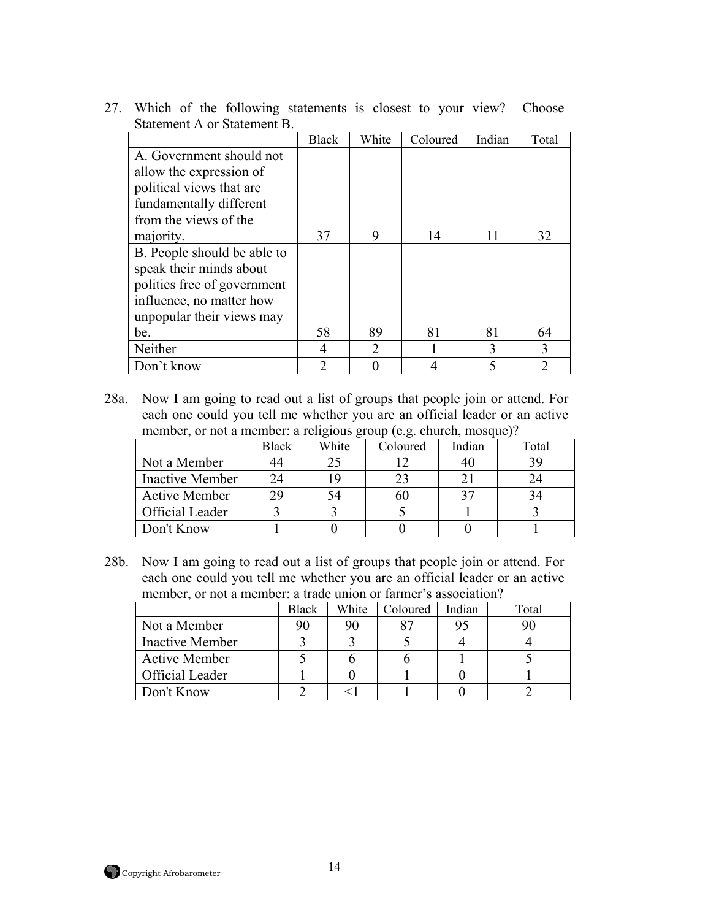27. Which of the following statements is closest to your view? Choose Statement A or Statement B.

| | Black | White | Coloured | Indian | Total |
|---|---|---|---|---|---|
| A. Government should not allow the expression of political views that are fundamentally different from the views of the majority. | 37 | 9 | 14 | 11 | 32 |
| B. People should be able to speak their minds about politics free of government influence, no matter how unpopular their views may be. | 58 | 89 | 81 | 81 | 64 |
| Neither | 4 | 2 | 1 | 3 | 3 |
| Don't know | 2 | 0 | 4 | 5 | 2 |

28a. Now I am going to read out a list of groups that people join or attend. For each one could you tell me whether you are an official leader or an active member, or not a member: a religious group (e.g. church, mosque)?

| | Black | White | Coloured | Indian | Total |
|---|---|---|---|---|---|
| Not a Member | 44 | 25 | 12 | 40 | 39 |
| Inactive Member | 24 | 19 | 23 | 21 | 24 |
| Active Member | 29 | 54 | 60 | 37 | 34 |
| Official Leader | 3 | 3 | 5 | 1 | 3 |
| Don't Know | 1 | 0 | 0 | 0 | 1 |

28b. Now I am going to read out a list of groups that people join or attend. For each one could you tell me whether you are an official leader or an active member, or not a member: a trade union or farmer's association?

| | Black | White | Coloured | Indian | Total |
|---|---|---|---|---|---|
| Not a Member | 90 | 90 | 87 | 95 | 90 |
| Inactive Member | 3 | 3 | 5 | 4 | 4 |
| Active Member | 5 | 6 | 6 | 1 | 5 |
| Official Leader | 1 | 0 | 1 | 0 | 1 |
| Don't Know | 2 | <1 | 1 | 0 | 2 |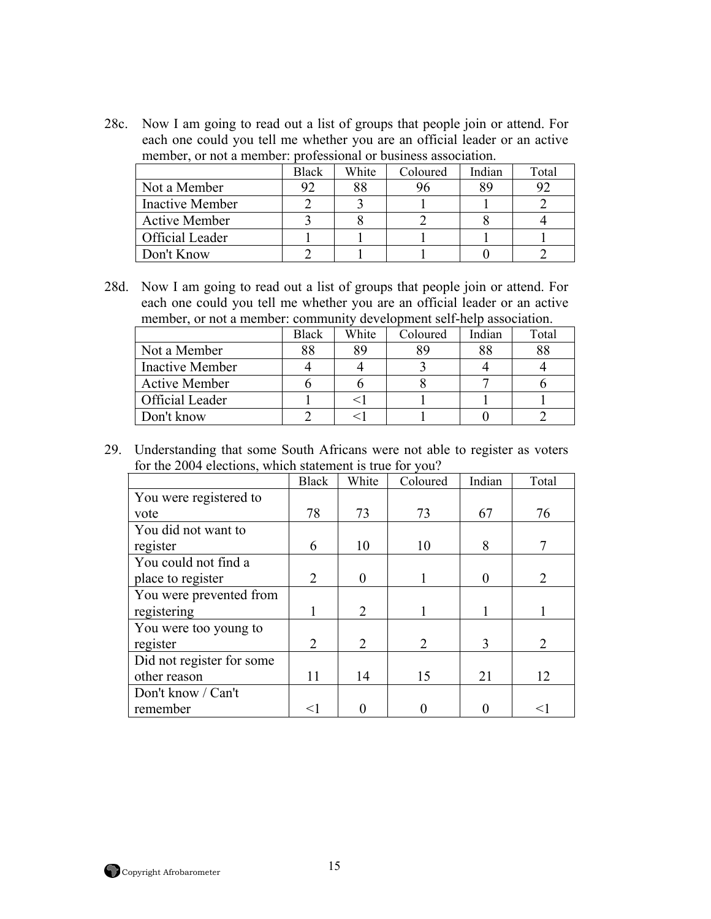28c. Now I am going to read out a list of groups that people join or attend. For each one could you tell me whether you are an official leader or an active member, or not a member: professional or business association.

| | Black | White | Coloured | Indian | Total |
|---|---|---|---|---|---|
| Not a Member | 92 | 88 | 96 | 89 | 92 |
| Inactive Member | 2 | 3 | 1 | 1 | 2 |
| Active Member | 3 | 8 | 2 | 8 | 4 |
| Official Leader | 1 | 1 | 1 | 1 | 1 |
| Don't Know | 2 | 1 | 1 | 0 | 2 |

28d. Now I am going to read out a list of groups that people join or attend. For each one could you tell me whether you are an official leader or an active member, or not a member: community development self-help association.

| | Black | White | Coloured | Indian | Total |
|---|---|---|---|---|---|
| Not a Member | 88 | 89 | 89 | 88 | 88 |
| Inactive Member | 4 | 4 | 3 | 4 | 4 |
| Active Member | 6 | 6 | 8 | 7 | 6 |
| Official Leader | 1 | <1 | 1 | 1 | 1 |
| Don't know | 2 | <1 | 1 | 0 | 2 |

29. Understanding that some South Africans were not able to register as voters for the 2004 elections, which statement is true for you?

| | Black | White | Coloured | Indian | Total |
|---|---|---|---|---|---|
| You were registered to vote | 78 | 73 | 73 | 67 | 76 |
| You did not want to register | 6 | 10 | 10 | 8 | 7 |
| You could not find a place to register | 2 | 0 | 1 | 0 | 2 |
| You were prevented from registering | 1 | 2 | 1 | 1 | 1 |
| You were too young to register | 2 | 2 | 2 | 3 | 2 |
| Did not register for some other reason | 11 | 14 | 15 | 21 | 12 |
| Don't know / Can't remember | <1 | 0 | 0 | 0 | <1 |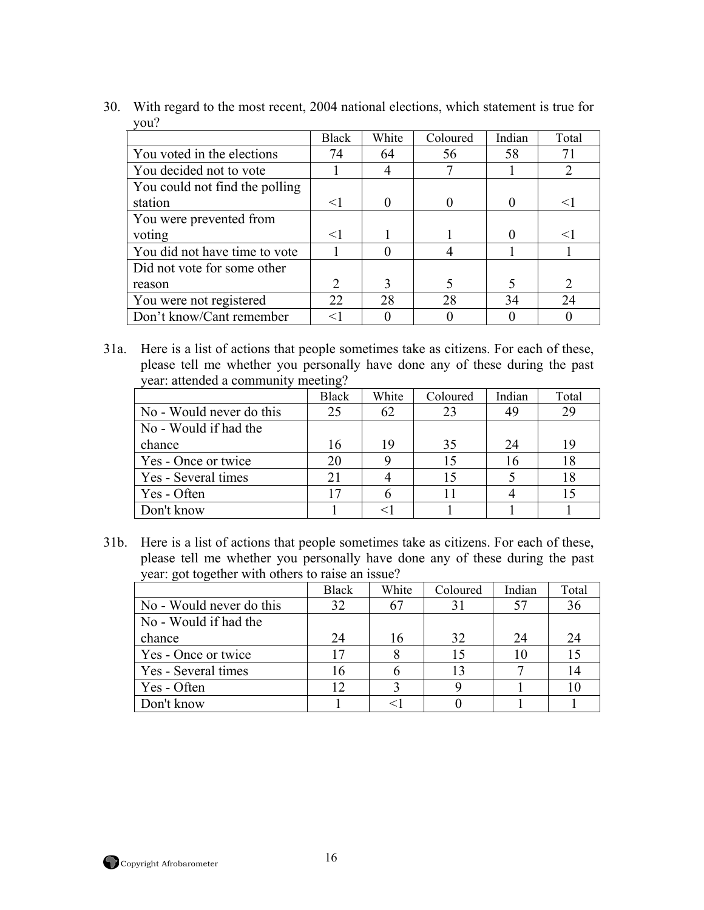30. With regard to the most recent, 2004 national elections, which statement is true for you?

| | Black | White | Coloured | Indian | Total |
|---|---|---|---|---|---|
| You voted in the elections | 74 | 64 | 56 | 58 | 71 |
| You decided not to vote | 1 | 4 | 7 | 1 | 2 |
| You could not find the polling station | <1 | 0 | 0 | 0 | <1 |
| You were prevented from voting | <1 | 1 | 1 | 0 | <1 |
| You did not have time to vote | 1 | 0 | 4 | 1 | 1 |
| Did not vote for some other reason | 2 | 3 | 5 | 5 | 2 |
| You were not registered | 22 | 28 | 28 | 34 | 24 |
| Don't know/Cant remember | <1 | 0 | 0 | 0 | 0 |

31a. Here is a list of actions that people sometimes take as citizens. For each of these, please tell me whether you personally have done any of these during the past year: attended a community meeting?

| | Black | White | Coloured | Indian | Total |
|---|---|---|---|---|---|
| No - Would never do this | 25 | 62 | 23 | 49 | 29 |
| No - Would if had the chance | 16 | 19 | 35 | 24 | 19 |
| Yes - Once or twice | 20 | 9 | 15 | 16 | 18 |
| Yes - Several times | 21 | 4 | 15 | 5 | 18 |
| Yes - Often | 17 | 6 | 11 | 4 | 15 |
| Don't know | 1 | <1 | 1 | 1 | 1 |

31b. Here is a list of actions that people sometimes take as citizens. For each of these, please tell me whether you personally have done any of these during the past year: got together with others to raise an issue?

| | Black | White | Coloured | Indian | Total |
|---|---|---|---|---|---|
| No - Would never do this | 32 | 67 | 31 | 57 | 36 |
| No - Would if had the chance | 24 | 16 | 32 | 24 | 24 |
| Yes - Once or twice | 17 | 8 | 15 | 10 | 15 |
| Yes - Several times | 16 | 6 | 13 | 7 | 14 |
| Yes - Often | 12 | 3 | 9 | 1 | 10 |
| Don't know | 1 | <1 | 0 | 1 | 1 |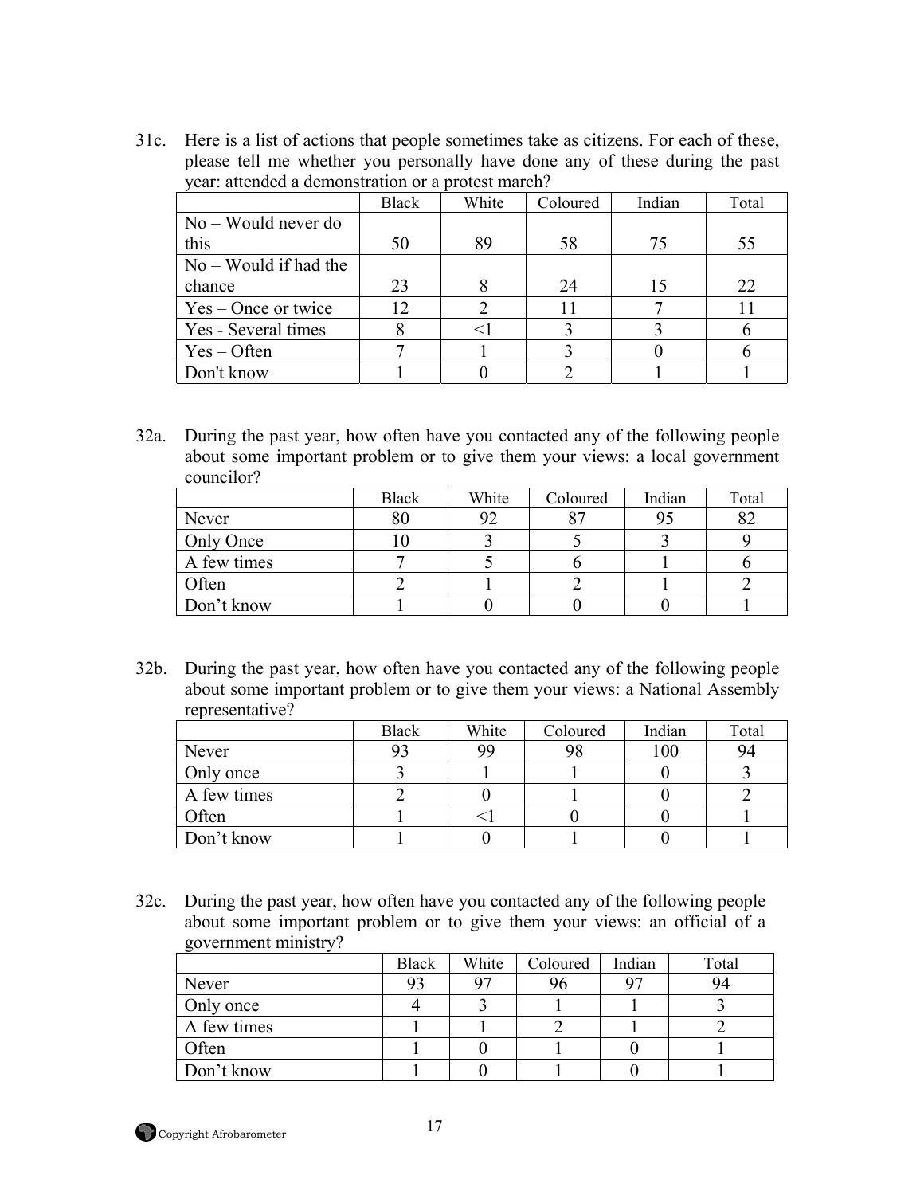31c. Here is a list of actions that people sometimes take as citizens. For each of these, please tell me whether you personally have done any of these during the past year: attended a demonstration or a protest march?

| | Black | White | Coloured | Indian | Total |
|---|---|---|---|---|---|
| No – Would never do this | 50 | 89 | 58 | 75 | 55 |
| No – Would if had the chance | 23 | 8 | 24 | 15 | 22 |
| Yes – Once or twice | 12 | 2 | 11 | 7 | 11 |
| Yes - Several times | 8 | <1 | 3 | 3 | 6 |
| Yes – Often | 7 | 1 | 3 | 0 | 6 |
| Don't know | 1 | 0 | 2 | 1 | 1 |

32a. During the past year, how often have you contacted any of the following people about some important problem or to give them your views: a local government councilor?

| | Black | White | Coloured | Indian | Total |
|---|---|---|---|---|---|
| Never | 80 | 92 | 87 | 95 | 82 |
| Only Once | 10 | 3 | 5 | 3 | 9 |
| A few times | 7 | 5 | 6 | 1 | 6 |
| Often | 2 | 1 | 2 | 1 | 2 |
| Don't know | 1 | 0 | 0 | 0 | 1 |

32b. During the past year, how often have you contacted any of the following people about some important problem or to give them your views: a National Assembly representative?

| | Black | White | Coloured | Indian | Total |
|---|---|---|---|---|---|
| Never | 93 | 99 | 98 | 100 | 94 |
| Only once | 3 | 1 | 1 | 0 | 3 |
| A few times | 2 | 0 | 1 | 0 | 2 |
| Often | 1 | <1 | 0 | 0 | 1 |
| Don't know | 1 | 0 | 1 | 0 | 1 |

32c. During the past year, how often have you contacted any of the following people about some important problem or to give them your views: an official of a government ministry?

| | Black | White | Coloured | Indian | Total |
|---|---|---|---|---|---|
| Never | 93 | 97 | 96 | 97 | 94 |
| Only once | 4 | 3 | 1 | 1 | 3 |
| A few times | 1 | 1 | 2 | 1 | 2 |
| Often | 1 | 0 | 1 | 0 | 1 |
| Don't know | 1 | 0 | 1 | 0 | 1 |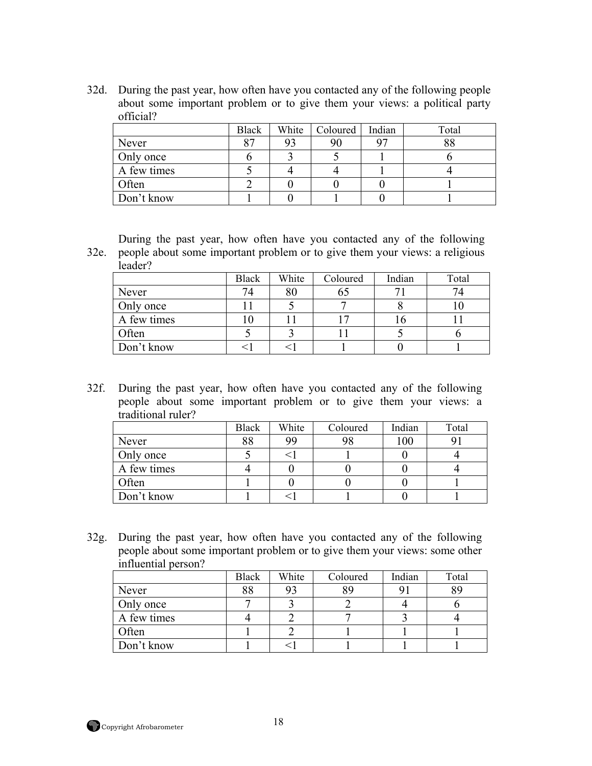32d. During the past year, how often have you contacted any of the following people about some important problem or to give them your views: a political party official?

| | Black | White | Coloured | Indian | Total |
|---|---|---|---|---|---|
| Never | 87 | 93 | 90 | 97 | 88 |
| Only once | 6 | 3 | 5 | 1 | 6 |
| A few times | 5 | 4 | 4 | 1 | 4 |
| Often | 2 | 0 | 0 | 0 | 1 |
| Don't know | 1 | 0 | 1 | 0 | 1 |

32e. During the past year, how often have you contacted any of the following people about some important problem or to give them your views: a religious leader?

| | Black | White | Coloured | Indian | Total |
|---|---|---|---|---|---|
| Never | 74 | 80 | 65 | 71 | 74 |
| Only once | 11 | 5 | 7 | 8 | 10 |
| A few times | 10 | 11 | 17 | 16 | 11 |
| Often | 5 | 3 | 11 | 5 | 6 |
| Don't know | <1 | <1 | 1 | 0 | 1 |

32f. During the past year, how often have you contacted any of the following people about some important problem or to give them your views: a traditional ruler?

| | Black | White | Coloured | Indian | Total |
|---|---|---|---|---|---|
| Never | 88 | 99 | 98 | 100 | 91 |
| Only once | 5 | <1 | 1 | 0 | 4 |
| A few times | 4 | 0 | 0 | 0 | 4 |
| Often | 1 | 0 | 0 | 0 | 1 |
| Don't know | 1 | <1 | 1 | 0 | 1 |

32g. During the past year, how often have you contacted any of the following people about some important problem or to give them your views: some other influential person?

| | Black | White | Coloured | Indian | Total |
|---|---|---|---|---|---|
| Never | 88 | 93 | 89 | 91 | 89 |
| Only once | 7 | 3 | 2 | 4 | 6 |
| A few times | 4 | 2 | 7 | 3 | 4 |
| Often | 1 | 2 | 1 | 1 | 1 |
| Don't know | 1 | <1 | 1 | 1 | 1 |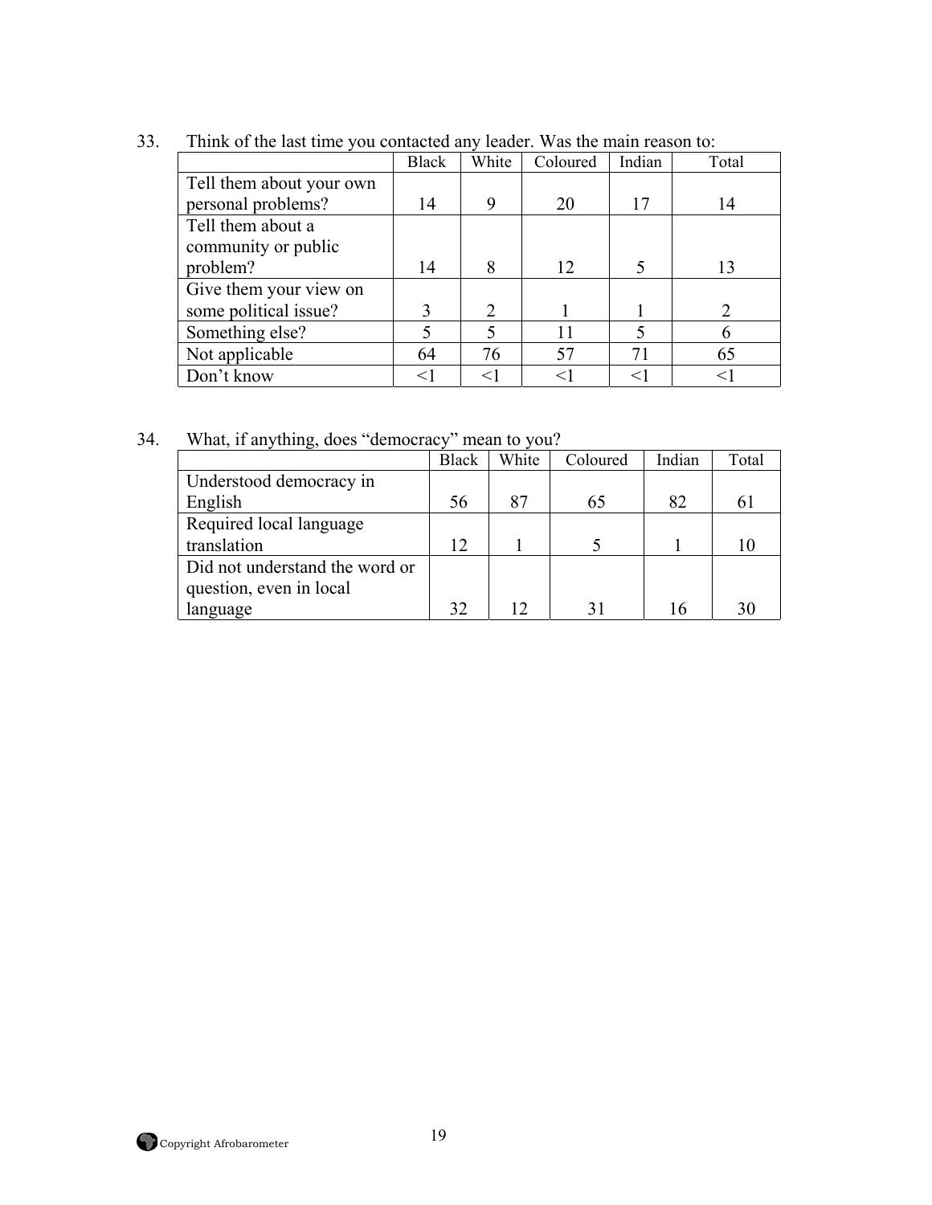33. Think of the last time you contacted any leader. Was the main reason to:

| | Black | White | Coloured | Indian | Total |
|---|---|---|---|---|---|
| Tell them about your own personal problems? | 14 | 9 | 20 | 17 | 14 |
| Tell them about a community or public problem? | 14 | 8 | 12 | 5 | 13 |
| Give them your view on some political issue? | 3 | 2 | 1 | 1 | 2 |
| Something else? | 5 | 5 | 11 | 5 | 6 |
| Not applicable | 64 | 76 | 57 | 71 | 65 |
| Don't know | <1 | <1 | <1 | <1 | <1 |

34. What, if anything, does "democracy" mean to you?

| | Black | White | Coloured | Indian | Total |
|---|---|---|---|---|---|
| Understood democracy in English | 56 | 87 | 65 | 82 | 61 |
| Required local language translation | 12 | 1 | 5 | 1 | 10 |
| Did not understand the word or question, even in local language | 32 | 12 | 31 | 16 | 30 |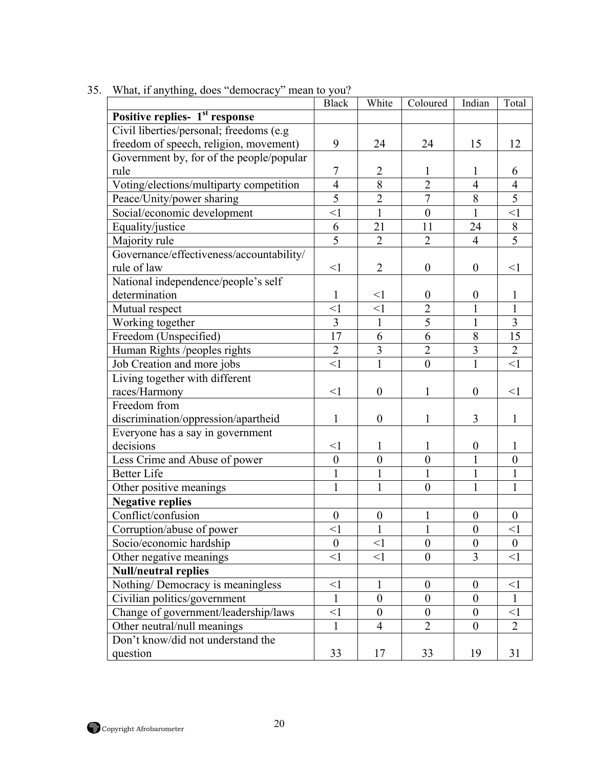35. What, if anything, does "democracy" mean to you?

| | Black | White | Coloured | Indian | Total |
|---|---|---|---|---|---|
| **Positive replies- 1st response** | | | | | |
| Civil liberties/personal; freedoms (e.g freedom of speech, religion, movement) | 9 | 24 | 24 | 15 | 12 |
| Government by, for of the people/popular rule | 7 | 2 | 1 | 1 | 6 |
| Voting/elections/multiparty competition | 4 | 8 | 2 | 4 | 4 |
| Peace/Unity/power sharing | 5 | 2 | 7 | 8 | 5 |
| Social/economic development | <1 | 1 | 0 | 1 | <1 |
| Equality/justice | 6 | 21 | 11 | 24 | 8 |
| Majority rule | 5 | 2 | 2 | 4 | 5 |
| Governance/effectiveness/accountability/ rule of law | <1 | 2 | 0 | 0 | <1 |
| National independence/people's self determination | 1 | <1 | 0 | 0 | 1 |
| Mutual respect | <1 | <1 | 2 | 1 | 1 |
| Working together | 3 | 1 | 5 | 1 | 3 |
| Freedom (Unspecified) | 17 | 6 | 6 | 8 | 15 |
| Human Rights /peoples rights | 2 | 3 | 2 | 3 | 2 |
| Job Creation and more jobs | <1 | 1 | 0 | 1 | <1 |
| Living together with different races/Harmony | <1 | 0 | 1 | 0 | <1 |
| Freedom from discrimination/oppression/apartheid | 1 | 0 | 1 | 3 | 1 |
| Everyone has a say in government decisions | <1 | 1 | 1 | 0 | 1 |
| Less Crime and Abuse of power | 0 | 0 | 0 | 1 | 0 |
| Better Life | 1 | 1 | 1 | 1 | 1 |
| Other positive meanings | 1 | 1 | 0 | 1 | 1 |
| **Negative replies** | | | | | |
| Conflict/confusion | 0 | 0 | 1 | 0 | 0 |
| Corruption/abuse of power | <1 | 1 | 1 | 0 | <1 |
| Socio/economic hardship | 0 | <1 | 0 | 0 | 0 |
| Other negative meanings | <1 | <1 | 0 | 3 | <1 |
| **Null/neutral replies** | | | | | |
| Nothing/ Democracy is meaningless | <1 | 1 | 0 | 0 | <1 |
| Civilian politics/government | 1 | 0 | 0 | 0 | 1 |
| Change of government/leadership/laws | <1 | 0 | 0 | 0 | <1 |
| Other neutral/null meanings | 1 | 4 | 2 | 0 | 2 |
| Don't know/did not understand the question | 33 | 17 | 33 | 19 | 31 |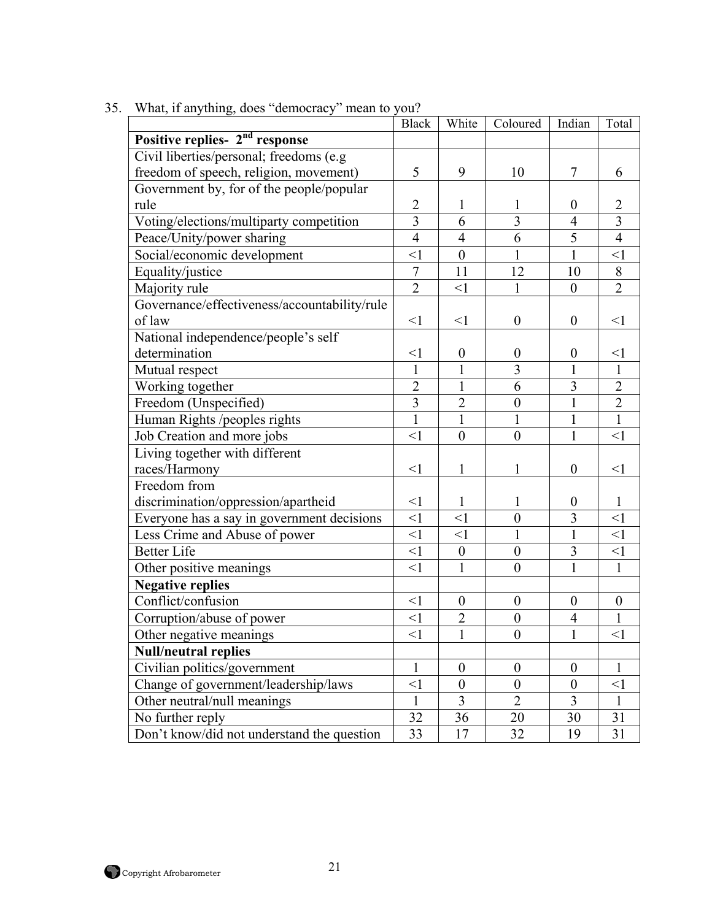35. What, if anything, does "democracy" mean to you?

| | Black | White | Coloured | Indian | Total |
|---|---|---|---|---|---|
| **Positive replies- 2nd response** | | | | | |
| Civil liberties/personal; freedoms (e.g freedom of speech, religion, movement) | 5 | 9 | 10 | 7 | 6 |
| Government by, for of the people/popular rule | 2 | 1 | 1 | 0 | 2 |
| Voting/elections/multiparty competition | 3 | 6 | 3 | 4 | 3 |
| Peace/Unity/power sharing | 4 | 4 | 6 | 5 | 4 |
| Social/economic development | <1 | 0 | 1 | 1 | <1 |
| Equality/justice | 7 | 11 | 12 | 10 | 8 |
| Majority rule | 2 | <1 | 1 | 0 | 2 |
| Governance/effectiveness/accountability/rule of law | <1 | <1 | 0 | 0 | <1 |
| National independence/people's self determination | <1 | 0 | 0 | 0 | <1 |
| Mutual respect | 1 | 1 | 3 | 1 | 1 |
| Working together | 2 | 1 | 6 | 3 | 2 |
| Freedom (Unspecified) | 3 | 2 | 0 | 1 | 2 |
| Human Rights /peoples rights | 1 | 1 | 1 | 1 | 1 |
| Job Creation and more jobs | <1 | 0 | 0 | 1 | <1 |
| Living together with different races/Harmony | <1 | 1 | 1 | 0 | <1 |
| Freedom from discrimination/oppression/apartheid | <1 | 1 | 1 | 0 | 1 |
| Everyone has a say in government decisions | <1 | <1 | 0 | 3 | <1 |
| Less Crime and Abuse of power | <1 | <1 | 1 | 1 | <1 |
| Better Life | <1 | 0 | 0 | 3 | <1 |
| Other positive meanings | <1 | 1 | 0 | 1 | 1 |
| **Negative replies** | | | | | |
| Conflict/confusion | <1 | 0 | 0 | 0 | 0 |
| Corruption/abuse of power | <1 | 2 | 0 | 4 | 1 |
| Other negative meanings | <1 | 1 | 0 | 1 | <1 |
| **Null/neutral replies** | | | | | |
| Civilian politics/government | 1 | 0 | 0 | 0 | 1 |
| Change of government/leadership/laws | <1 | 0 | 0 | 0 | <1 |
| Other neutral/null meanings | 1 | 3 | 2 | 3 | 1 |
| No further reply | 32 | 36 | 20 | 30 | 31 |
| Don't know/did not understand the question | 33 | 17 | 32 | 19 | 31 |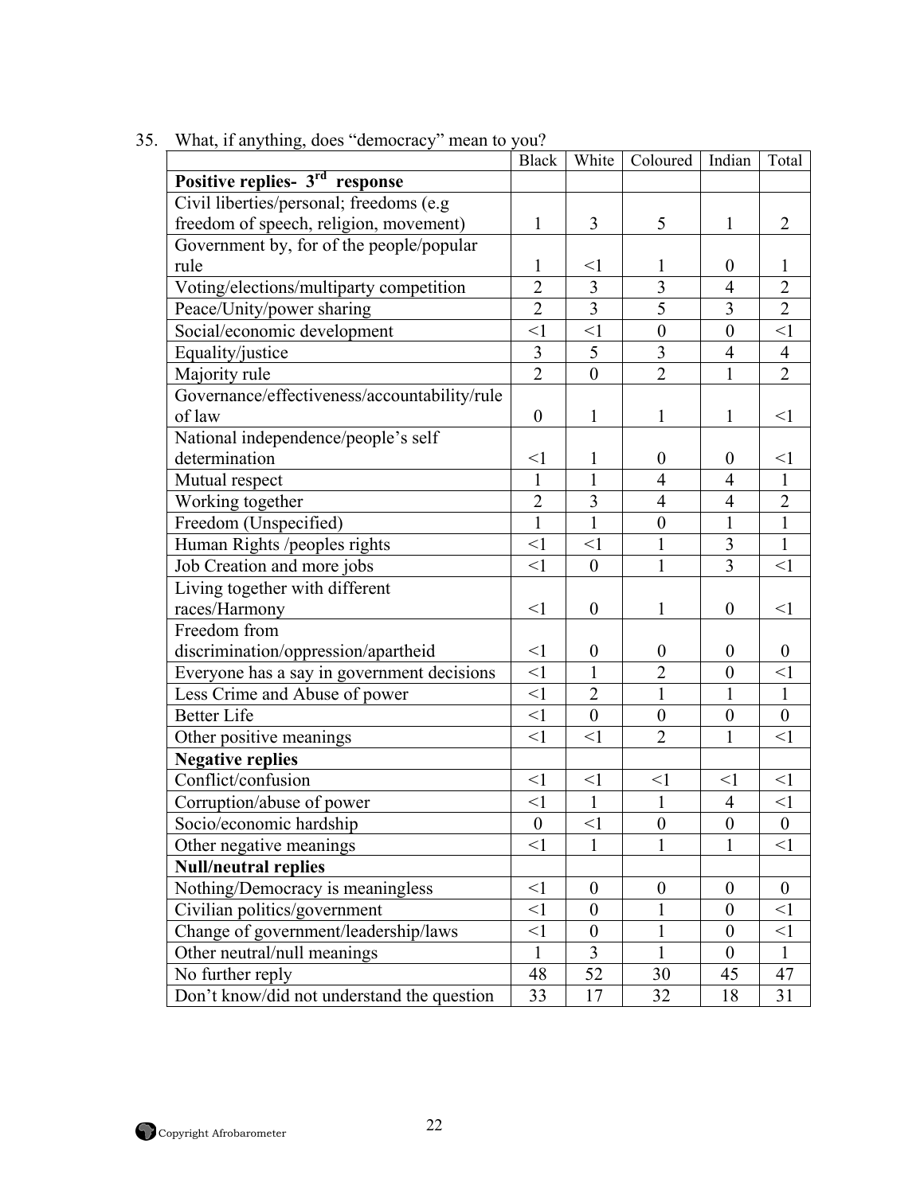35. What, if anything, does "democracy" mean to you?

| | Black | White | Coloured | Indian | Total |
|---|---|---|---|---|---|
| **Positive replies- 3rd response** | | | | | |
| Civil liberties/personal; freedoms (e.g freedom of speech, religion, movement) | 1 | 3 | 5 | 1 | 2 |
| Government by, for of the people/popular rule | 1 | <1 | 1 | 0 | 1 |
| Voting/elections/multiparty competition | 2 | 3 | 3 | 4 | 2 |
| Peace/Unity/power sharing | 2 | 3 | 5 | 3 | 2 |
| Social/economic development | <1 | <1 | 0 | 0 | <1 |
| Equality/justice | 3 | 5 | 3 | 4 | 4 |
| Majority rule | 2 | 0 | 2 | 1 | 2 |
| Governance/effectiveness/accountability/rule of law | 0 | 1 | 1 | 1 | <1 |
| National independence/people's self determination | <1 | 1 | 0 | 0 | <1 |
| Mutual respect | 1 | 1 | 4 | 4 | 1 |
| Working together | 2 | 3 | 4 | 4 | 2 |
| Freedom (Unspecified) | 1 | 1 | 0 | 1 | 1 |
| Human Rights /peoples rights | <1 | <1 | 1 | 3 | 1 |
| Job Creation and more jobs | <1 | 0 | 1 | 3 | <1 |
| Living together with different races/Harmony | <1 | 0 | 1 | 0 | <1 |
| Freedom from discrimination/oppression/apartheid | <1 | 0 | 0 | 0 | 0 |
| Everyone has a say in government decisions | <1 | 1 | 2 | 0 | <1 |
| Less Crime and Abuse of power | <1 | 2 | 1 | 1 | 1 |
| Better Life | <1 | 0 | 0 | 0 | 0 |
| Other positive meanings | <1 | <1 | 2 | 1 | <1 |
| **Negative replies** | | | | | |
| Conflict/confusion | <1 | <1 | <1 | <1 | <1 |
| Corruption/abuse of power | <1 | 1 | 1 | 4 | <1 |
| Socio/economic hardship | 0 | <1 | 0 | 0 | 0 |
| Other negative meanings | <1 | 1 | 1 | 1 | <1 |
| **Null/neutral replies** | | | | | |
| Nothing/Democracy is meaningless | <1 | 0 | 0 | 0 | 0 |
| Civilian politics/government | <1 | 0 | 1 | 0 | <1 |
| Change of government/leadership/laws | <1 | 0 | 1 | 0 | <1 |
| Other neutral/null meanings | 1 | 3 | 1 | 0 | 1 |
| No further reply | 48 | 52 | 30 | 45 | 47 |
| Don't know/did not understand the question | 33 | 17 | 32 | 18 | 31 |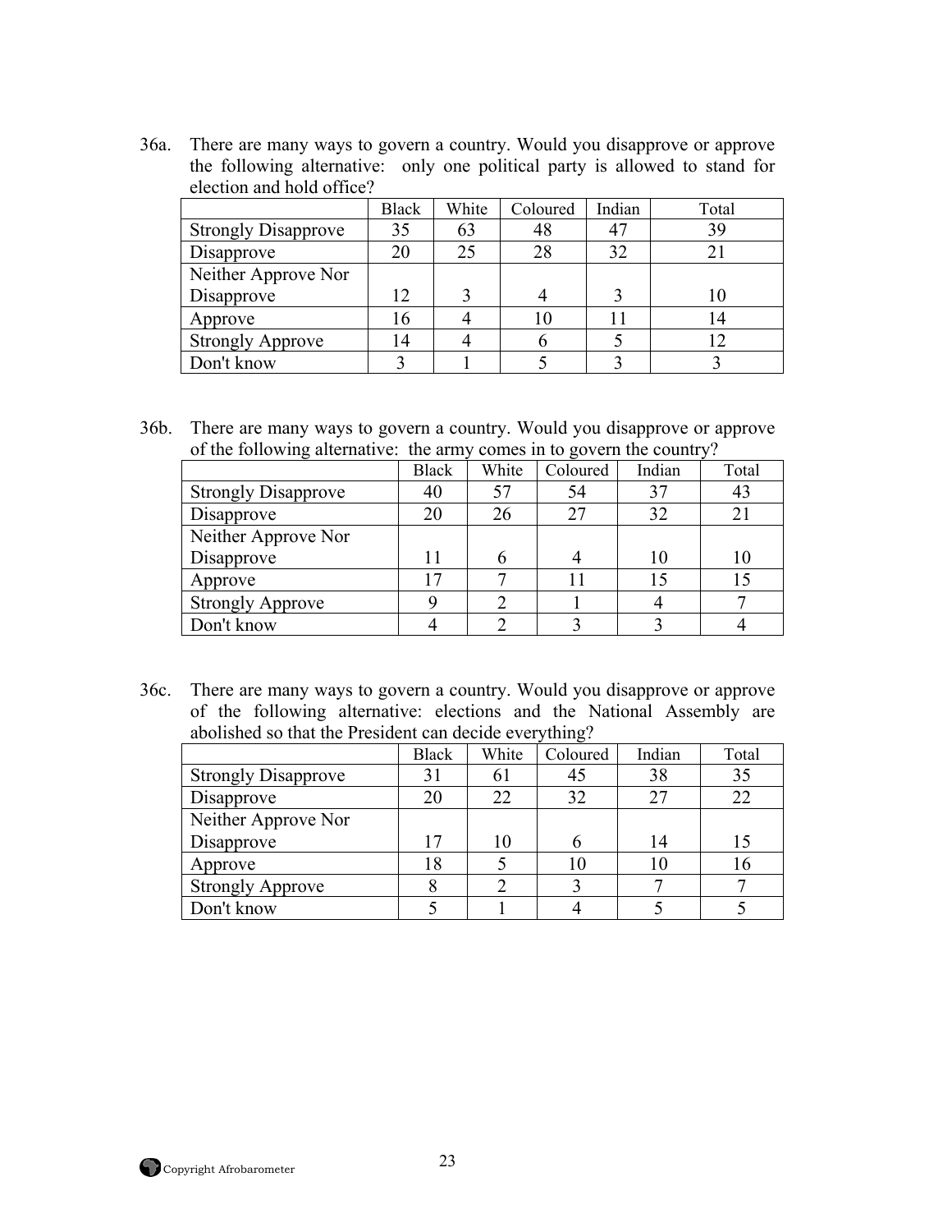36a. There are many ways to govern a country. Would you disapprove or approve the following alternative: only one political party is allowed to stand for election and hold office?

| | Black | White | Coloured | Indian | Total |
|---|---|---|---|---|---|
| Strongly Disapprove | 35 | 63 | 48 | 47 | 39 |
| Disapprove | 20 | 25 | 28 | 32 | 21 |
| Neither Approve Nor Disapprove | 12 | 3 | 4 | 3 | 10 |
| Approve | 16 | 4 | 10 | 11 | 14 |
| Strongly Approve | 14 | 4 | 6 | 5 | 12 |
| Don't know | 3 | 1 | 5 | 3 | 3 |

36b. There are many ways to govern a country. Would you disapprove or approve of the following alternative: the army comes in to govern the country?

| | Black | White | Coloured | Indian | Total |
|---|---|---|---|---|---|
| Strongly Disapprove | 40 | 57 | 54 | 37 | 43 |
| Disapprove | 20 | 26 | 27 | 32 | 21 |
| Neither Approve Nor Disapprove | 11 | 6 | 4 | 10 | 10 |
| Approve | 17 | 7 | 11 | 15 | 15 |
| Strongly Approve | 9 | 2 | 1 | 4 | 7 |
| Don't know | 4 | 2 | 3 | 3 | 4 |

36c. There are many ways to govern a country. Would you disapprove or approve of the following alternative: elections and the National Assembly are abolished so that the President can decide everything?

| | Black | White | Coloured | Indian | Total |
|---|---|---|---|---|---|
| Strongly Disapprove | 31 | 61 | 45 | 38 | 35 |
| Disapprove | 20 | 22 | 32 | 27 | 22 |
| Neither Approve Nor Disapprove | 17 | 10 | 6 | 14 | 15 |
| Approve | 18 | 5 | 10 | 10 | 16 |
| Strongly Approve | 8 | 2 | 3 | 7 | 7 |
| Don't know | 5 | 1 | 4 | 5 | 5 |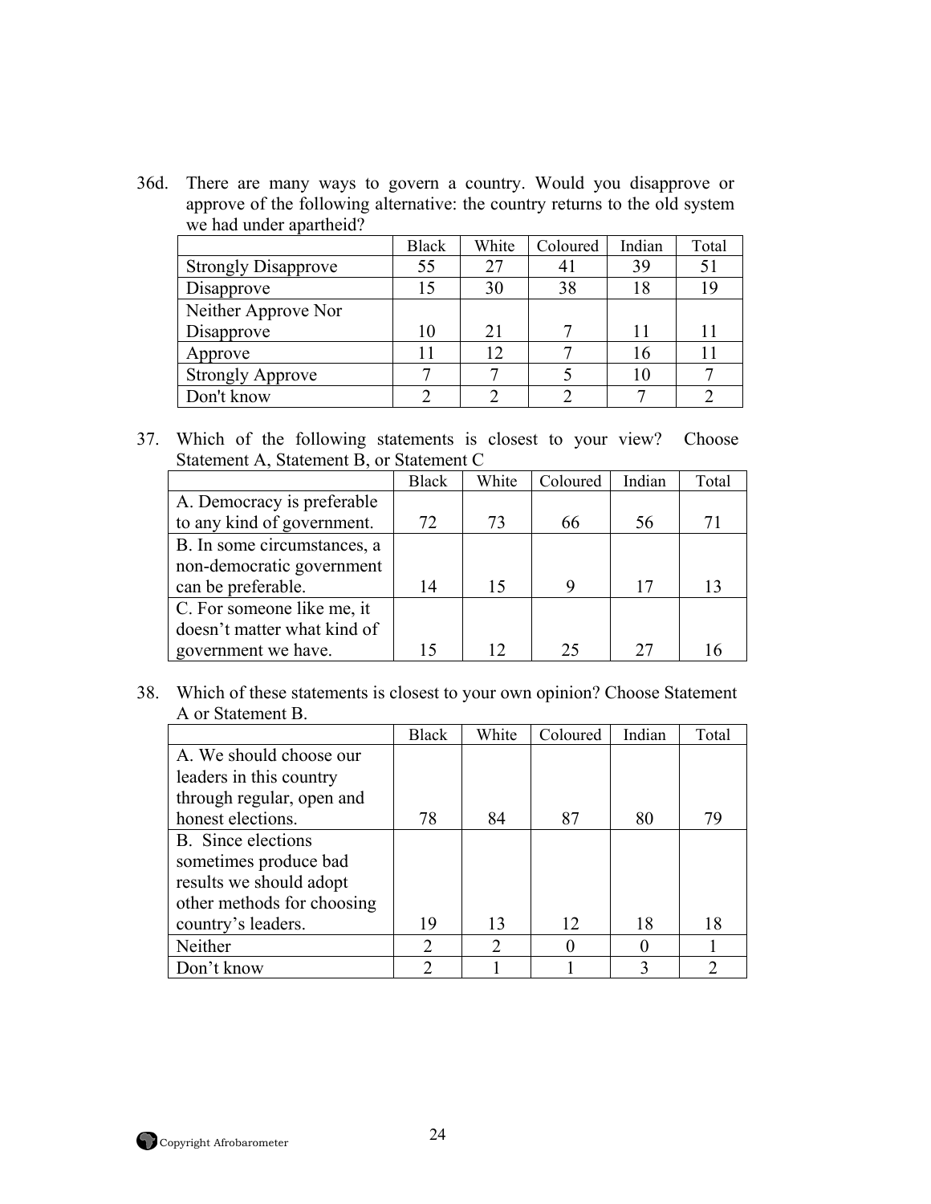36d. There are many ways to govern a country. Would you disapprove or approve of the following alternative: the country returns to the old system we had under apartheid?

| | Black | White | Coloured | Indian | Total |
|---|---|---|---|---|---|
| Strongly Disapprove | 55 | 27 | 41 | 39 | 51 |
| Disapprove | 15 | 30 | 38 | 18 | 19 |
| Neither Approve Nor Disapprove | 10 | 21 | 7 | 11 | 11 |
| Approve | 11 | 12 | 7 | 16 | 11 |
| Strongly Approve | 7 | 7 | 5 | 10 | 7 |
| Don't know | 2 | 2 | 2 | 7 | 2 |

37. Which of the following statements is closest to your view? Choose Statement A, Statement B, or Statement C

| | Black | White | Coloured | Indian | Total |
|---|---|---|---|---|---|
| A. Democracy is preferable to any kind of government. | 72 | 73 | 66 | 56 | 71 |
| B. In some circumstances, a non-democratic government can be preferable. | 14 | 15 | 9 | 17 | 13 |
| C. For someone like me, it doesn't matter what kind of government we have. | 15 | 12 | 25 | 27 | 16 |

38. Which of these statements is closest to your own opinion? Choose Statement A or Statement B.

| | Black | White | Coloured | Indian | Total |
|---|---|---|---|---|---|
| A. We should choose our leaders in this country through regular, open and honest elections. | 78 | 84 | 87 | 80 | 79 |
| B. Since elections sometimes produce bad results we should adopt other methods for choosing country's leaders. | 19 | 13 | 12 | 18 | 18 |
| Neither | 2 | 2 | 0 | 0 | 1 |
| Don't know | 2 | 1 | 1 | 3 | 2 |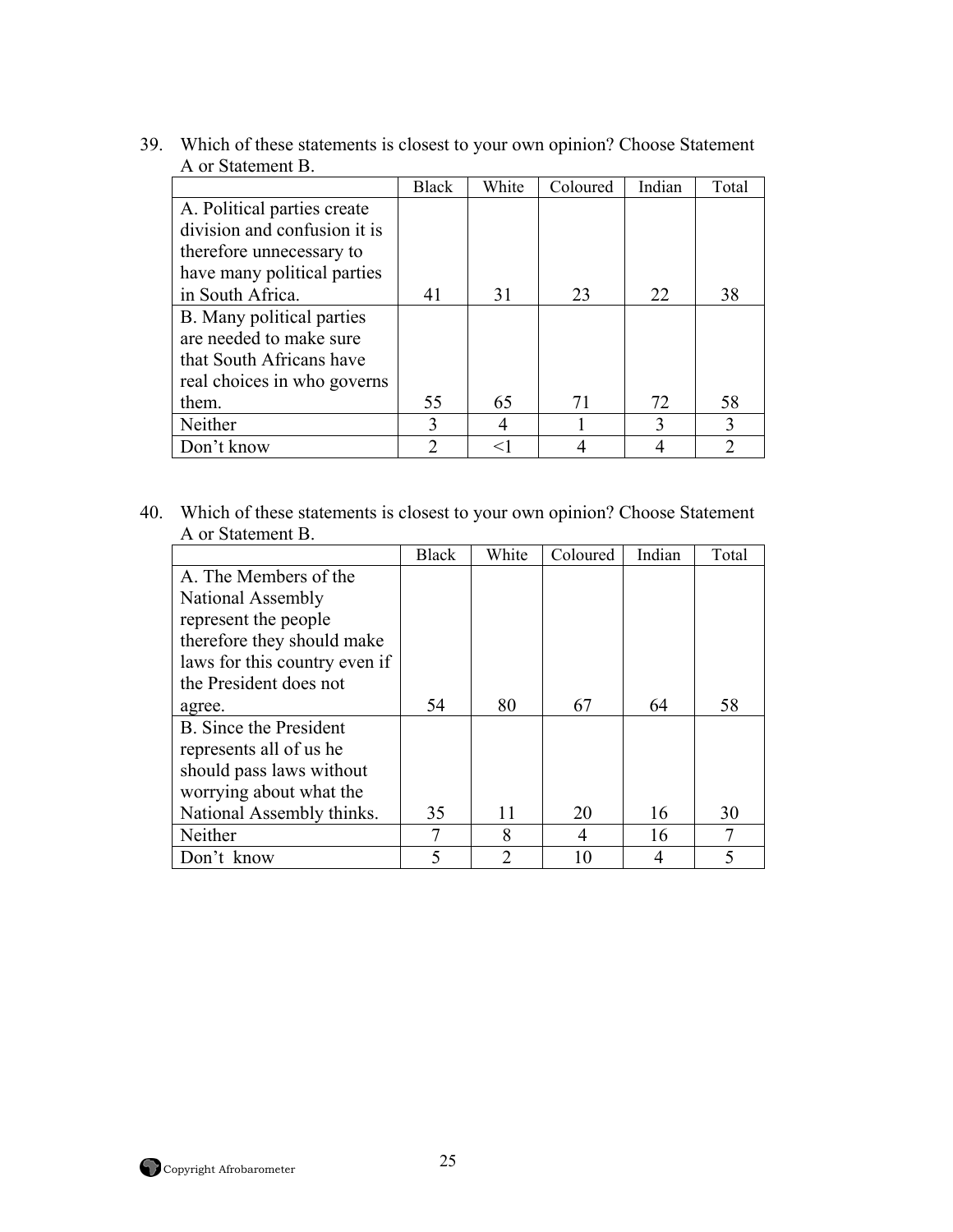39. Which of these statements is closest to your own opinion? Choose Statement A or Statement B.

| | Black | White | Coloured | Indian | Total |
|---|---|---|---|---|---|
| A. Political parties create division and confusion it is therefore unnecessary to have many political parties in South Africa. | 41 | 31 | 23 | 22 | 38 |
| B. Many political parties are needed to make sure that South Africans have real choices in who governs them. | 55 | 65 | 71 | 72 | 58 |
| Neither | 3 | 4 | 1 | 3 | 3 |
| Don't know | 2 | <1 | 4 | 4 | 2 |

40. Which of these statements is closest to your own opinion? Choose Statement A or Statement B.

| | Black | White | Coloured | Indian | Total |
|---|---|---|---|---|---|
| A. The Members of the National Assembly represent the people therefore they should make laws for this country even if the President does not agree. | 54 | 80 | 67 | 64 | 58 |
| B. Since the President represents all of us he should pass laws without worrying about what the National Assembly thinks. | 35 | 11 | 20 | 16 | 30 |
| Neither | 7 | 8 | 4 | 16 | 7 |
| Don't know | 5 | 2 | 10 | 4 | 5 |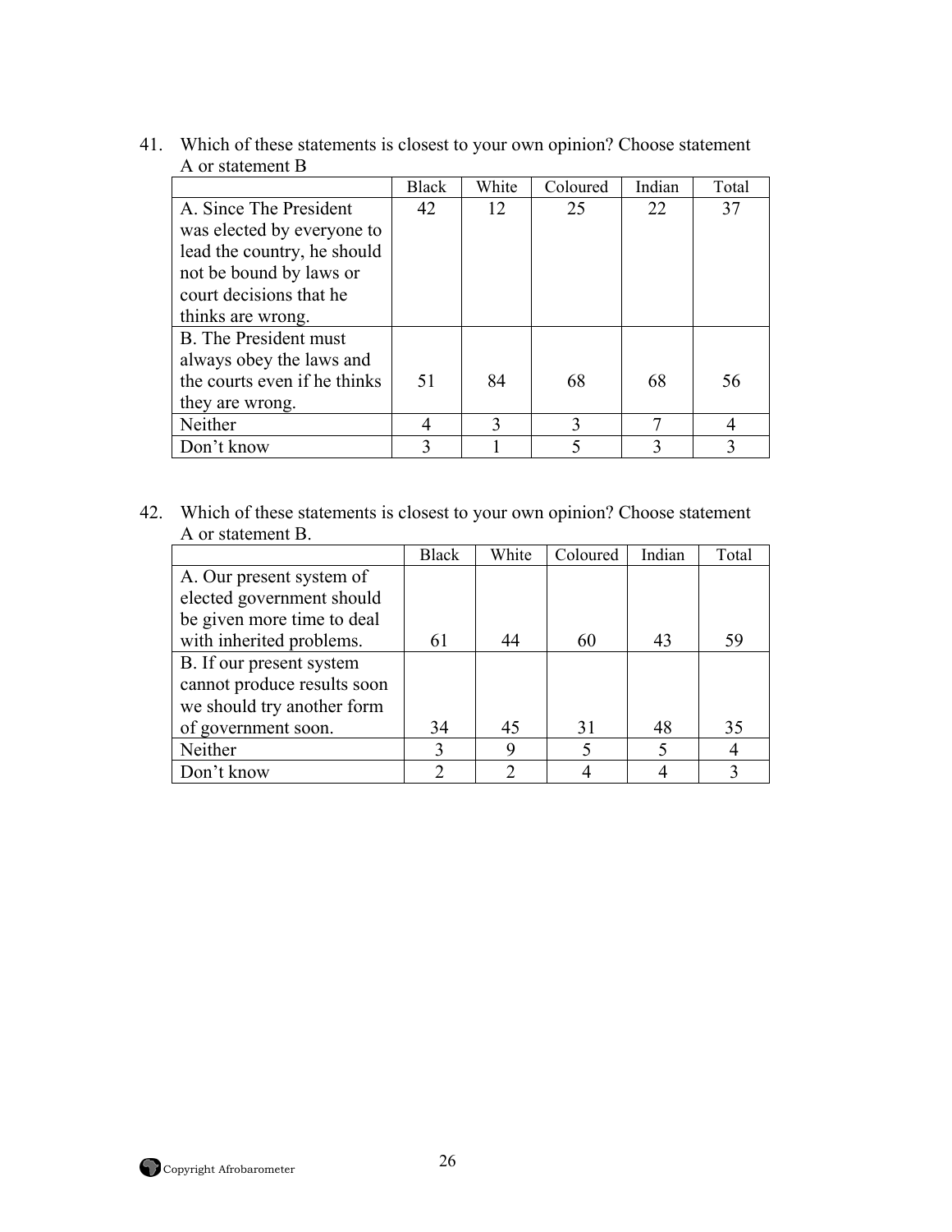41. Which of these statements is closest to your own opinion? Choose statement A or statement B

| | Black | White | Coloured | Indian | Total |
|---|---|---|---|---|---|
| A. Since The President was elected by everyone to lead the country, he should not be bound by laws or court decisions that he thinks are wrong. | 42 | 12 | 25 | 22 | 37 |
| B. The President must always obey the laws and the courts even if he thinks they are wrong. | 51 | 84 | 68 | 68 | 56 |
| Neither | 4 | 3 | 3 | 7 | 4 |
| Don't know | 3 | 1 | 5 | 3 | 3 |

42. Which of these statements is closest to your own opinion? Choose statement A or statement B.

| | Black | White | Coloured | Indian | Total |
|---|---|---|---|---|---|
| A. Our present system of elected government should be given more time to deal with inherited problems. | 61 | 44 | 60 | 43 | 59 |
| B. If our present system cannot produce results soon we should try another form of government soon. | 34 | 45 | 31 | 48 | 35 |
| Neither | 3 | 9 | 5 | 5 | 4 |
| Don't know | 2 | 2 | 4 | 4 | 3 |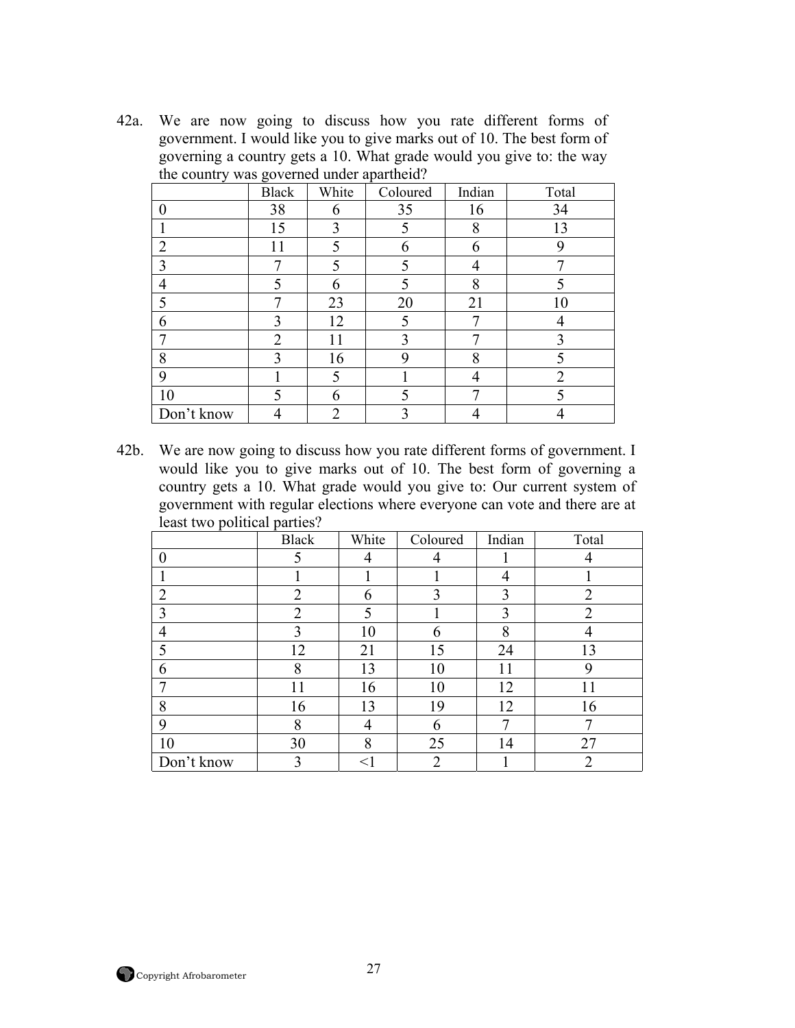42a. We are now going to discuss how you rate different forms of government. I would like you to give marks out of 10. The best form of governing a country gets a 10. What grade would you give to: the way the country was governed under apartheid?

| | Black | White | Coloured | Indian | Total |
|---|---|---|---|---|---|
| 0 | 38 | 6 | 35 | 16 | 34 |
| 1 | 15 | 3 | 5 | 8 | 13 |
| 2 | 11 | 5 | 6 | 6 | 9 |
| 3 | 7 | 5 | 5 | 4 | 7 |
| 4 | 5 | 6 | 5 | 8 | 5 |
| 5 | 7 | 23 | 20 | 21 | 10 |
| 6 | 3 | 12 | 5 | 7 | 4 |
| 7 | 2 | 11 | 3 | 7 | 3 |
| 8 | 3 | 16 | 9 | 8 | 5 |
| 9 | 1 | 5 | 1 | 4 | 2 |
| 10 | 5 | 6 | 5 | 7 | 5 |
| Don't know | 4 | 2 | 3 | 4 | 4 |

42b. We are now going to discuss how you rate different forms of government. I would like you to give marks out of 10. The best form of governing a country gets a 10. What grade would you give to: Our current system of government with regular elections where everyone can vote and there are at least two political parties?

| | Black | White | Coloured | Indian | Total |
|---|---|---|---|---|---|
| 0 | 5 | 4 | 4 | 1 | 4 |
| 1 | 1 | 1 | 1 | 4 | 1 |
| 2 | 2 | 6 | 3 | 3 | 2 |
| 3 | 2 | 5 | 1 | 3 | 2 |
| 4 | 3 | 10 | 6 | 8 | 4 |
| 5 | 12 | 21 | 15 | 24 | 13 |
| 6 | 8 | 13 | 10 | 11 | 9 |
| 7 | 11 | 16 | 10 | 12 | 11 |
| 8 | 16 | 13 | 19 | 12 | 16 |
| 9 | 8 | 4 | 6 | 7 | 7 |
| 10 | 30 | 8 | 25 | 14 | 27 |
| Don't know | 3 | <1 | 2 | 1 | 2 |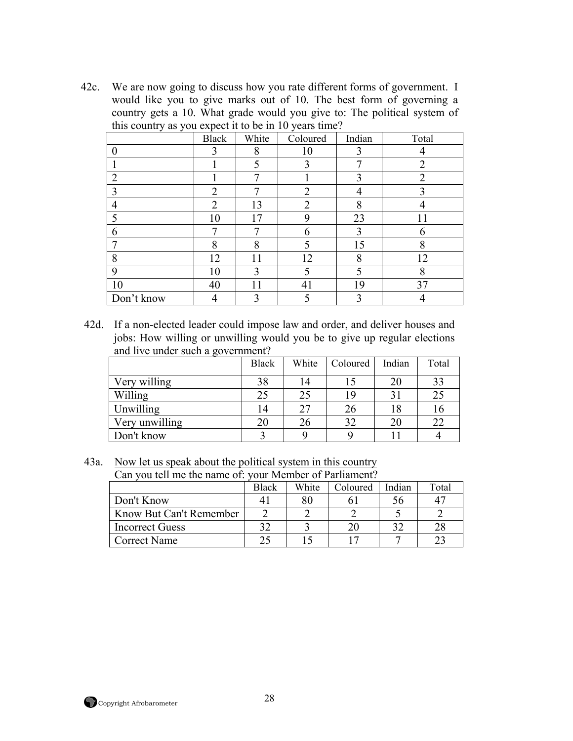42c. We are now going to discuss how you rate different forms of government. I would like you to give marks out of 10. The best form of governing a country gets a 10. What grade would you give to: The political system of this country as you expect it to be in 10 years time?

| | Black | White | Coloured | Indian | Total |
|---|---|---|---|---|---|
| 0 | 3 | 8 | 10 | 3 | 4 |
| 1 | 1 | 5 | 3 | 7 | 2 |
| 2 | 1 | 7 | 1 | 3 | 2 |
| 3 | 2 | 7 | 2 | 4 | 3 |
| 4 | 2 | 13 | 2 | 8 | 4 |
| 5 | 10 | 17 | 9 | 23 | 11 |
| 6 | 7 | 7 | 6 | 3 | 6 |
| 7 | 8 | 8 | 5 | 15 | 8 |
| 8 | 12 | 11 | 12 | 8 | 12 |
| 9 | 10 | 3 | 5 | 5 | 8 |
| 10 | 40 | 11 | 41 | 19 | 37 |
| Don't know | 4 | 3 | 5 | 3 | 4 |

42d. If a non-elected leader could impose law and order, and deliver houses and jobs: How willing or unwilling would you be to give up regular elections and live under such a government?

| | Black | White | Coloured | Indian | Total |
|---|---|---|---|---|---|
| Very willing | 38 | 14 | 15 | 20 | 33 |
| Willing | 25 | 25 | 19 | 31 | 25 |
| Unwilling | 14 | 27 | 26 | 18 | 16 |
| Very unwilling | 20 | 26 | 32 | 20 | 22 |
| Don't know | 3 | 9 | 9 | 11 | 4 |

43a. Now let us speak about the political system in this country
Can you tell me the name of: your Member of Parliament?

| | Black | White | Coloured | Indian | Total |
|---|---|---|---|---|---|
| Don't Know | 41 | 80 | 61 | 56 | 47 |
| Know But Can't Remember | 2 | 2 | 2 | 5 | 2 |
| Incorrect Guess | 32 | 3 | 20 | 32 | 28 |
| Correct Name | 25 | 15 | 17 | 7 | 23 |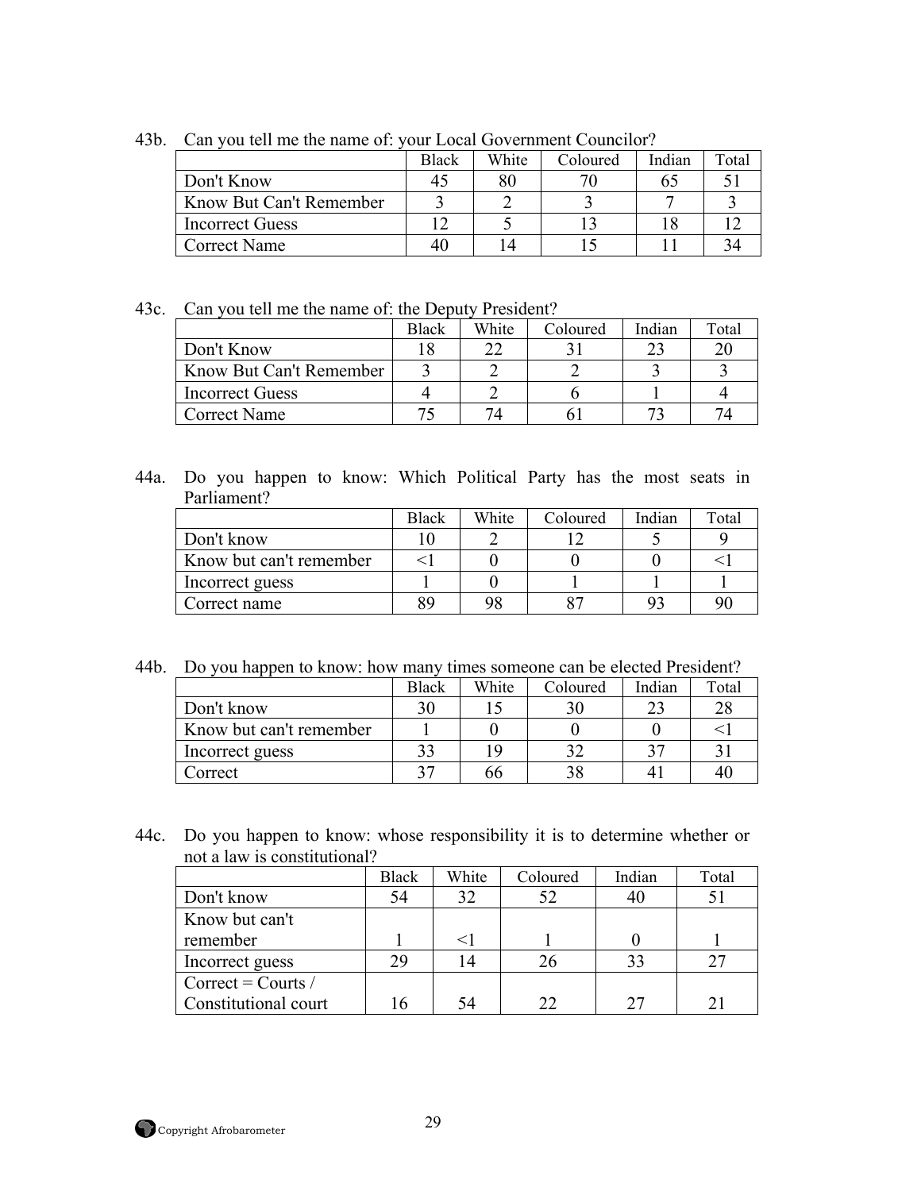43b. Can you tell me the name of: your Local Government Councilor?

| | Black | White | Coloured | Indian | Total |
|---|---|---|---|---|---|
| Don't Know | 45 | 80 | 70 | 65 | 51 |
| Know But Can't Remember | 3 | 2 | 3 | 7 | 3 |
| Incorrect Guess | 12 | 5 | 13 | 18 | 12 |
| Correct Name | 40 | 14 | 15 | 11 | 34 |

43c. Can you tell me the name of: the Deputy President?

| | Black | White | Coloured | Indian | Total |
|---|---|---|---|---|---|
| Don't Know | 18 | 22 | 31 | 23 | 20 |
| Know But Can't Remember | 3 | 2 | 2 | 3 | 3 |
| Incorrect Guess | 4 | 2 | 6 | 1 | 4 |
| Correct Name | 75 | 74 | 61 | 73 | 74 |

44a. Do you happen to know: Which Political Party has the most seats in Parliament?

| | Black | White | Coloured | Indian | Total |
|---|---|---|---|---|---|
| Don't know | 10 | 2 | 12 | 5 | 9 |
| Know but can't remember | <1 | 0 | 0 | 0 | <1 |
| Incorrect guess | 1 | 0 | 1 | 1 | 1 |
| Correct name | 89 | 98 | 87 | 93 | 90 |

44b. Do you happen to know: how many times someone can be elected President?

| | Black | White | Coloured | Indian | Total |
|---|---|---|---|---|---|
| Don't know | 30 | 15 | 30 | 23 | 28 |
| Know but can't remember | 1 | 0 | 0 | 0 | <1 |
| Incorrect guess | 33 | 19 | 32 | 37 | 31 |
| Correct | 37 | 66 | 38 | 41 | 40 |

44c. Do you happen to know: whose responsibility it is to determine whether or not a law is constitutional?

| | Black | White | Coloured | Indian | Total |
|---|---|---|---|---|---|
| Don't know | 54 | 32 | 52 | 40 | 51 |
| Know but can't remember | 1 | <1 | 1 | 0 | 1 |
| Incorrect guess | 29 | 14 | 26 | 33 | 27 |
| Correct = Courts / Constitutional court | 16 | 54 | 22 | 27 | 21 |

Copyright Afrobarometer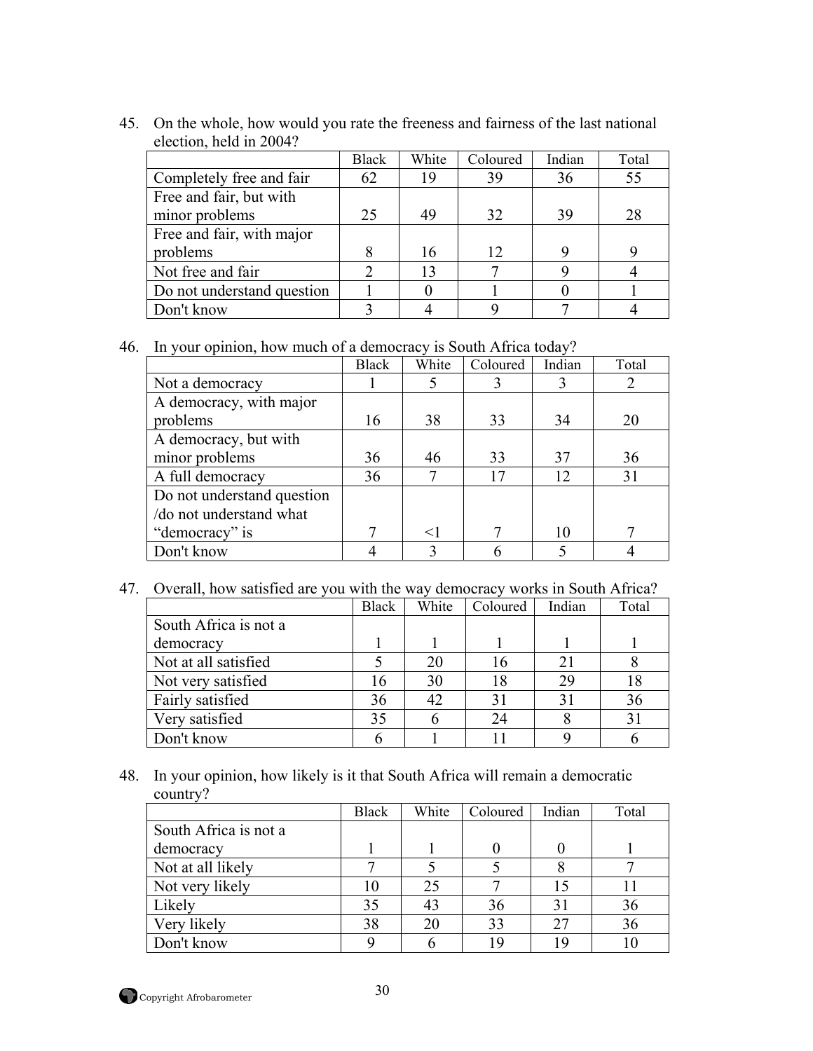45. On the whole, how would you rate the freeness and fairness of the last national election, held in 2004?

| | Black | White | Coloured | Indian | Total |
|---|---|---|---|---|---|
| Completely free and fair | 62 | 19 | 39 | 36 | 55 |
| Free and fair, but with minor problems | 25 | 49 | 32 | 39 | 28 |
| Free and fair, with major problems | 8 | 16 | 12 | 9 | 9 |
| Not free and fair | 2 | 13 | 7 | 9 | 4 |
| Do not understand question | 1 | 0 | 1 | 0 | 1 |
| Don't know | 3 | 4 | 9 | 7 | 4 |

46. In your opinion, how much of a democracy is South Africa today?

| | Black | White | Coloured | Indian | Total |
|---|---|---|---|---|---|
| Not a democracy | 1 | 5 | 3 | 3 | 2 |
| A democracy, with major problems | 16 | 38 | 33 | 34 | 20 |
| A democracy, but with minor problems | 36 | 46 | 33 | 37 | 36 |
| A full democracy | 36 | 7 | 17 | 12 | 31 |
| Do not understand question /do not understand what "democracy" is | 7 | <1 | 7 | 10 | 7 |
| Don't know | 4 | 3 | 6 | 5 | 4 |

47. Overall, how satisfied are you with the way democracy works in South Africa?

| | Black | White | Coloured | Indian | Total |
|---|---|---|---|---|---|
| South Africa is not a democracy | 1 | 1 | 1 | 1 | 1 |
| Not at all satisfied | 5 | 20 | 16 | 21 | 8 |
| Not very satisfied | 16 | 30 | 18 | 29 | 18 |
| Fairly satisfied | 36 | 42 | 31 | 31 | 36 |
| Very satisfied | 35 | 6 | 24 | 8 | 31 |
| Don't know | 6 | 1 | 11 | 9 | 6 |

48. In your opinion, how likely is it that South Africa will remain a democratic country?

| | Black | White | Coloured | Indian | Total |
|---|---|---|---|---|---|
| South Africa is not a democracy | 1 | 1 | 0 | 0 | 1 |
| Not at all likely | 7 | 5 | 5 | 8 | 7 |
| Not very likely | 10 | 25 | 7 | 15 | 11 |
| Likely | 35 | 43 | 36 | 31 | 36 |
| Very likely | 38 | 20 | 33 | 27 | 36 |
| Don't know | 9 | 6 | 19 | 19 | 10 |

Copyright Afrobarometer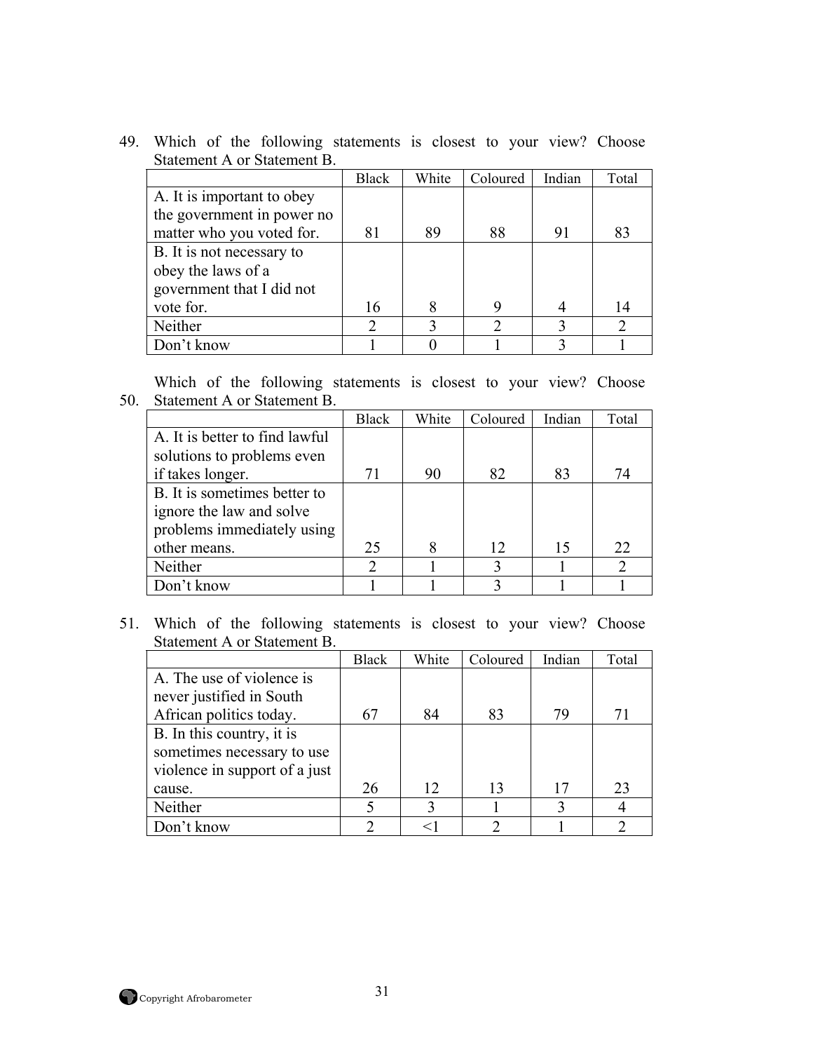49. Which of the following statements is closest to your view? Choose Statement A or Statement B.

| | Black | White | Coloured | Indian | Total |
|---|---|---|---|---|---|
| A. It is important to obey the government in power no matter who you voted for. | 81 | 89 | 88 | 91 | 83 |
| B. It is not necessary to obey the laws of a government that I did not vote for. | 16 | 8 | 9 | 4 | 14 |
| Neither | 2 | 3 | 2 | 3 | 2 |
| Don't know | 1 | 0 | 1 | 3 | 1 |

50. Which of the following statements is closest to your view? Choose Statement A or Statement B.

| | Black | White | Coloured | Indian | Total |
|---|---|---|---|---|---|
| A. It is better to find lawful solutions to problems even if takes longer. | 71 | 90 | 82 | 83 | 74 |
| B. It is sometimes better to ignore the law and solve problems immediately using other means. | 25 | 8 | 12 | 15 | 22 |
| Neither | 2 | 1 | 3 | 1 | 2 |
| Don't know | 1 | 1 | 3 | 1 | 1 |

51. Which of the following statements is closest to your view? Choose Statement A or Statement B.

| | Black | White | Coloured | Indian | Total |
|---|---|---|---|---|---|
| A. The use of violence is never justified in South African politics today. | 67 | 84 | 83 | 79 | 71 |
| B. In this country, it is sometimes necessary to use violence in support of a just cause. | 26 | 12 | 13 | 17 | 23 |
| Neither | 5 | 3 | 1 | 3 | 4 |
| Don't know | 2 | <1 | 2 | 1 | 2 |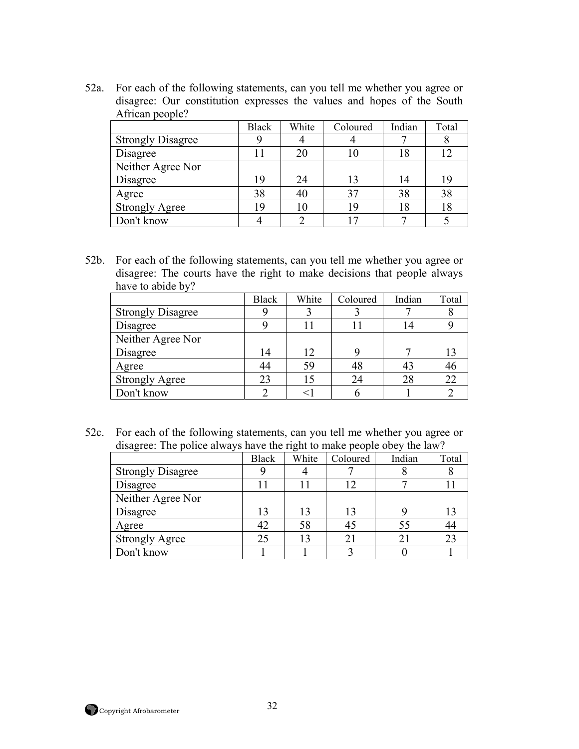52a. For each of the following statements, can you tell me whether you agree or disagree: Our constitution expresses the values and hopes of the South African people?

| | Black | White | Coloured | Indian | Total |
|---|---|---|---|---|---|
| Strongly Disagree | 9 | 4 | 4 | 7 | 8 |
| Disagree | 11 | 20 | 10 | 18 | 12 |
| Neither Agree Nor Disagree | 19 | 24 | 13 | 14 | 19 |
| Agree | 38 | 40 | 37 | 38 | 38 |
| Strongly Agree | 19 | 10 | 19 | 18 | 18 |
| Don't know | 4 | 2 | 17 | 7 | 5 |

52b. For each of the following statements, can you tell me whether you agree or disagree: The courts have the right to make decisions that people always have to abide by?

| | Black | White | Coloured | Indian | Total |
|---|---|---|---|---|---|
| Strongly Disagree | 9 | 3 | 3 | 7 | 8 |
| Disagree | 9 | 11 | 11 | 14 | 9 |
| Neither Agree Nor Disagree | 14 | 12 | 9 | 7 | 13 |
| Agree | 44 | 59 | 48 | 43 | 46 |
| Strongly Agree | 23 | 15 | 24 | 28 | 22 |
| Don't know | 2 | <1 | 6 | 1 | 2 |

52c. For each of the following statements, can you tell me whether you agree or disagree: The police always have the right to make people obey the law?

| | Black | White | Coloured | Indian | Total |
|---|---|---|---|---|---|
| Strongly Disagree | 9 | 4 | 7 | 8 | 8 |
| Disagree | 11 | 11 | 12 | 7 | 11 |
| Neither Agree Nor Disagree | 13 | 13 | 13 | 9 | 13 |
| Agree | 42 | 58 | 45 | 55 | 44 |
| Strongly Agree | 25 | 13 | 21 | 21 | 23 |
| Don't know | 1 | 1 | 3 | 0 | 1 |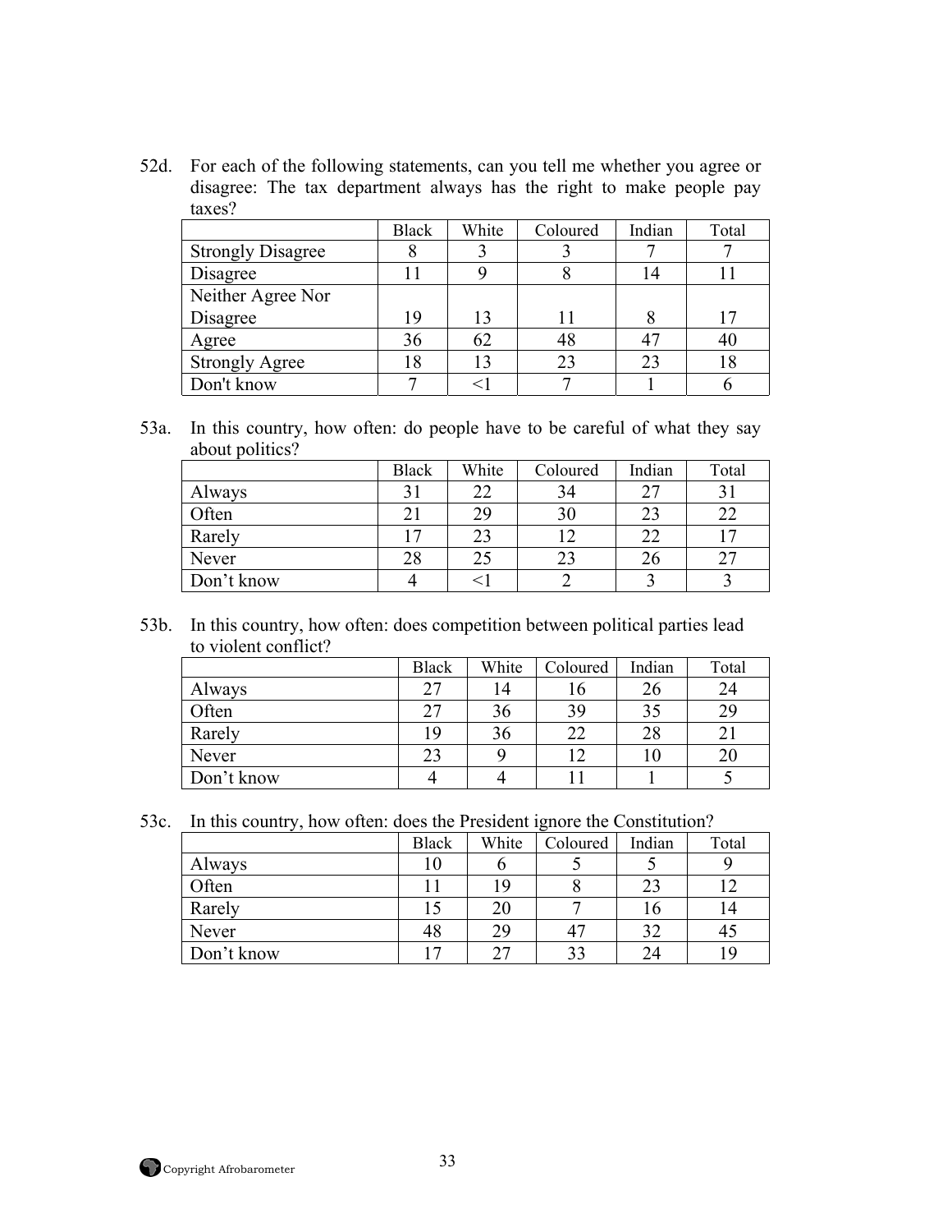52d. For each of the following statements, can you tell me whether you agree or disagree: The tax department always has the right to make people pay taxes?

| | Black | White | Coloured | Indian | Total |
|---|---|---|---|---|---|
| Strongly Disagree | 8 | 3 | 3 | 7 | 7 |
| Disagree | 11 | 9 | 8 | 14 | 11 |
| Neither Agree Nor Disagree | 19 | 13 | 11 | 8 | 17 |
| Agree | 36 | 62 | 48 | 47 | 40 |
| Strongly Agree | 18 | 13 | 23 | 23 | 18 |
| Don't know | 7 | <1 | 7 | 1 | 6 |

53a. In this country, how often: do people have to be careful of what they say about politics?

| | Black | White | Coloured | Indian | Total |
|---|---|---|---|---|---|
| Always | 31 | 22 | 34 | 27 | 31 |
| Often | 21 | 29 | 30 | 23 | 22 |
| Rarely | 17 | 23 | 12 | 22 | 17 |
| Never | 28 | 25 | 23 | 26 | 27 |
| Don't know | 4 | <1 | 2 | 3 | 3 |

53b. In this country, how often: does competition between political parties lead to violent conflict?

| | Black | White | Coloured | Indian | Total |
|---|---|---|---|---|---|
| Always | 27 | 14 | 16 | 26 | 24 |
| Often | 27 | 36 | 39 | 35 | 29 |
| Rarely | 19 | 36 | 22 | 28 | 21 |
| Never | 23 | 9 | 12 | 10 | 20 |
| Don't know | 4 | 4 | 11 | 1 | 5 |

53c. In this country, how often: does the President ignore the Constitution?

| | Black | White | Coloured | Indian | Total |
|---|---|---|---|---|---|
| Always | 10 | 6 | 5 | 5 | 9 |
| Often | 11 | 19 | 8 | 23 | 12 |
| Rarely | 15 | 20 | 7 | 16 | 14 |
| Never | 48 | 29 | 47 | 32 | 45 |
| Don't know | 17 | 27 | 33 | 24 | 19 |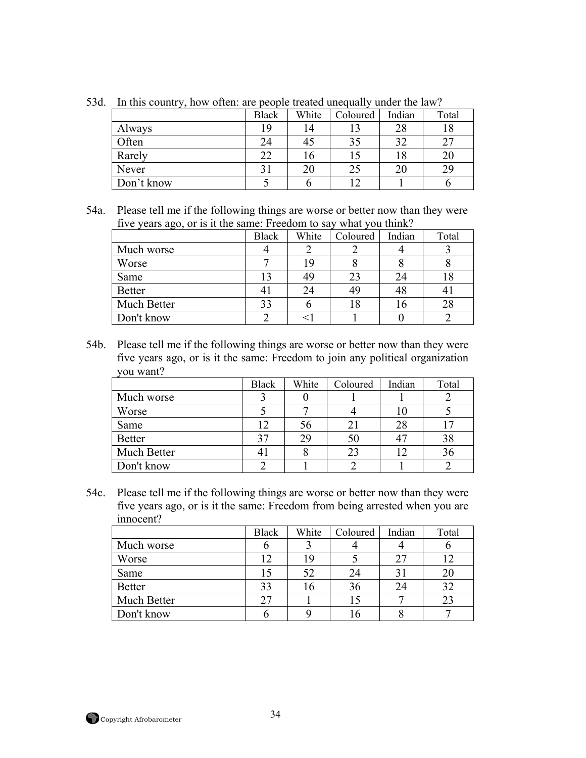53d. In this country, how often: are people treated unequally under the law?

| | Black | White | Coloured | Indian | Total |
|---|---|---|---|---|---|
| Always | 19 | 14 | 13 | 28 | 18 |
| Often | 24 | 45 | 35 | 32 | 27 |
| Rarely | 22 | 16 | 15 | 18 | 20 |
| Never | 31 | 20 | 25 | 20 | 29 |
| Don't know | 5 | 6 | 12 | 1 | 6 |

54a. Please tell me if the following things are worse or better now than they were five years ago, or is it the same: Freedom to say what you think?

| | Black | White | Coloured | Indian | Total |
|---|---|---|---|---|---|
| Much worse | 4 | 2 | 2 | 4 | 3 |
| Worse | 7 | 19 | 8 | 8 | 8 |
| Same | 13 | 49 | 23 | 24 | 18 |
| Better | 41 | 24 | 49 | 48 | 41 |
| Much Better | 33 | 6 | 18 | 16 | 28 |
| Don't know | 2 | <1 | 1 | 0 | 2 |

54b. Please tell me if the following things are worse or better now than they were five years ago, or is it the same: Freedom to join any political organization you want?

| | Black | White | Coloured | Indian | Total |
|---|---|---|---|---|---|
| Much worse | 3 | 0 | 1 | 1 | 2 |
| Worse | 5 | 7 | 4 | 10 | 5 |
| Same | 12 | 56 | 21 | 28 | 17 |
| Better | 37 | 29 | 50 | 47 | 38 |
| Much Better | 41 | 8 | 23 | 12 | 36 |
| Don't know | 2 | 1 | 2 | 1 | 2 |

54c. Please tell me if the following things are worse or better now than they were five years ago, or is it the same: Freedom from being arrested when you are innocent?

| | Black | White | Coloured | Indian | Total |
|---|---|---|---|---|---|
| Much worse | 6 | 3 | 4 | 4 | 6 |
| Worse | 12 | 19 | 5 | 27 | 12 |
| Same | 15 | 52 | 24 | 31 | 20 |
| Better | 33 | 16 | 36 | 24 | 32 |
| Much Better | 27 | 1 | 15 | 7 | 23 |
| Don't know | 6 | 9 | 16 | 8 | 7 |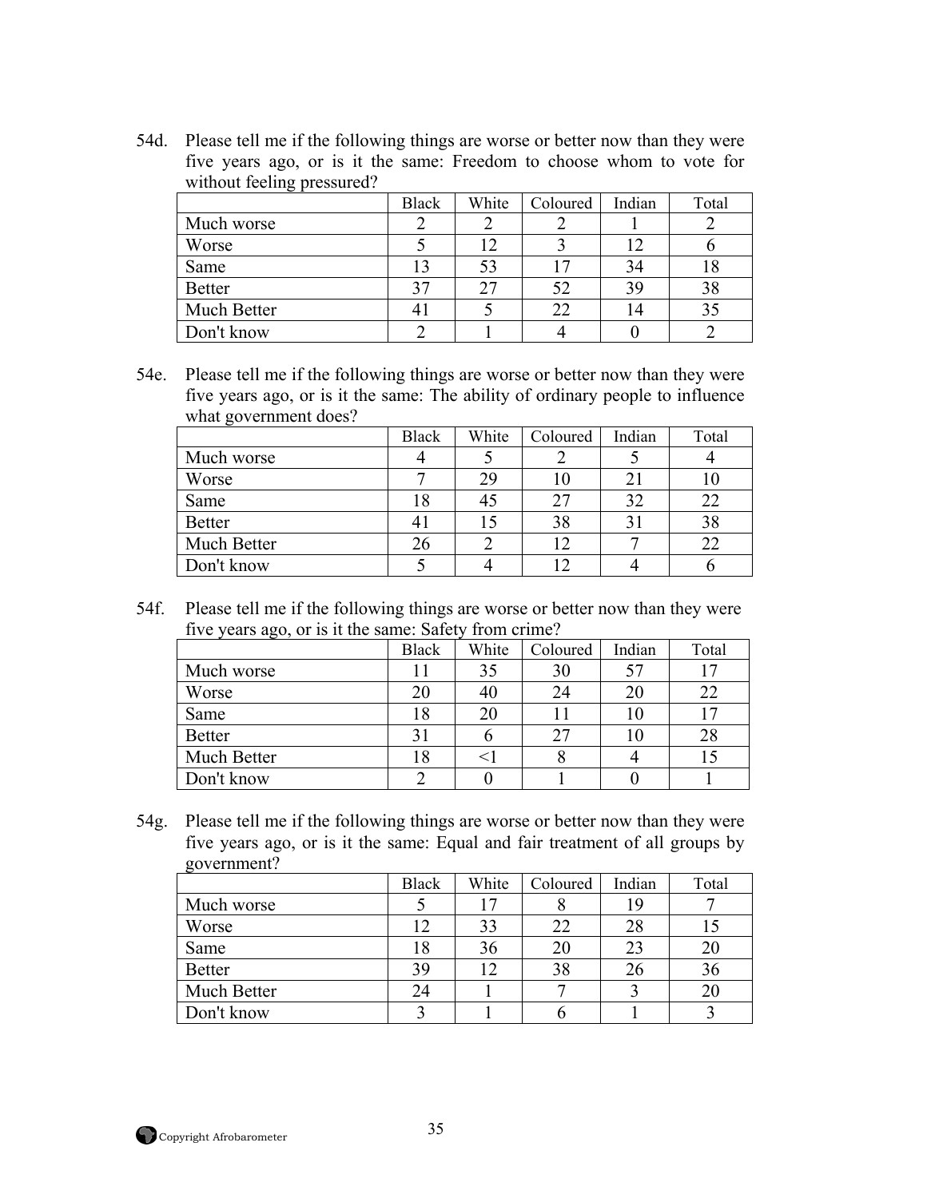54d. Please tell me if the following things are worse or better now than they were five years ago, or is it the same: Freedom to choose whom to vote for without feeling pressured?

| | Black | White | Coloured | Indian | Total |
|---|---|---|---|---|---|
| Much worse | 2 | 2 | 2 | 1 | 2 |
| Worse | 5 | 12 | 3 | 12 | 6 |
| Same | 13 | 53 | 17 | 34 | 18 |
| Better | 37 | 27 | 52 | 39 | 38 |
| Much Better | 41 | 5 | 22 | 14 | 35 |
| Don't know | 2 | 1 | 4 | 0 | 2 |

54e. Please tell me if the following things are worse or better now than they were five years ago, or is it the same: The ability of ordinary people to influence what government does?

| | Black | White | Coloured | Indian | Total |
|---|---|---|---|---|---|
| Much worse | 4 | 5 | 2 | 5 | 4 |
| Worse | 7 | 29 | 10 | 21 | 10 |
| Same | 18 | 45 | 27 | 32 | 22 |
| Better | 41 | 15 | 38 | 31 | 38 |
| Much Better | 26 | 2 | 12 | 7 | 22 |
| Don't know | 5 | 4 | 12 | 4 | 6 |

54f. Please tell me if the following things are worse or better now than they were five years ago, or is it the same: Safety from crime?

| | Black | White | Coloured | Indian | Total |
|---|---|---|---|---|---|
| Much worse | 11 | 35 | 30 | 57 | 17 |
| Worse | 20 | 40 | 24 | 20 | 22 |
| Same | 18 | 20 | 11 | 10 | 17 |
| Better | 31 | 6 | 27 | 10 | 28 |
| Much Better | 18 | <1 | 8 | 4 | 15 |
| Don't know | 2 | 0 | 1 | 0 | 1 |

54g. Please tell me if the following things are worse or better now than they were five years ago, or is it the same: Equal and fair treatment of all groups by government?

| | Black | White | Coloured | Indian | Total |
|---|---|---|---|---|---|
| Much worse | 5 | 17 | 8 | 19 | 7 |
| Worse | 12 | 33 | 22 | 28 | 15 |
| Same | 18 | 36 | 20 | 23 | 20 |
| Better | 39 | 12 | 38 | 26 | 36 |
| Much Better | 24 | 1 | 7 | 3 | 20 |
| Don't know | 3 | 1 | 6 | 1 | 3 |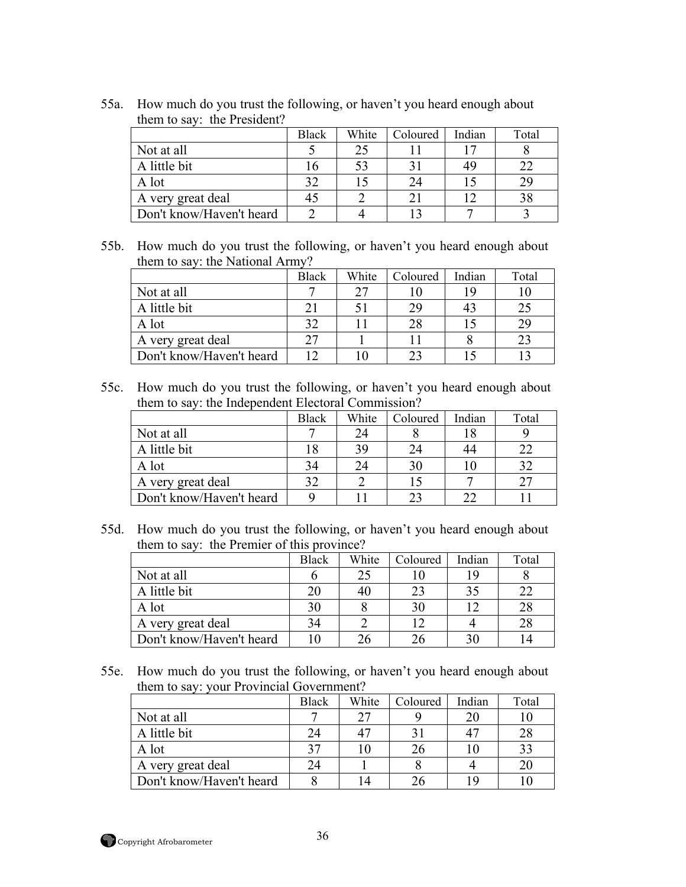55a. How much do you trust the following, or haven't you heard enough about them to say: the President?

| | Black | White | Coloured | Indian | Total |
|---|---|---|---|---|---|
| Not at all | 5 | 25 | 11 | 17 | 8 |
| A little bit | 16 | 53 | 31 | 49 | 22 |
| A lot | 32 | 15 | 24 | 15 | 29 |
| A very great deal | 45 | 2 | 21 | 12 | 38 |
| Don't know/Haven't heard | 2 | 4 | 13 | 7 | 3 |

55b. How much do you trust the following, or haven't you heard enough about them to say: the National Army?

| | Black | White | Coloured | Indian | Total |
|---|---|---|---|---|---|
| Not at all | 7 | 27 | 10 | 19 | 10 |
| A little bit | 21 | 51 | 29 | 43 | 25 |
| A lot | 32 | 11 | 28 | 15 | 29 |
| A very great deal | 27 | 1 | 11 | 8 | 23 |
| Don't know/Haven't heard | 12 | 10 | 23 | 15 | 13 |

55c. How much do you trust the following, or haven't you heard enough about them to say: the Independent Electoral Commission?

| | Black | White | Coloured | Indian | Total |
|---|---|---|---|---|---|
| Not at all | 7 | 24 | 8 | 18 | 9 |
| A little bit | 18 | 39 | 24 | 44 | 22 |
| A lot | 34 | 24 | 30 | 10 | 32 |
| A very great deal | 32 | 2 | 15 | 7 | 27 |
| Don't know/Haven't heard | 9 | 11 | 23 | 22 | 11 |

55d. How much do you trust the following, or haven't you heard enough about them to say: the Premier of this province?

| | Black | White | Coloured | Indian | Total |
|---|---|---|---|---|---|
| Not at all | 6 | 25 | 10 | 19 | 8 |
| A little bit | 20 | 40 | 23 | 35 | 22 |
| A lot | 30 | 8 | 30 | 12 | 28 |
| A very great deal | 34 | 2 | 12 | 4 | 28 |
| Don't know/Haven't heard | 10 | 26 | 26 | 30 | 14 |

55e. How much do you trust the following, or haven't you heard enough about them to say: your Provincial Government?

| | Black | White | Coloured | Indian | Total |
|---|---|---|---|---|---|
| Not at all | 7 | 27 | 9 | 20 | 10 |
| A little bit | 24 | 47 | 31 | 47 | 28 |
| A lot | 37 | 10 | 26 | 10 | 33 |
| A very great deal | 24 | 1 | 8 | 4 | 20 |
| Don't know/Haven't heard | 8 | 14 | 26 | 19 | 10 |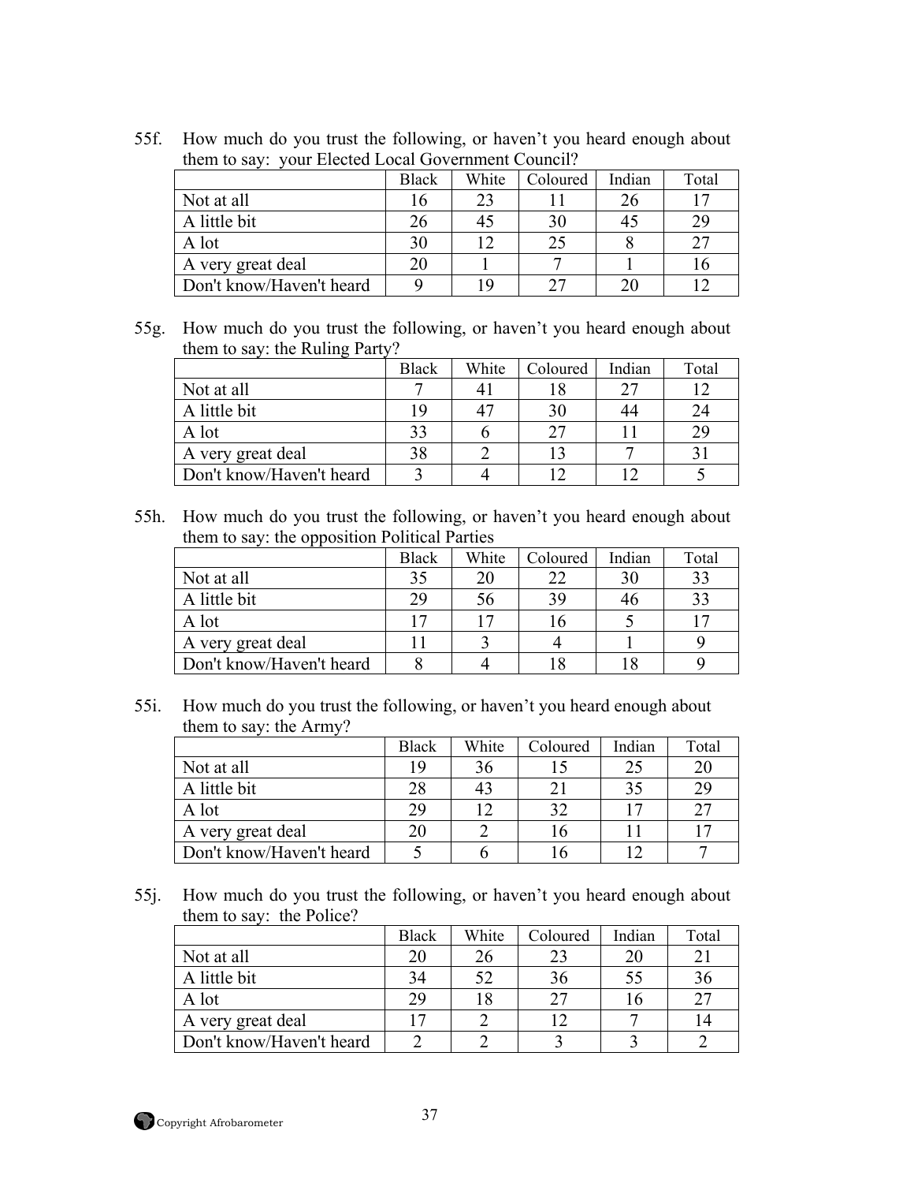55f. How much do you trust the following, or haven't you heard enough about them to say: your Elected Local Government Council?

| | Black | White | Coloured | Indian | Total |
|---|---|---|---|---|---|
| Not at all | 16 | 23 | 11 | 26 | 17 |
| A little bit | 26 | 45 | 30 | 45 | 29 |
| A lot | 30 | 12 | 25 | 8 | 27 |
| A very great deal | 20 | 1 | 7 | 1 | 16 |
| Don't know/Haven't heard | 9 | 19 | 27 | 20 | 12 |

55g. How much do you trust the following, or haven't you heard enough about them to say: the Ruling Party?

| | Black | White | Coloured | Indian | Total |
|---|---|---|---|---|---|
| Not at all | 7 | 41 | 18 | 27 | 12 |
| A little bit | 19 | 47 | 30 | 44 | 24 |
| A lot | 33 | 6 | 27 | 11 | 29 |
| A very great deal | 38 | 2 | 13 | 7 | 31 |
| Don't know/Haven't heard | 3 | 4 | 12 | 12 | 5 |

55h. How much do you trust the following, or haven't you heard enough about them to say: the opposition Political Parties

| | Black | White | Coloured | Indian | Total |
|---|---|---|---|---|---|
| Not at all | 35 | 20 | 22 | 30 | 33 |
| A little bit | 29 | 56 | 39 | 46 | 33 |
| A lot | 17 | 17 | 16 | 5 | 17 |
| A very great deal | 11 | 3 | 4 | 1 | 9 |
| Don't know/Haven't heard | 8 | 4 | 18 | 18 | 9 |

55i. How much do you trust the following, or haven't you heard enough about them to say: the Army?

| | Black | White | Coloured | Indian | Total |
|---|---|---|---|---|---|
| Not at all | 19 | 36 | 15 | 25 | 20 |
| A little bit | 28 | 43 | 21 | 35 | 29 |
| A lot | 29 | 12 | 32 | 17 | 27 |
| A very great deal | 20 | 2 | 16 | 11 | 17 |
| Don't know/Haven't heard | 5 | 6 | 16 | 12 | 7 |

55j. How much do you trust the following, or haven't you heard enough about them to say: the Police?

| | Black | White | Coloured | Indian | Total |
|---|---|---|---|---|---|
| Not at all | 20 | 26 | 23 | 20 | 21 |
| A little bit | 34 | 52 | 36 | 55 | 36 |
| A lot | 29 | 18 | 27 | 16 | 27 |
| A very great deal | 17 | 2 | 12 | 7 | 14 |
| Don't know/Haven't heard | 2 | 2 | 3 | 3 | 2 |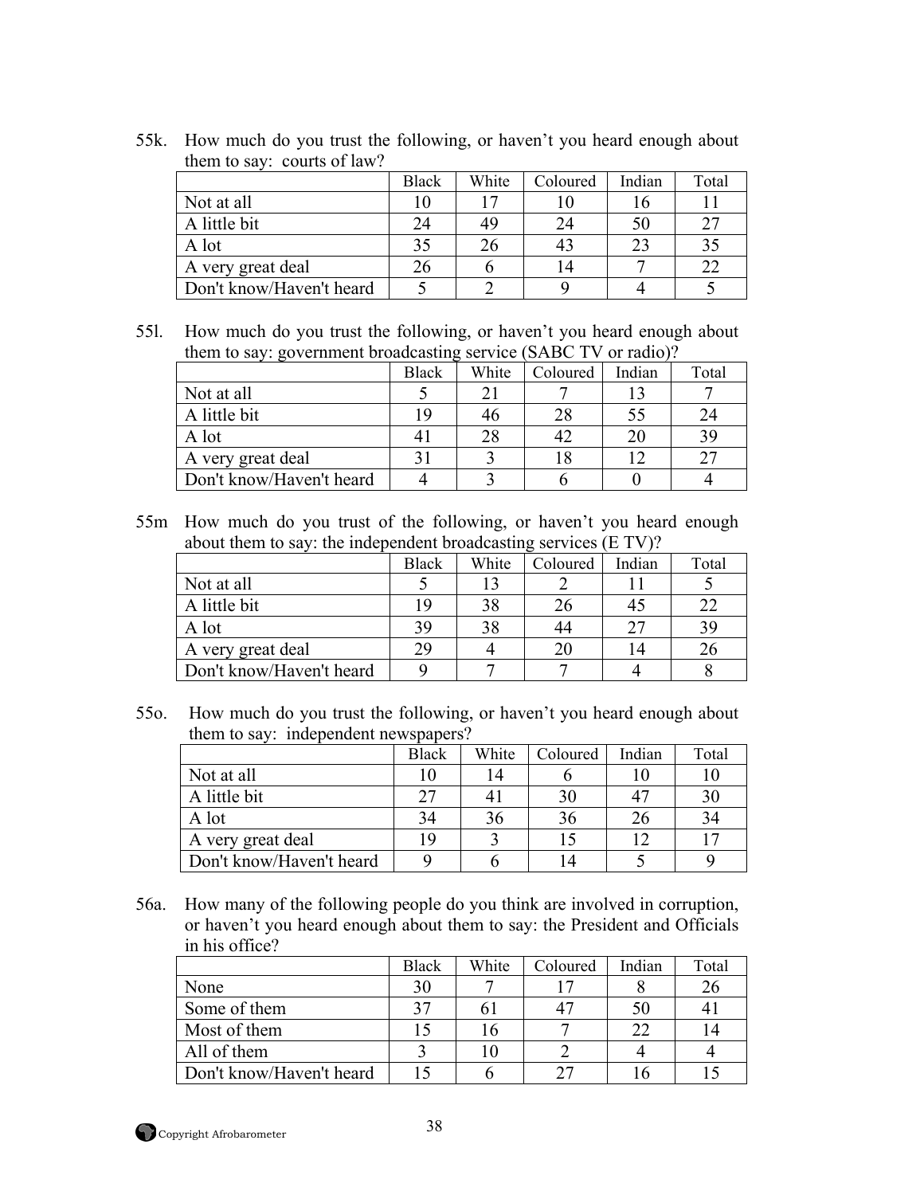55k. How much do you trust the following, or haven't you heard enough about them to say: courts of law?

| | Black | White | Coloured | Indian | Total |
|---|---|---|---|---|---|
| Not at all | 10 | 17 | 10 | 16 | 11 |
| A little bit | 24 | 49 | 24 | 50 | 27 |
| A lot | 35 | 26 | 43 | 23 | 35 |
| A very great deal | 26 | 6 | 14 | 7 | 22 |
| Don't know/Haven't heard | 5 | 2 | 9 | 4 | 5 |

55l. How much do you trust the following, or haven't you heard enough about them to say: government broadcasting service (SABC TV or radio)?

| | Black | White | Coloured | Indian | Total |
|---|---|---|---|---|---|
| Not at all | 5 | 21 | 7 | 13 | 7 |
| A little bit | 19 | 46 | 28 | 55 | 24 |
| A lot | 41 | 28 | 42 | 20 | 39 |
| A very great deal | 31 | 3 | 18 | 12 | 27 |
| Don't know/Haven't heard | 4 | 3 | 6 | 0 | 4 |

55m How much do you trust of the following, or haven't you heard enough about them to say: the independent broadcasting services (E TV)?

| | Black | White | Coloured | Indian | Total |
|---|---|---|---|---|---|
| Not at all | 5 | 13 | 2 | 11 | 5 |
| A little bit | 19 | 38 | 26 | 45 | 22 |
| A lot | 39 | 38 | 44 | 27 | 39 |
| A very great deal | 29 | 4 | 20 | 14 | 26 |
| Don't know/Haven't heard | 9 | 7 | 7 | 4 | 8 |

55o. How much do you trust the following, or haven't you heard enough about them to say: independent newspapers?

| | Black | White | Coloured | Indian | Total |
|---|---|---|---|---|---|
| Not at all | 10 | 14 | 6 | 10 | 10 |
| A little bit | 27 | 41 | 30 | 47 | 30 |
| A lot | 34 | 36 | 36 | 26 | 34 |
| A very great deal | 19 | 3 | 15 | 12 | 17 |
| Don't know/Haven't heard | 9 | 6 | 14 | 5 | 9 |

56a. How many of the following people do you think are involved in corruption, or haven't you heard enough about them to say: the President and Officials in his office?

| | Black | White | Coloured | Indian | Total |
|---|---|---|---|---|---|
| None | 30 | 7 | 17 | 8 | 26 |
| Some of them | 37 | 61 | 47 | 50 | 41 |
| Most of them | 15 | 16 | 7 | 22 | 14 |
| All of them | 3 | 10 | 2 | 4 | 4 |
| Don't know/Haven't heard | 15 | 6 | 27 | 16 | 15 |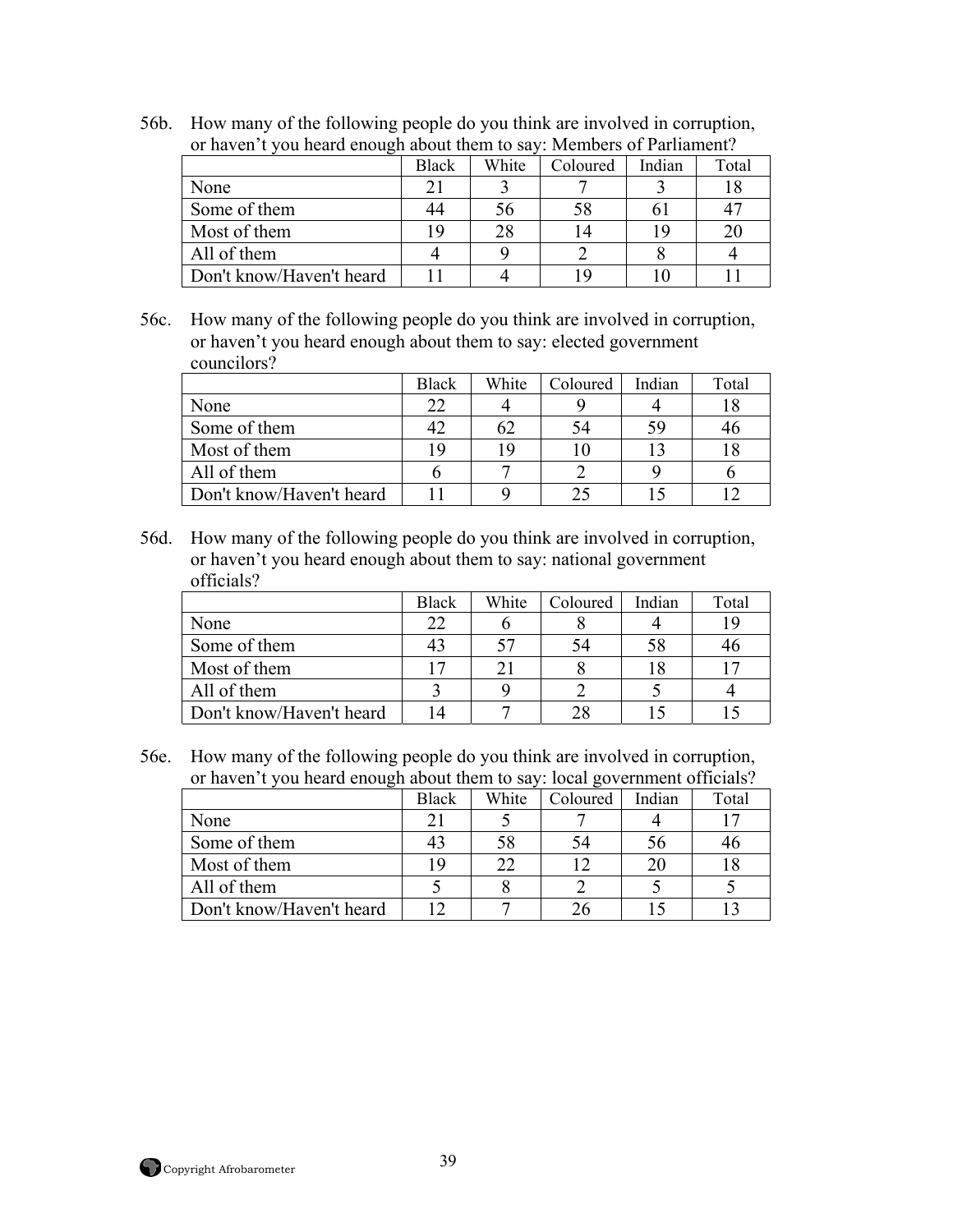56b. How many of the following people do you think are involved in corruption, or haven't you heard enough about them to say: Members of Parliament?

| | Black | White | Coloured | Indian | Total |
|---|---|---|---|---|---|
| None | 21 | 3 | 7 | 3 | 18 |
| Some of them | 44 | 56 | 58 | 61 | 47 |
| Most of them | 19 | 28 | 14 | 19 | 20 |
| All of them | 4 | 9 | 2 | 8 | 4 |
| Don't know/Haven't heard | 11 | 4 | 19 | 10 | 11 |

56c. How many of the following people do you think are involved in corruption, or haven't you heard enough about them to say: elected government councilors?

| | Black | White | Coloured | Indian | Total |
|---|---|---|---|---|---|
| None | 22 | 4 | 9 | 4 | 18 |
| Some of them | 42 | 62 | 54 | 59 | 46 |
| Most of them | 19 | 19 | 10 | 13 | 18 |
| All of them | 6 | 7 | 2 | 9 | 6 |
| Don't know/Haven't heard | 11 | 9 | 25 | 15 | 12 |

56d. How many of the following people do you think are involved in corruption, or haven't you heard enough about them to say: national government officials?

| | Black | White | Coloured | Indian | Total |
|---|---|---|---|---|---|
| None | 22 | 6 | 8 | 4 | 19 |
| Some of them | 43 | 57 | 54 | 58 | 46 |
| Most of them | 17 | 21 | 8 | 18 | 17 |
| All of them | 3 | 9 | 2 | 5 | 4 |
| Don't know/Haven't heard | 14 | 7 | 28 | 15 | 15 |

56e. How many of the following people do you think are involved in corruption, or haven't you heard enough about them to say: local government officials?

| | Black | White | Coloured | Indian | Total |
|---|---|---|---|---|---|
| None | 21 | 5 | 7 | 4 | 17 |
| Some of them | 43 | 58 | 54 | 56 | 46 |
| Most of them | 19 | 22 | 12 | 20 | 18 |
| All of them | 5 | 8 | 2 | 5 | 5 |
| Don't know/Haven't heard | 12 | 7 | 26 | 15 | 13 |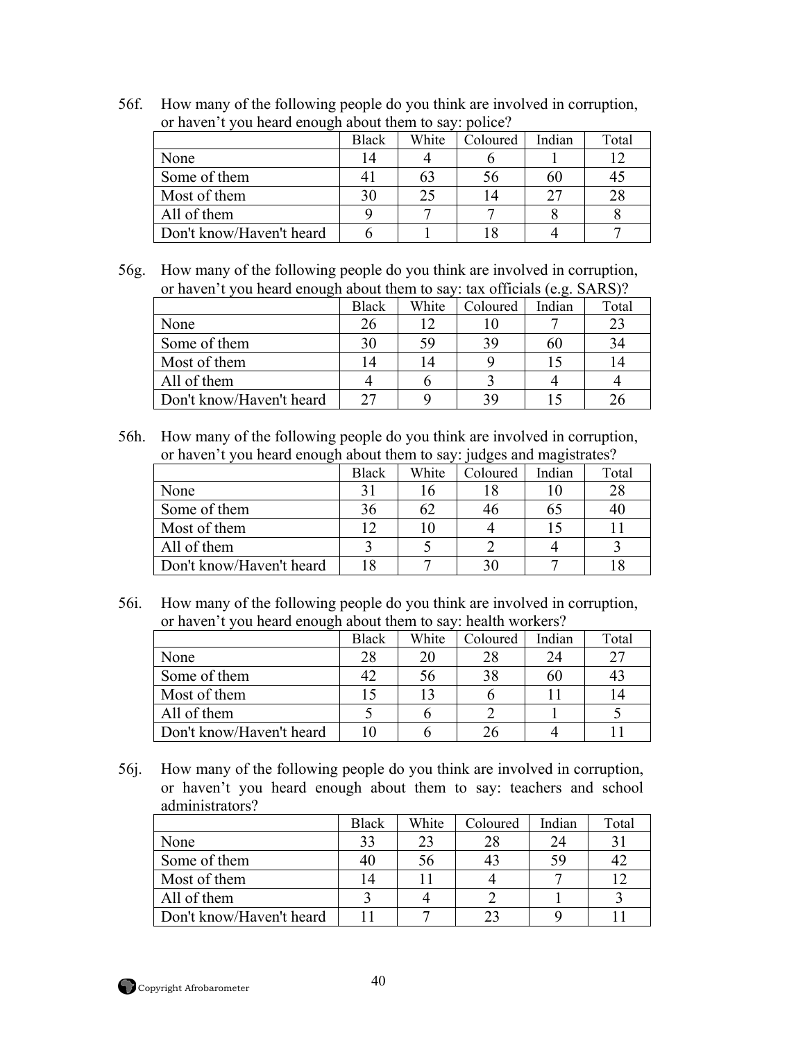56f. How many of the following people do you think are involved in corruption, or haven't you heard enough about them to say: police?

| | Black | White | Coloured | Indian | Total |
|---|---|---|---|---|---|
| None | 14 | 4 | 6 | 1 | 12 |
| Some of them | 41 | 63 | 56 | 60 | 45 |
| Most of them | 30 | 25 | 14 | 27 | 28 |
| All of them | 9 | 7 | 7 | 8 | 8 |
| Don't know/Haven't heard | 6 | 1 | 18 | 4 | 7 |

56g. How many of the following people do you think are involved in corruption, or haven't you heard enough about them to say: tax officials (e.g. SARS)?

| | Black | White | Coloured | Indian | Total |
|---|---|---|---|---|---|
| None | 26 | 12 | 10 | 7 | 23 |
| Some of them | 30 | 59 | 39 | 60 | 34 |
| Most of them | 14 | 14 | 9 | 15 | 14 |
| All of them | 4 | 6 | 3 | 4 | 4 |
| Don't know/Haven't heard | 27 | 9 | 39 | 15 | 26 |

56h. How many of the following people do you think are involved in corruption, or haven't you heard enough about them to say: judges and magistrates?

| | Black | White | Coloured | Indian | Total |
|---|---|---|---|---|---|
| None | 31 | 16 | 18 | 10 | 28 |
| Some of them | 36 | 62 | 46 | 65 | 40 |
| Most of them | 12 | 10 | 4 | 15 | 11 |
| All of them | 3 | 5 | 2 | 4 | 3 |
| Don't know/Haven't heard | 18 | 7 | 30 | 7 | 18 |

56i. How many of the following people do you think are involved in corruption, or haven't you heard enough about them to say: health workers?

| | Black | White | Coloured | Indian | Total |
|---|---|---|---|---|---|
| None | 28 | 20 | 28 | 24 | 27 |
| Some of them | 42 | 56 | 38 | 60 | 43 |
| Most of them | 15 | 13 | 6 | 11 | 14 |
| All of them | 5 | 6 | 2 | 1 | 5 |
| Don't know/Haven't heard | 10 | 6 | 26 | 4 | 11 |

56j. How many of the following people do you think are involved in corruption, or haven't you heard enough about them to say: teachers and school administrators?

| | Black | White | Coloured | Indian | Total |
|---|---|---|---|---|---|
| None | 33 | 23 | 28 | 24 | 31 |
| Some of them | 40 | 56 | 43 | 59 | 42 |
| Most of them | 14 | 11 | 4 | 7 | 12 |
| All of them | 3 | 4 | 2 | 1 | 3 |
| Don't know/Haven't heard | 11 | 7 | 23 | 9 | 11 |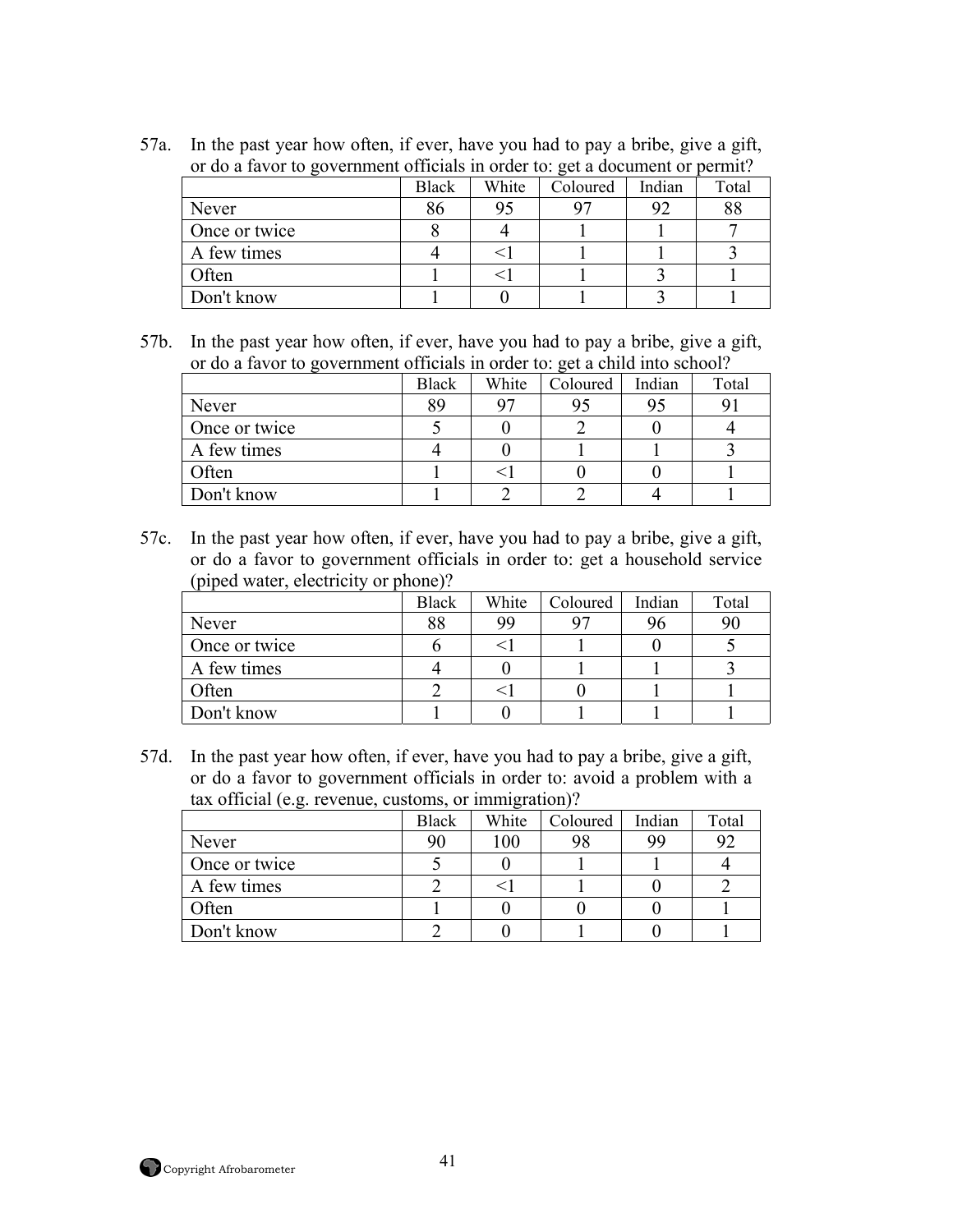57a. In the past year how often, if ever, have you had to pay a bribe, give a gift, or do a favor to government officials in order to: get a document or permit?

| | Black | White | Coloured | Indian | Total |
|---|---|---|---|---|---|
| Never | 86 | 95 | 97 | 92 | 88 |
| Once or twice | 8 | 4 | 1 | 1 | 7 |
| A few times | 4 | <1 | 1 | 1 | 3 |
| Often | 1 | <1 | 1 | 3 | 1 |
| Don't know | 1 | 0 | 1 | 3 | 1 |

57b. In the past year how often, if ever, have you had to pay a bribe, give a gift, or do a favor to government officials in order to: get a child into school?

| | Black | White | Coloured | Indian | Total |
|---|---|---|---|---|---|
| Never | 89 | 97 | 95 | 95 | 91 |
| Once or twice | 5 | 0 | 2 | 0 | 4 |
| A few times | 4 | 0 | 1 | 1 | 3 |
| Often | 1 | <1 | 0 | 0 | 1 |
| Don't know | 1 | 2 | 2 | 4 | 1 |

57c. In the past year how often, if ever, have you had to pay a bribe, give a gift, or do a favor to government officials in order to: get a household service (piped water, electricity or phone)?

| | Black | White | Coloured | Indian | Total |
|---|---|---|---|---|---|
| Never | 88 | 99 | 97 | 96 | 90 |
| Once or twice | 6 | <1 | 1 | 0 | 5 |
| A few times | 4 | 0 | 1 | 1 | 3 |
| Often | 2 | <1 | 0 | 1 | 1 |
| Don't know | 1 | 0 | 1 | 1 | 1 |

57d. In the past year how often, if ever, have you had to pay a bribe, give a gift, or do a favor to government officials in order to: avoid a problem with a tax official (e.g. revenue, customs, or immigration)?

| | Black | White | Coloured | Indian | Total |
|---|---|---|---|---|---|
| Never | 90 | 100 | 98 | 99 | 92 |
| Once or twice | 5 | 0 | 1 | 1 | 4 |
| A few times | 2 | <1 | 1 | 0 | 2 |
| Often | 1 | 0 | 0 | 0 | 1 |
| Don't know | 2 | 0 | 1 | 0 | 1 |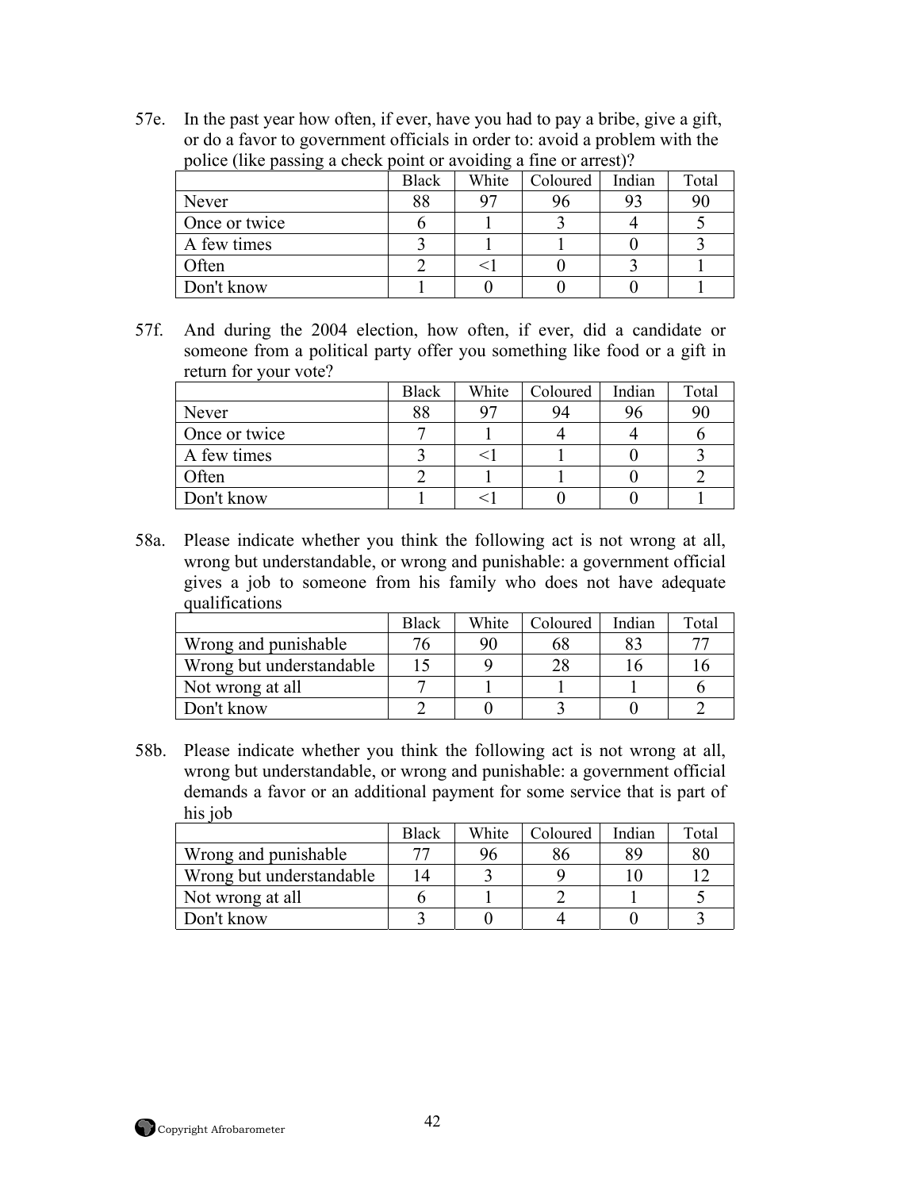57e. In the past year how often, if ever, have you had to pay a bribe, give a gift, or do a favor to government officials in order to: avoid a problem with the police (like passing a check point or avoiding a fine or arrest)?

| | Black | White | Coloured | Indian | Total |
|---|---|---|---|---|---|
| Never | 88 | 97 | 96 | 93 | 90 |
| Once or twice | 6 | 1 | 3 | 4 | 5 |
| A few times | 3 | 1 | 1 | 0 | 3 |
| Often | 2 | <1 | 0 | 3 | 1 |
| Don't know | 1 | 0 | 0 | 0 | 1 |

57f. And during the 2004 election, how often, if ever, did a candidate or someone from a political party offer you something like food or a gift in return for your vote?

| | Black | White | Coloured | Indian | Total |
|---|---|---|---|---|---|
| Never | 88 | 97 | 94 | 96 | 90 |
| Once or twice | 7 | 1 | 4 | 4 | 6 |
| A few times | 3 | <1 | 1 | 0 | 3 |
| Often | 2 | 1 | 1 | 0 | 2 |
| Don't know | 1 | <1 | 0 | 0 | 1 |

58a. Please indicate whether you think the following act is not wrong at all, wrong but understandable, or wrong and punishable: a government official gives a job to someone from his family who does not have adequate qualifications

| | Black | White | Coloured | Indian | Total |
|---|---|---|---|---|---|
| Wrong and punishable | 76 | 90 | 68 | 83 | 77 |
| Wrong but understandable | 15 | 9 | 28 | 16 | 16 |
| Not wrong at all | 7 | 1 | 1 | 1 | 6 |
| Don't know | 2 | 0 | 3 | 0 | 2 |

58b. Please indicate whether you think the following act is not wrong at all, wrong but understandable, or wrong and punishable: a government official demands a favor or an additional payment for some service that is part of his job

| | Black | White | Coloured | Indian | Total |
|---|---|---|---|---|---|
| Wrong and punishable | 77 | 96 | 86 | 89 | 80 |
| Wrong but understandable | 14 | 3 | 9 | 10 | 12 |
| Not wrong at all | 6 | 1 | 2 | 1 | 5 |
| Don't know | 3 | 0 | 4 | 0 | 3 |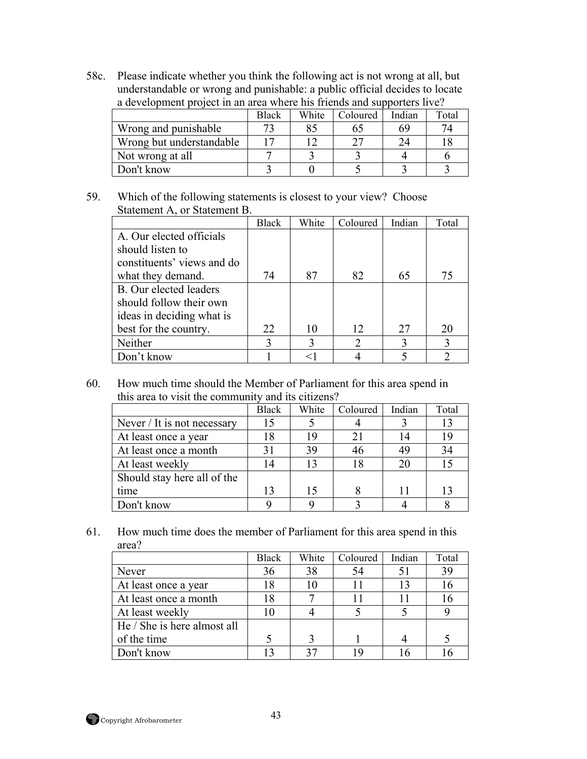58c. Please indicate whether you think the following act is not wrong at all, but understandable or wrong and punishable: a public official decides to locate a development project in an area where his friends and supporters live?

| | Black | White | Coloured | Indian | Total |
|---|---|---|---|---|---|
| Wrong and punishable | 73 | 85 | 65 | 69 | 74 |
| Wrong but understandable | 17 | 12 | 27 | 24 | 18 |
| Not wrong at all | 7 | 3 | 3 | 4 | 6 |
| Don't know | 3 | 0 | 5 | 3 | 3 |

59. Which of the following statements is closest to your view? Choose Statement A, or Statement B.

| | Black | White | Coloured | Indian | Total |
|---|---|---|---|---|---|
| A. Our elected officials should listen to constituents' views and do what they demand. | 74 | 87 | 82 | 65 | 75 |
| B. Our elected leaders should follow their own ideas in deciding what is best for the country. | 22 | 10 | 12 | 27 | 20 |
| Neither | 3 | 3 | 2 | 3 | 3 |
| Don't know | 1 | <1 | 4 | 5 | 2 |

60. How much time should the Member of Parliament for this area spend in this area to visit the community and its citizens?

| | Black | White | Coloured | Indian | Total |
|---|---|---|---|---|---|
| Never / It is not necessary | 15 | 5 | 4 | 3 | 13 |
| At least once a year | 18 | 19 | 21 | 14 | 19 |
| At least once a month | 31 | 39 | 46 | 49 | 34 |
| At least weekly | 14 | 13 | 18 | 20 | 15 |
| Should stay here all of the time | 13 | 15 | 8 | 11 | 13 |
| Don't know | 9 | 9 | 3 | 4 | 8 |

61. How much time does the member of Parliament for this area spend in this area?

| | Black | White | Coloured | Indian | Total |
|---|---|---|---|---|---|
| Never | 36 | 38 | 54 | 51 | 39 |
| At least once a year | 18 | 10 | 11 | 13 | 16 |
| At least once a month | 18 | 7 | 11 | 11 | 16 |
| At least weekly | 10 | 4 | 5 | 5 | 9 |
| He / She is here almost all of the time | 5 | 3 | 1 | 4 | 5 |
| Don't know | 13 | 37 | 19 | 16 | 16 |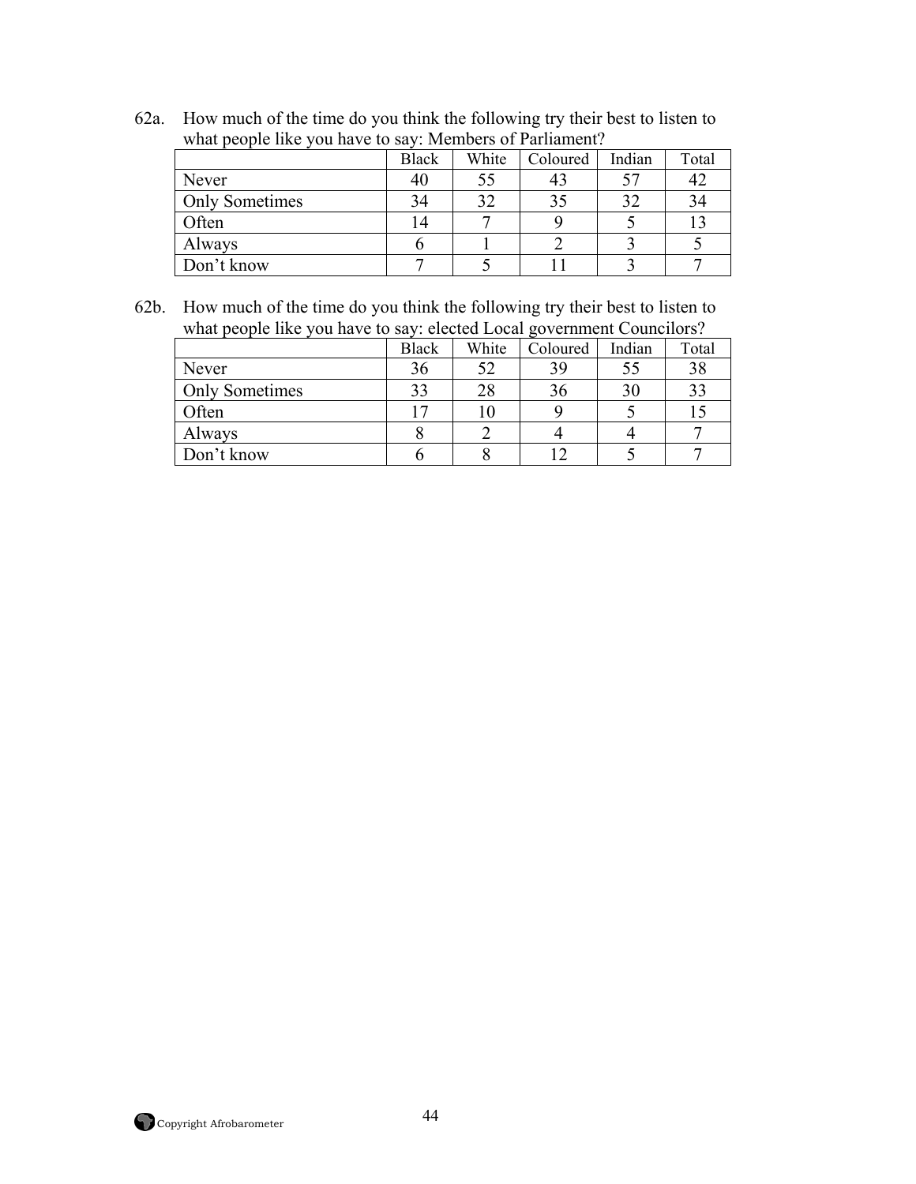62a. How much of the time do you think the following try their best to listen to what people like you have to say: Members of Parliament?

| | Black | White | Coloured | Indian | Total |
|---|---|---|---|---|---|
| Never | 40 | 55 | 43 | 57 | 42 |
| Only Sometimes | 34 | 32 | 35 | 32 | 34 |
| Often | 14 | 7 | 9 | 5 | 13 |
| Always | 6 | 1 | 2 | 3 | 5 |
| Don't know | 7 | 5 | 11 | 3 | 7 |

62b. How much of the time do you think the following try their best to listen to what people like you have to say: elected Local government Councilors?

| | Black | White | Coloured | Indian | Total |
|---|---|---|---|---|---|
| Never | 36 | 52 | 39 | 55 | 38 |
| Only Sometimes | 33 | 28 | 36 | 30 | 33 |
| Often | 17 | 10 | 9 | 5 | 15 |
| Always | 8 | 2 | 4 | 4 | 7 |
| Don't know | 6 | 8 | 12 | 5 | 7 |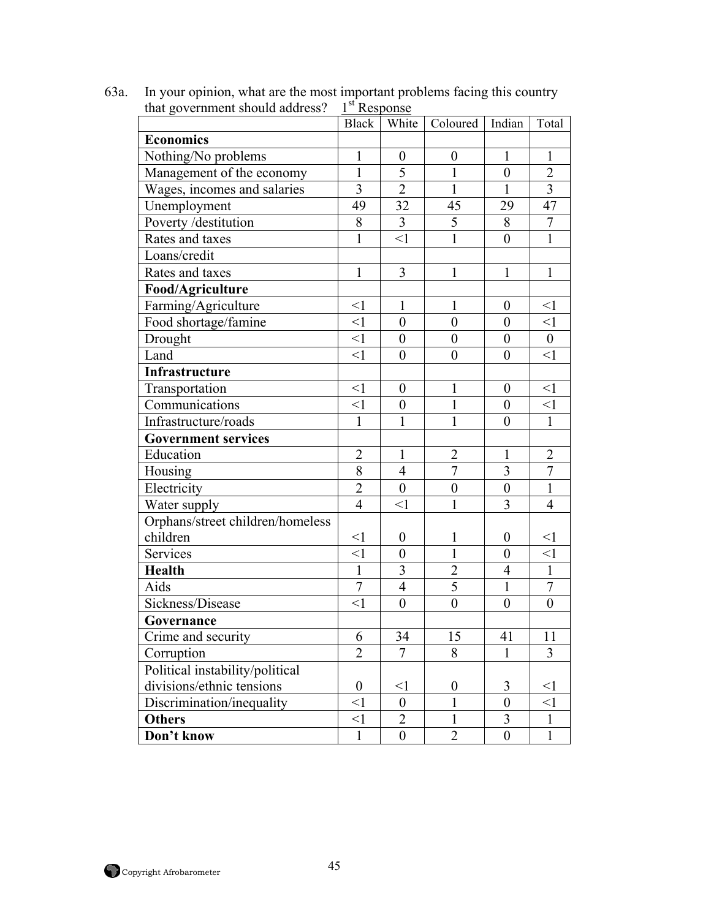63a. In your opinion, what are the most important problems facing this country that government should address? 1st Response

| | Black | White | Coloured | Indian | Total |
|---|---|---|---|---|---|
| **Economics** | | | | | |
| Nothing/No problems | 1 | 0 | 0 | 1 | 1 |
| Management of the economy | 1 | 5 | 1 | 0 | 2 |
| Wages, incomes and salaries | 3 | 2 | 1 | 1 | 3 |
| Unemployment | 49 | 32 | 45 | 29 | 47 |
| Poverty /destitution | 8 | 3 | 5 | 8 | 7 |
| Rates and taxes | 1 | <1 | 1 | 0 | 1 |
| Loans/credit | | | | | |
| Rates and taxes | 1 | 3 | 1 | 1 | 1 |
| **Food/Agriculture** | | | | | |
| Farming/Agriculture | <1 | 1 | 1 | 0 | <1 |
| Food shortage/famine | <1 | 0 | 0 | 0 | <1 |
| Drought | <1 | 0 | 0 | 0 | 0 |
| Land | <1 | 0 | 0 | 0 | <1 |
| **Infrastructure** | | | | | |
| Transportation | <1 | 0 | 1 | 0 | <1 |
| Communications | <1 | 0 | 1 | 0 | <1 |
| Infrastructure/roads | 1 | 1 | 1 | 0 | 1 |
| **Government services** | | | | | |
| Education | 2 | 1 | 2 | 1 | 2 |
| Housing | 8 | 4 | 7 | 3 | 7 |
| Electricity | 2 | 0 | 0 | 0 | 1 |
| Water supply | 4 | <1 | 1 | 3 | 4 |
| Orphans/street children/homeless children | <1 | 0 | 1 | 0 | <1 |
| Services | <1 | 0 | 1 | 0 | <1 |
| **Health** | 1 | 3 | 2 | 4 | 1 |
| Aids | 7 | 4 | 5 | 1 | 7 |
| Sickness/Disease | <1 | 0 | 0 | 0 | 0 |
| **Governance** | | | | | |
| Crime and security | 6 | 34 | 15 | 41 | 11 |
| Corruption | 2 | 7 | 8 | 1 | 3 |
| Political instability/political divisions/ethnic tensions | 0 | <1 | 0 | 3 | <1 |
| Discrimination/inequality | <1 | 0 | 1 | 0 | <1 |
| **Others** | <1 | 2 | 1 | 3 | 1 |
| **Don't know** | 1 | 0 | 2 | 0 | 1 |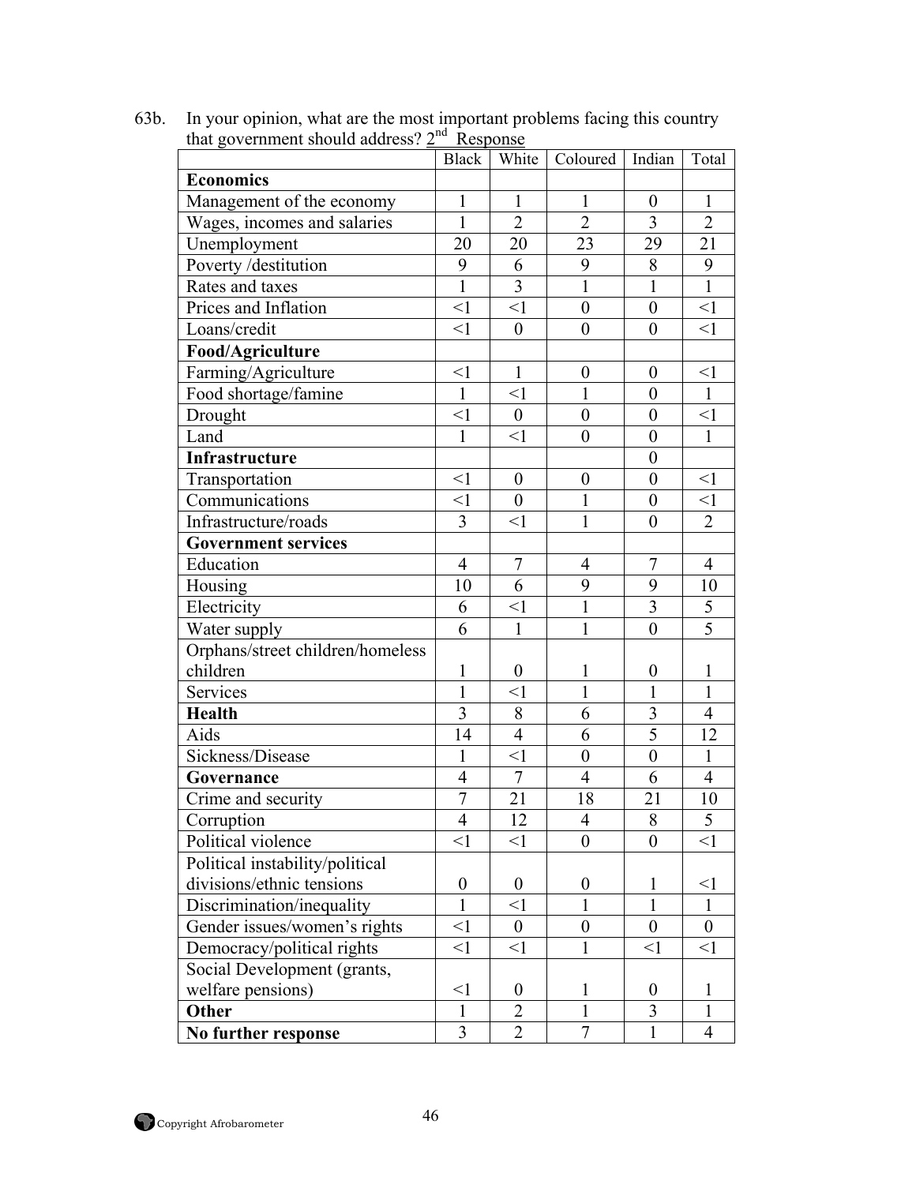63b. In your opinion, what are the most important problems facing this country that government should address? 2nd Response

| | Black | White | Coloured | Indian | Total |
|---|---|---|---|---|---|
| **Economics** | | | | | |
| Management of the economy | 1 | 1 | 1 | 0 | 1 |
| Wages, incomes and salaries | 1 | 2 | 2 | 3 | 2 |
| Unemployment | 20 | 20 | 23 | 29 | 21 |
| Poverty /destitution | 9 | 6 | 9 | 8 | 9 |
| Rates and taxes | 1 | 3 | 1 | 1 | 1 |
| Prices and Inflation | <1 | <1 | 0 | 0 | <1 |
| Loans/credit | <1 | 0 | 0 | 0 | <1 |
| **Food/Agriculture** | | | | | |
| Farming/Agriculture | <1 | 1 | 0 | 0 | <1 |
| Food shortage/famine | 1 | <1 | 1 | 0 | 1 |
| Drought | <1 | 0 | 0 | 0 | <1 |
| Land | 1 | <1 | 0 | 0 | 1 |
| **Infrastructure** | | | | 0 | |
| Transportation | <1 | 0 | 0 | 0 | <1 |
| Communications | <1 | 0 | 1 | 0 | <1 |
| Infrastructure/roads | 3 | <1 | 1 | 0 | 2 |
| **Government services** | | | | | |
| Education | 4 | 7 | 4 | 7 | 4 |
| Housing | 10 | 6 | 9 | 9 | 10 |
| Electricity | 6 | <1 | 1 | 3 | 5 |
| Water supply | 6 | 1 | 1 | 0 | 5 |
| Orphans/street children/homeless children | 1 | 0 | 1 | 0 | 1 |
| Services | 1 | <1 | 1 | 1 | 1 |
| **Health** | 3 | 8 | 6 | 3 | 4 |
| Aids | 14 | 4 | 6 | 5 | 12 |
| Sickness/Disease | 1 | <1 | 0 | 0 | 1 |
| **Governance** | 4 | 7 | 4 | 6 | 4 |
| Crime and security | 7 | 21 | 18 | 21 | 10 |
| Corruption | 4 | 12 | 4 | 8 | 5 |
| Political violence | <1 | <1 | 0 | 0 | <1 |
| Political instability/political divisions/ethnic tensions | 0 | 0 | 0 | 1 | <1 |
| Discrimination/inequality | 1 | <1 | 1 | 1 | 1 |
| Gender issues/women's rights | <1 | 0 | 0 | 0 | 0 |
| Democracy/political rights | <1 | <1 | 1 | <1 | <1 |
| Social Development (grants, welfare pensions) | <1 | 0 | 1 | 0 | 1 |
| **Other** | 1 | 2 | 1 | 3 | 1 |
| **No further response** | 3 | 2 | 7 | 1 | 4 |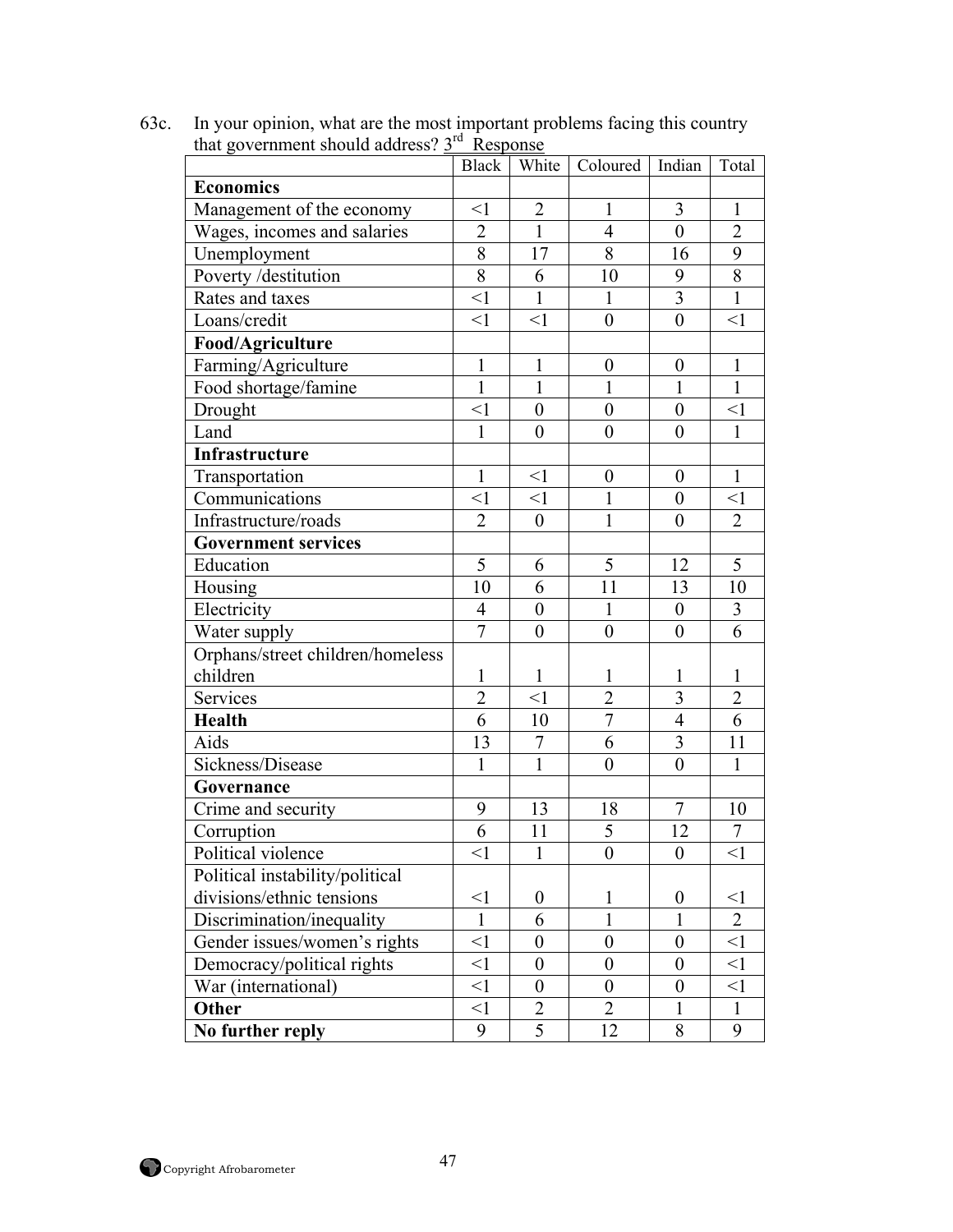63c. In your opinion, what are the most important problems facing this country that government should address? 3rd Response

| | Black | White | Coloured | Indian | Total |
|---|---|---|---|---|---|
| **Economics** | | | | | |
| Management of the economy | <1 | 2 | 1 | 3 | 1 |
| Wages, incomes and salaries | 2 | 1 | 4 | 0 | 2 |
| Unemployment | 8 | 17 | 8 | 16 | 9 |
| Poverty /destitution | 8 | 6 | 10 | 9 | 8 |
| Rates and taxes | <1 | 1 | 1 | 3 | 1 |
| Loans/credit | <1 | <1 | 0 | 0 | <1 |
| **Food/Agriculture** | | | | | |
| Farming/Agriculture | 1 | 1 | 0 | 0 | 1 |
| Food shortage/famine | 1 | 1 | 1 | 1 | 1 |
| Drought | <1 | 0 | 0 | 0 | <1 |
| Land | 1 | 0 | 0 | 0 | 1 |
| **Infrastructure** | | | | | |
| Transportation | 1 | <1 | 0 | 0 | 1 |
| Communications | <1 | <1 | 1 | 0 | <1 |
| Infrastructure/roads | 2 | 0 | 1 | 0 | 2 |
| **Government services** | | | | | |
| Education | 5 | 6 | 5 | 12 | 5 |
| Housing | 10 | 6 | 11 | 13 | 10 |
| Electricity | 4 | 0 | 1 | 0 | 3 |
| Water supply | 7 | 0 | 0 | 0 | 6 |
| Orphans/street children/homeless children | 1 | 1 | 1 | 1 | 1 |
| Services | 2 | <1 | 2 | 3 | 2 |
| **Health** | 6 | 10 | 7 | 4 | 6 |
| Aids | 13 | 7 | 6 | 3 | 11 |
| Sickness/Disease | 1 | 1 | 0 | 0 | 1 |
| **Governance** | | | | | |
| Crime and security | 9 | 13 | 18 | 7 | 10 |
| Corruption | 6 | 11 | 5 | 12 | 7 |
| Political violence | <1 | 1 | 0 | 0 | <1 |
| Political instability/political divisions/ethnic tensions | <1 | 0 | 1 | 0 | <1 |
| Discrimination/inequality | 1 | 6 | 1 | 1 | 2 |
| Gender issues/women's rights | <1 | 0 | 0 | 0 | <1 |
| Democracy/political rights | <1 | 0 | 0 | 0 | <1 |
| War (international) | <1 | 0 | 0 | 0 | <1 |
| **Other** | <1 | 2 | 2 | 1 | 1 |
| **No further reply** | 9 | 5 | 12 | 8 | 9 |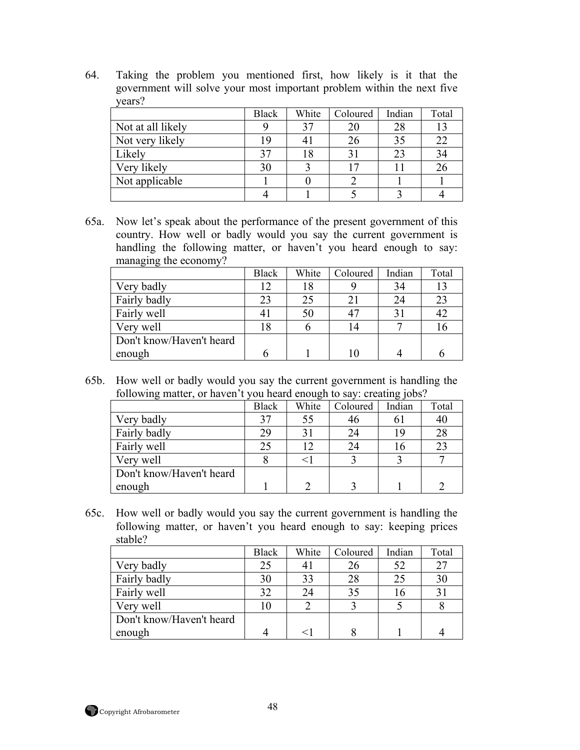64. Taking the problem you mentioned first, how likely is it that the government will solve your most important problem within the next five years?

| | Black | White | Coloured | Indian | Total |
|---|---|---|---|---|---|
| Not at all likely | 9 | 37 | 20 | 28 | 13 |
| Not very likely | 19 | 41 | 26 | 35 | 22 |
| Likely | 37 | 18 | 31 | 23 | 34 |
| Very likely | 30 | 3 | 17 | 11 | 26 |
| Not applicable | 1 | 0 | 2 | 1 | 1 |
| | 4 | 1 | 5 | 3 | 4 |

65a. Now let's speak about the performance of the present government of this country. How well or badly would you say the current government is handling the following matter, or haven't you heard enough to say: managing the economy?

| | Black | White | Coloured | Indian | Total |
|---|---|---|---|---|---|
| Very badly | 12 | 18 | 9 | 34 | 13 |
| Fairly badly | 23 | 25 | 21 | 24 | 23 |
| Fairly well | 41 | 50 | 47 | 31 | 42 |
| Very well | 18 | 6 | 14 | 7 | 16 |
| Don't know/Haven't heard enough | 6 | 1 | 10 | 4 | 6 |

65b. How well or badly would you say the current government is handling the following matter, or haven't you heard enough to say: creating jobs?

| | Black | White | Coloured | Indian | Total |
|---|---|---|---|---|---|
| Very badly | 37 | 55 | 46 | 61 | 40 |
| Fairly badly | 29 | 31 | 24 | 19 | 28 |
| Fairly well | 25 | 12 | 24 | 16 | 23 |
| Very well | 8 | <1 | 3 | 3 | 7 |
| Don't know/Haven't heard enough | 1 | 2 | 3 | 1 | 2 |

65c. How well or badly would you say the current government is handling the following matter, or haven't you heard enough to say: keeping prices stable?

| | Black | White | Coloured | Indian | Total |
|---|---|---|---|---|---|
| Very badly | 25 | 41 | 26 | 52 | 27 |
| Fairly badly | 30 | 33 | 28 | 25 | 30 |
| Fairly well | 32 | 24 | 35 | 16 | 31 |
| Very well | 10 | 2 | 3 | 5 | 8 |
| Don't know/Haven't heard enough | 4 | <1 | 8 | 1 | 4 |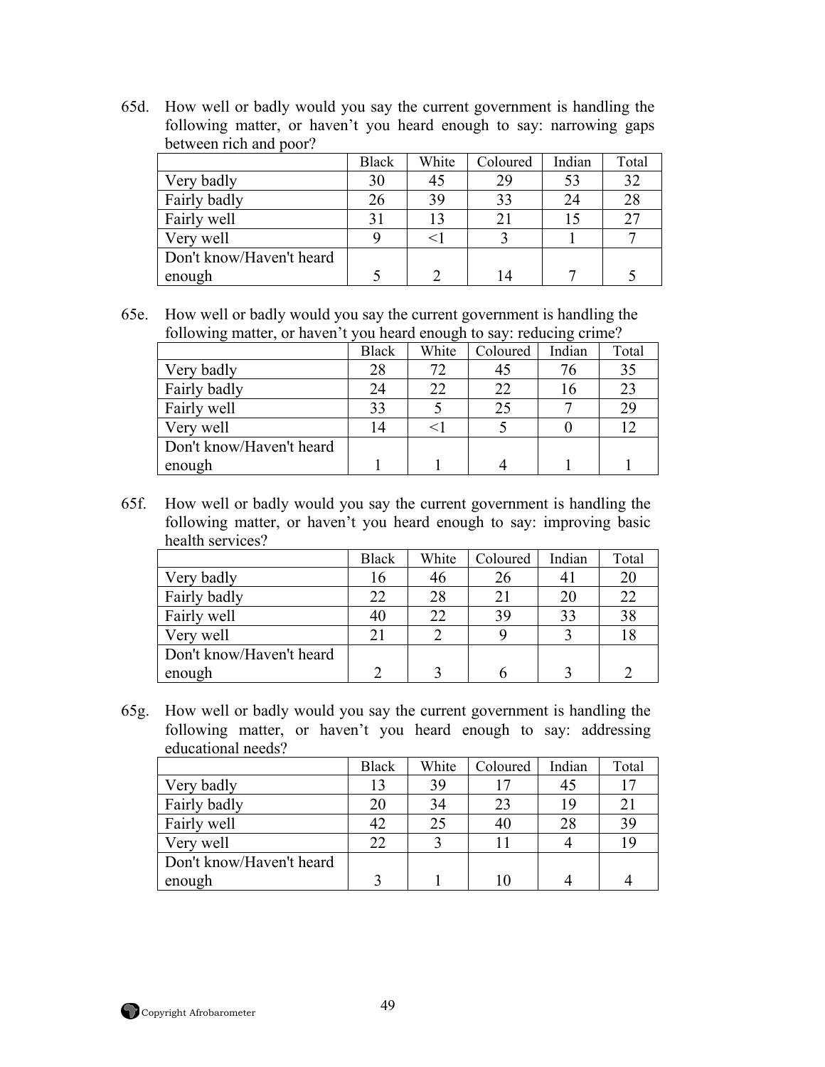65d. How well or badly would you say the current government is handling the following matter, or haven't you heard enough to say: narrowing gaps between rich and poor?

| | Black | White | Coloured | Indian | Total |
|---|---|---|---|---|---|
| Very badly | 30 | 45 | 29 | 53 | 32 |
| Fairly badly | 26 | 39 | 33 | 24 | 28 |
| Fairly well | 31 | 13 | 21 | 15 | 27 |
| Very well | 9 | <1 | 3 | 1 | 7 |
| Don't know/Haven't heard enough | 5 | 2 | 14 | 7 | 5 |

65e. How well or badly would you say the current government is handling the following matter, or haven't you heard enough to say: reducing crime?

| | Black | White | Coloured | Indian | Total |
|---|---|---|---|---|---|
| Very badly | 28 | 72 | 45 | 76 | 35 |
| Fairly badly | 24 | 22 | 22 | 16 | 23 |
| Fairly well | 33 | 5 | 25 | 7 | 29 |
| Very well | 14 | <1 | 5 | 0 | 12 |
| Don't know/Haven't heard enough | 1 | 1 | 4 | 1 | 1 |

65f. How well or badly would you say the current government is handling the following matter, or haven't you heard enough to say: improving basic health services?

| | Black | White | Coloured | Indian | Total |
|---|---|---|---|---|---|
| Very badly | 16 | 46 | 26 | 41 | 20 |
| Fairly badly | 22 | 28 | 21 | 20 | 22 |
| Fairly well | 40 | 22 | 39 | 33 | 38 |
| Very well | 21 | 2 | 9 | 3 | 18 |
| Don't know/Haven't heard enough | 2 | 3 | 6 | 3 | 2 |

65g. How well or badly would you say the current government is handling the following matter, or haven't you heard enough to say: addressing educational needs?

| | Black | White | Coloured | Indian | Total |
|---|---|---|---|---|---|
| Very badly | 13 | 39 | 17 | 45 | 17 |
| Fairly badly | 20 | 34 | 23 | 19 | 21 |
| Fairly well | 42 | 25 | 40 | 28 | 39 |
| Very well | 22 | 3 | 11 | 4 | 19 |
| Don't know/Haven't heard enough | 3 | 1 | 10 | 4 | 4 |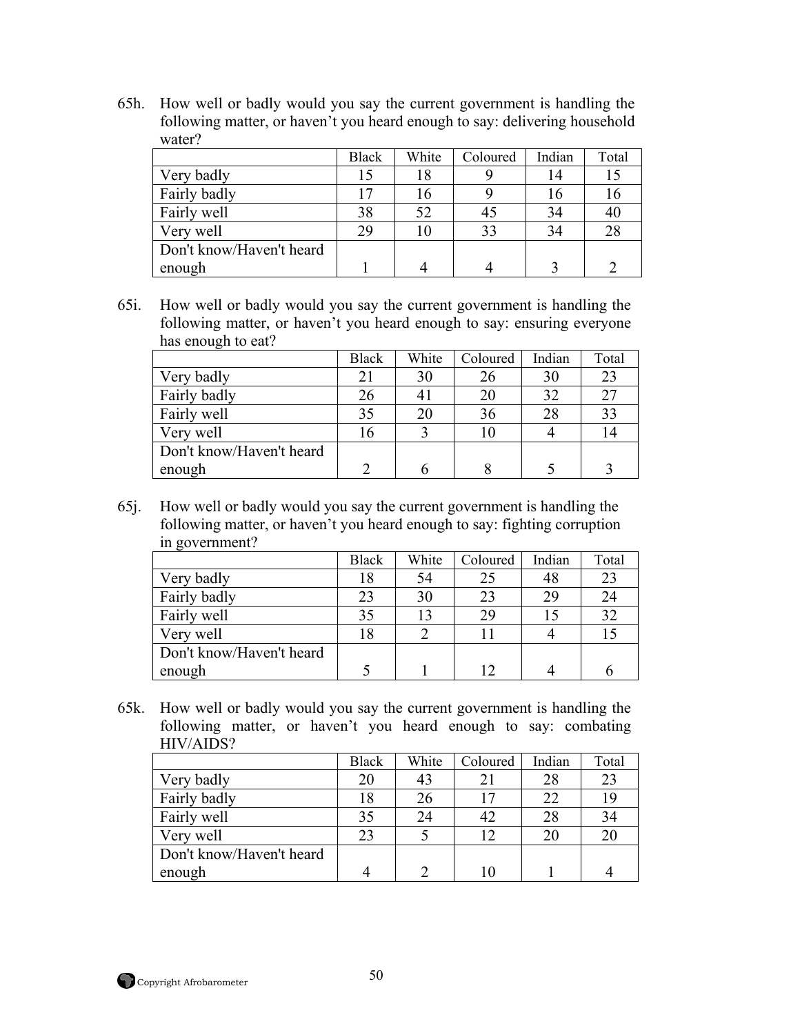65h. How well or badly would you say the current government is handling the following matter, or haven't you heard enough to say: delivering household water?

| | Black | White | Coloured | Indian | Total |
|---|---|---|---|---|---|
| Very badly | 15 | 18 | 9 | 14 | 15 |
| Fairly badly | 17 | 16 | 9 | 16 | 16 |
| Fairly well | 38 | 52 | 45 | 34 | 40 |
| Very well | 29 | 10 | 33 | 34 | 28 |
| Don't know/Haven't heard enough | 1 | 4 | 4 | 3 | 2 |

65i. How well or badly would you say the current government is handling the following matter, or haven't you heard enough to say: ensuring everyone has enough to eat?

| | Black | White | Coloured | Indian | Total |
|---|---|---|---|---|---|
| Very badly | 21 | 30 | 26 | 30 | 23 |
| Fairly badly | 26 | 41 | 20 | 32 | 27 |
| Fairly well | 35 | 20 | 36 | 28 | 33 |
| Very well | 16 | 3 | 10 | 4 | 14 |
| Don't know/Haven't heard enough | 2 | 6 | 8 | 5 | 3 |

65j. How well or badly would you say the current government is handling the following matter, or haven't you heard enough to say: fighting corruption in government?

| | Black | White | Coloured | Indian | Total |
|---|---|---|---|---|---|
| Very badly | 18 | 54 | 25 | 48 | 23 |
| Fairly badly | 23 | 30 | 23 | 29 | 24 |
| Fairly well | 35 | 13 | 29 | 15 | 32 |
| Very well | 18 | 2 | 11 | 4 | 15 |
| Don't know/Haven't heard enough | 5 | 1 | 12 | 4 | 6 |

65k. How well or badly would you say the current government is handling the following matter, or haven't you heard enough to say: combating HIV/AIDS?

| | Black | White | Coloured | Indian | Total |
|---|---|---|---|---|---|
| Very badly | 20 | 43 | 21 | 28 | 23 |
| Fairly badly | 18 | 26 | 17 | 22 | 19 |
| Fairly well | 35 | 24 | 42 | 28 | 34 |
| Very well | 23 | 5 | 12 | 20 | 20 |
| Don't know/Haven't heard enough | 4 | 2 | 10 | 1 | 4 |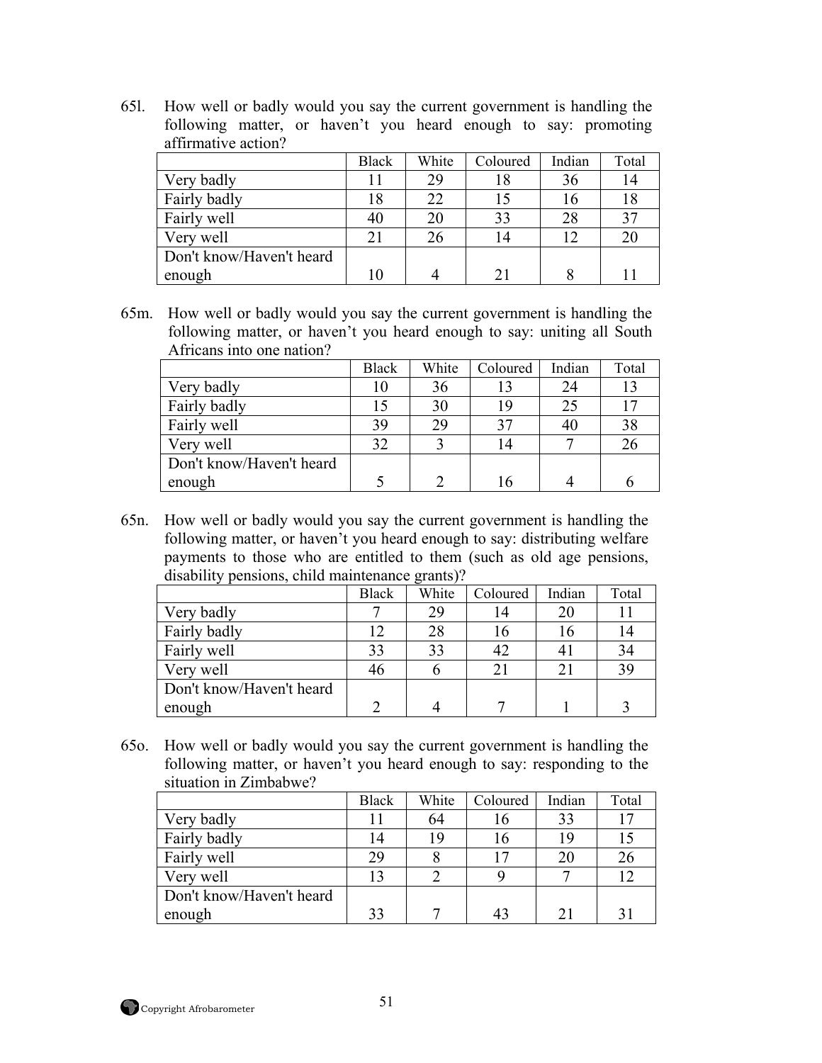65l. How well or badly would you say the current government is handling the following matter, or haven't you heard enough to say: promoting affirmative action?

| | Black | White | Coloured | Indian | Total |
|---|---|---|---|---|---|
| Very badly | 11 | 29 | 18 | 36 | 14 |
| Fairly badly | 18 | 22 | 15 | 16 | 18 |
| Fairly well | 40 | 20 | 33 | 28 | 37 |
| Very well | 21 | 26 | 14 | 12 | 20 |
| Don't know/Haven't heard enough | 10 | 4 | 21 | 8 | 11 |

65m. How well or badly would you say the current government is handling the following matter, or haven't you heard enough to say: uniting all South Africans into one nation?

| | Black | White | Coloured | Indian | Total |
|---|---|---|---|---|---|
| Very badly | 10 | 36 | 13 | 24 | 13 |
| Fairly badly | 15 | 30 | 19 | 25 | 17 |
| Fairly well | 39 | 29 | 37 | 40 | 38 |
| Very well | 32 | 3 | 14 | 7 | 26 |
| Don't know/Haven't heard enough | 5 | 2 | 16 | 4 | 6 |

65n. How well or badly would you say the current government is handling the following matter, or haven't you heard enough to say: distributing welfare payments to those who are entitled to them (such as old age pensions, disability pensions, child maintenance grants)?

| | Black | White | Coloured | Indian | Total |
|---|---|---|---|---|---|
| Very badly | 7 | 29 | 14 | 20 | 11 |
| Fairly badly | 12 | 28 | 16 | 16 | 14 |
| Fairly well | 33 | 33 | 42 | 41 | 34 |
| Very well | 46 | 6 | 21 | 21 | 39 |
| Don't know/Haven't heard enough | 2 | 4 | 7 | 1 | 3 |

65o. How well or badly would you say the current government is handling the following matter, or haven't you heard enough to say: responding to the situation in Zimbabwe?

| | Black | White | Coloured | Indian | Total |
|---|---|---|---|---|---|
| Very badly | 11 | 64 | 16 | 33 | 17 |
| Fairly badly | 14 | 19 | 16 | 19 | 15 |
| Fairly well | 29 | 8 | 17 | 20 | 26 |
| Very well | 13 | 2 | 9 | 7 | 12 |
| Don't know/Haven't heard enough | 33 | 7 | 43 | 21 | 31 |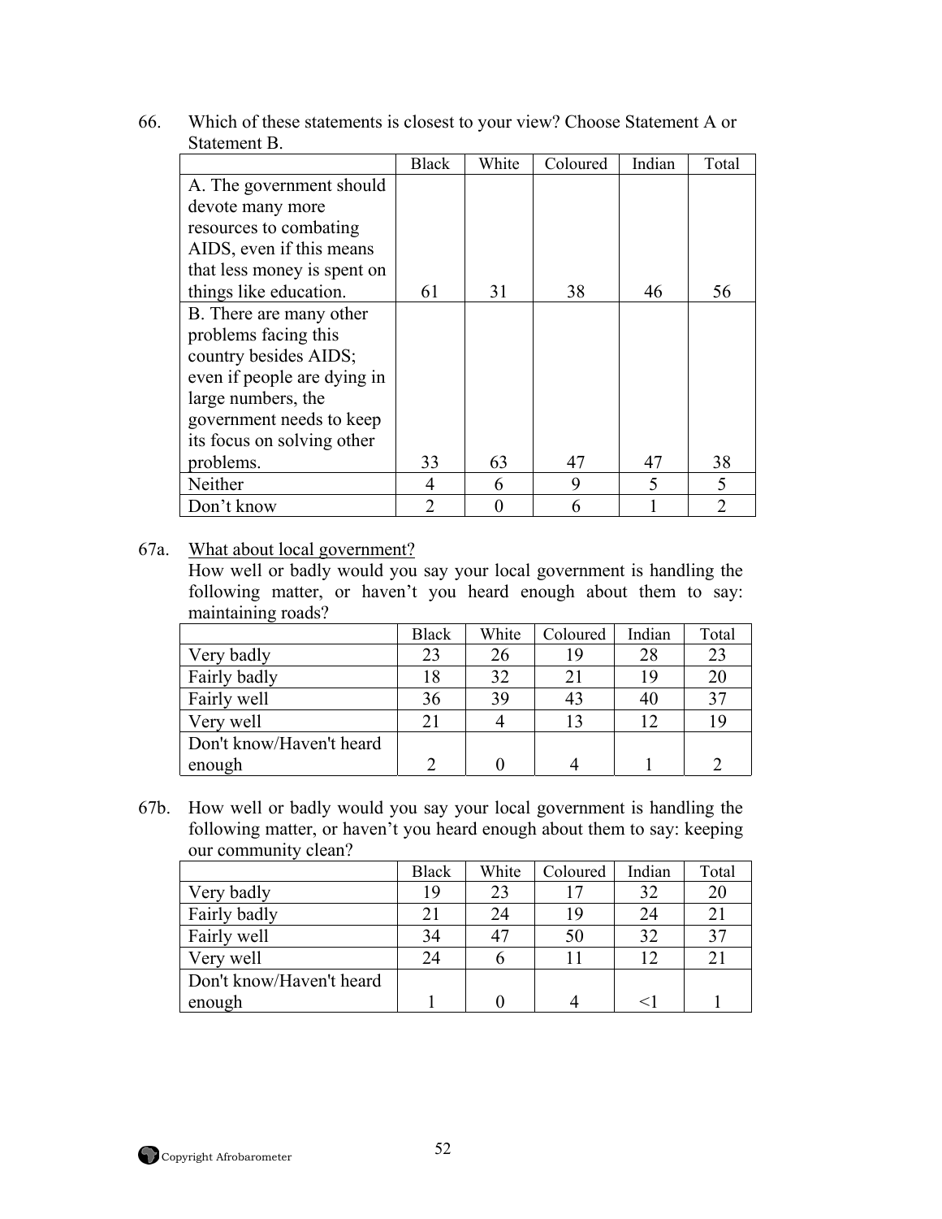66. Which of these statements is closest to your view? Choose Statement A or Statement B.

| | Black | White | Coloured | Indian | Total |
|---|---|---|---|---|---|
| A. The government should devote many more resources to combating AIDS, even if this means that less money is spent on things like education. | 61 | 31 | 38 | 46 | 56 |
| B. There are many other problems facing this country besides AIDS; even if people are dying in large numbers, the government needs to keep its focus on solving other problems. | 33 | 63 | 47 | 47 | 38 |
| Neither | 4 | 6 | 9 | 5 | 5 |
| Don't know | 2 | 0 | 6 | 1 | 2 |

67a. <u>What about local government?</u>
How well or badly would you say your local government is handling the following matter, or haven't you heard enough about them to say: maintaining roads?

| | Black | White | Coloured | Indian | Total |
|---|---|---|---|---|---|
| Very badly | 23 | 26 | 19 | 28 | 23 |
| Fairly badly | 18 | 32 | 21 | 19 | 20 |
| Fairly well | 36 | 39 | 43 | 40 | 37 |
| Very well | 21 | 4 | 13 | 12 | 19 |
| Don't know/Haven't heard enough | 2 | 0 | 4 | 1 | 2 |

67b. How well or badly would you say your local government is handling the following matter, or haven't you heard enough about them to say: keeping our community clean?

| | Black | White | Coloured | Indian | Total |
|---|---|---|---|---|---|
| Very badly | 19 | 23 | 17 | 32 | 20 |
| Fairly badly | 21 | 24 | 19 | 24 | 21 |
| Fairly well | 34 | 47 | 50 | 32 | 37 |
| Very well | 24 | 6 | 11 | 12 | 21 |
| Don't know/Haven't heard enough | 1 | 0 | 4 | <1 | 1 |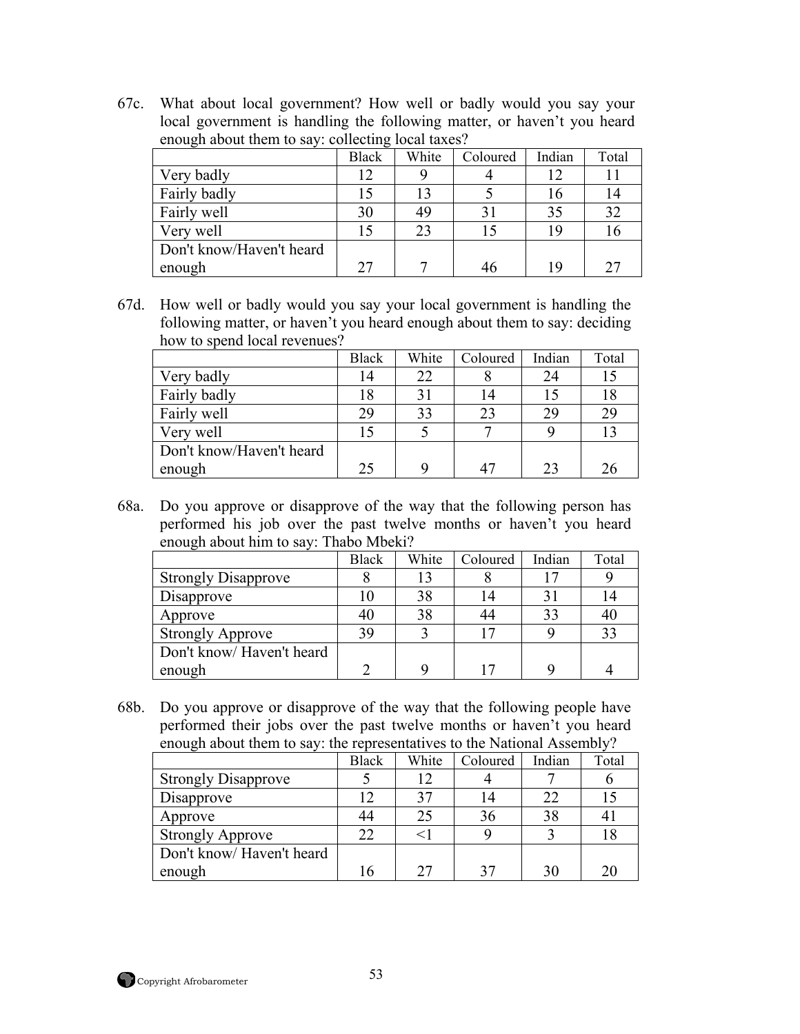67c. What about local government? How well or badly would you say your local government is handling the following matter, or haven't you heard enough about them to say: collecting local taxes?

| | Black | White | Coloured | Indian | Total |
|---|---|---|---|---|---|
| Very badly | 12 | 9 | 4 | 12 | 11 |
| Fairly badly | 15 | 13 | 5 | 16 | 14 |
| Fairly well | 30 | 49 | 31 | 35 | 32 |
| Very well | 15 | 23 | 15 | 19 | 16 |
| Don't know/Haven't heard enough | 27 | 7 | 46 | 19 | 27 |

67d. How well or badly would you say your local government is handling the following matter, or haven't you heard enough about them to say: deciding how to spend local revenues?

| | Black | White | Coloured | Indian | Total |
|---|---|---|---|---|---|
| Very badly | 14 | 22 | 8 | 24 | 15 |
| Fairly badly | 18 | 31 | 14 | 15 | 18 |
| Fairly well | 29 | 33 | 23 | 29 | 29 |
| Very well | 15 | 5 | 7 | 9 | 13 |
| Don't know/Haven't heard enough | 25 | 9 | 47 | 23 | 26 |

68a. Do you approve or disapprove of the way that the following person has performed his job over the past twelve months or haven't you heard enough about him to say: Thabo Mbeki?

| | Black | White | Coloured | Indian | Total |
|---|---|---|---|---|---|
| Strongly Disapprove | 8 | 13 | 8 | 17 | 9 |
| Disapprove | 10 | 38 | 14 | 31 | 14 |
| Approve | 40 | 38 | 44 | 33 | 40 |
| Strongly Approve | 39 | 3 | 17 | 9 | 33 |
| Don't know/ Haven't heard enough | 2 | 9 | 17 | 9 | 4 |

68b. Do you approve or disapprove of the way that the following people have performed their jobs over the past twelve months or haven't you heard enough about them to say: the representatives to the National Assembly?

| | Black | White | Coloured | Indian | Total |
|---|---|---|---|---|---|
| Strongly Disapprove | 5 | 12 | 4 | 7 | 6 |
| Disapprove | 12 | 37 | 14 | 22 | 15 |
| Approve | 44 | 25 | 36 | 38 | 41 |
| Strongly Approve | 22 | <1 | 9 | 3 | 18 |
| Don't know/ Haven't heard enough | 16 | 27 | 37 | 30 | 20 |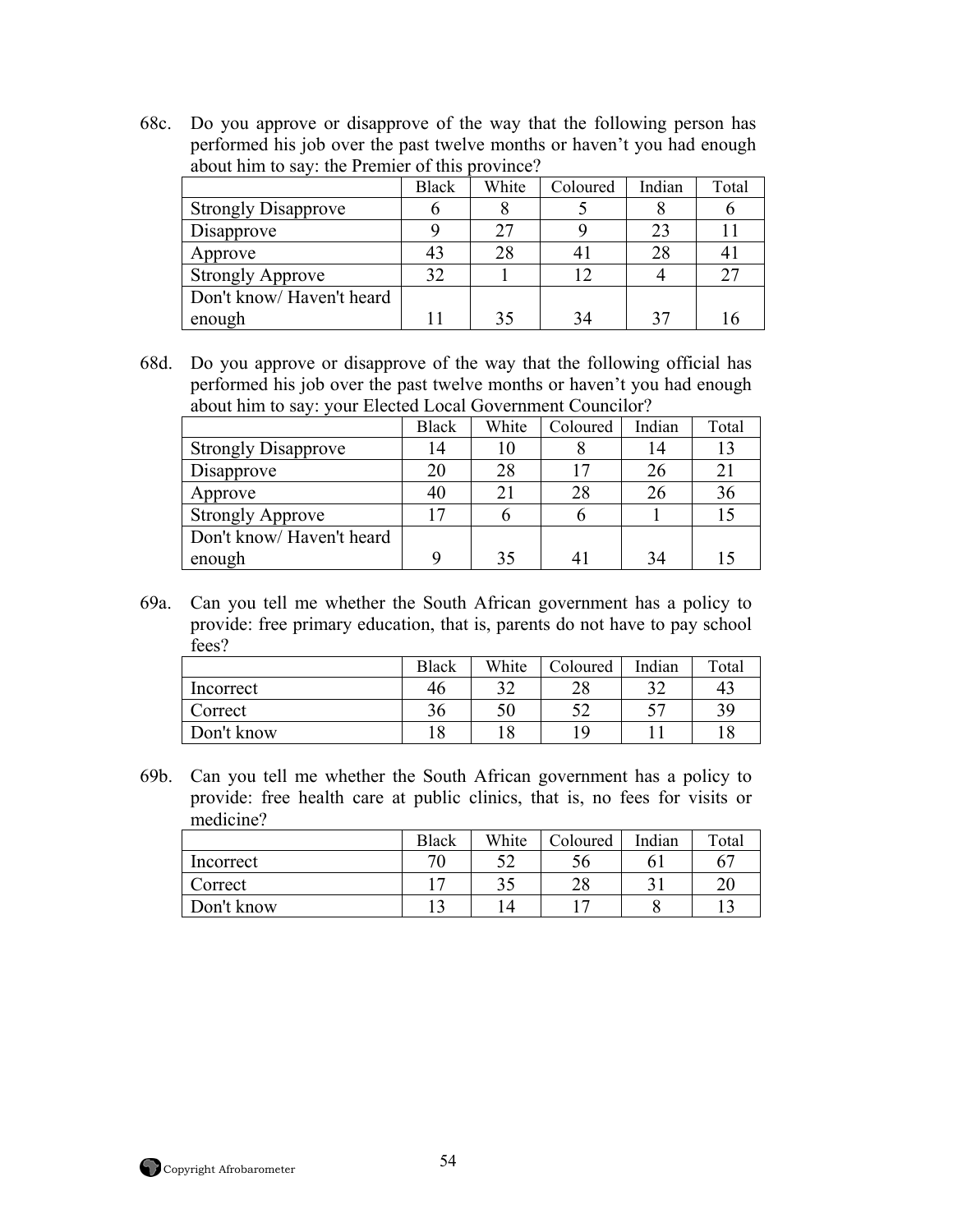68c. Do you approve or disapprove of the way that the following person has performed his job over the past twelve months or haven't you had enough about him to say: the Premier of this province?

| | Black | White | Coloured | Indian | Total |
|---|---|---|---|---|---|
| Strongly Disapprove | 6 | 8 | 5 | 8 | 6 |
| Disapprove | 9 | 27 | 9 | 23 | 11 |
| Approve | 43 | 28 | 41 | 28 | 41 |
| Strongly Approve | 32 | 1 | 12 | 4 | 27 |
| Don't know/ Haven't heard enough | 11 | 35 | 34 | 37 | 16 |

68d. Do you approve or disapprove of the way that the following official has performed his job over the past twelve months or haven't you had enough about him to say: your Elected Local Government Councilor?

| | Black | White | Coloured | Indian | Total |
|---|---|---|---|---|---|
| Strongly Disapprove | 14 | 10 | 8 | 14 | 13 |
| Disapprove | 20 | 28 | 17 | 26 | 21 |
| Approve | 40 | 21 | 28 | 26 | 36 |
| Strongly Approve | 17 | 6 | 6 | 1 | 15 |
| Don't know/ Haven't heard enough | 9 | 35 | 41 | 34 | 15 |

69a. Can you tell me whether the South African government has a policy to provide: free primary education, that is, parents do not have to pay school fees?

| | Black | White | Coloured | Indian | Total |
|---|---|---|---|---|---|
| Incorrect | 46 | 32 | 28 | 32 | 43 |
| Correct | 36 | 50 | 52 | 57 | 39 |
| Don't know | 18 | 18 | 19 | 11 | 18 |

69b. Can you tell me whether the South African government has a policy to provide: free health care at public clinics, that is, no fees for visits or medicine?

| | Black | White | Coloured | Indian | Total |
|---|---|---|---|---|---|
| Incorrect | 70 | 52 | 56 | 61 | 67 |
| Correct | 17 | 35 | 28 | 31 | 20 |
| Don't know | 13 | 14 | 17 | 8 | 13 |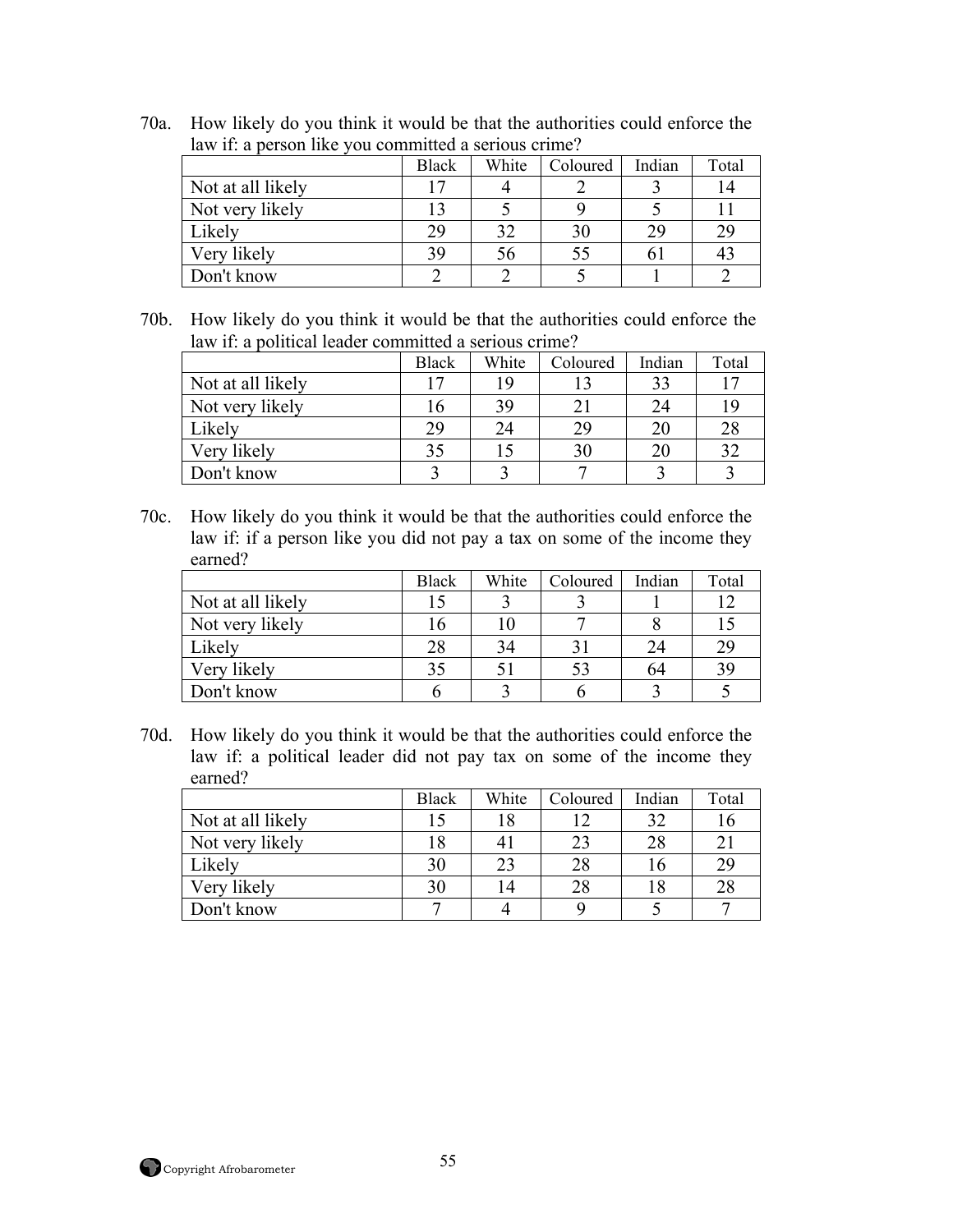70a. How likely do you think it would be that the authorities could enforce the law if: a person like you committed a serious crime?

| | Black | White | Coloured | Indian | Total |
|---|---|---|---|---|---|
| Not at all likely | 17 | 4 | 2 | 3 | 14 |
| Not very likely | 13 | 5 | 9 | 5 | 11 |
| Likely | 29 | 32 | 30 | 29 | 29 |
| Very likely | 39 | 56 | 55 | 61 | 43 |
| Don't know | 2 | 2 | 5 | 1 | 2 |

70b. How likely do you think it would be that the authorities could enforce the law if: a political leader committed a serious crime?

| | Black | White | Coloured | Indian | Total |
|---|---|---|---|---|---|
| Not at all likely | 17 | 19 | 13 | 33 | 17 |
| Not very likely | 16 | 39 | 21 | 24 | 19 |
| Likely | 29 | 24 | 29 | 20 | 28 |
| Very likely | 35 | 15 | 30 | 20 | 32 |
| Don't know | 3 | 3 | 7 | 3 | 3 |

70c. How likely do you think it would be that the authorities could enforce the law if: if a person like you did not pay a tax on some of the income they earned?

| | Black | White | Coloured | Indian | Total |
|---|---|---|---|---|---|
| Not at all likely | 15 | 3 | 3 | 1 | 12 |
| Not very likely | 16 | 10 | 7 | 8 | 15 |
| Likely | 28 | 34 | 31 | 24 | 29 |
| Very likely | 35 | 51 | 53 | 64 | 39 |
| Don't know | 6 | 3 | 6 | 3 | 5 |

70d. How likely do you think it would be that the authorities could enforce the law if: a political leader did not pay tax on some of the income they earned?

| | Black | White | Coloured | Indian | Total |
|---|---|---|---|---|---|
| Not at all likely | 15 | 18 | 12 | 32 | 16 |
| Not very likely | 18 | 41 | 23 | 28 | 21 |
| Likely | 30 | 23 | 28 | 16 | 29 |
| Very likely | 30 | 14 | 28 | 18 | 28 |
| Don't know | 7 | 4 | 9 | 5 | 7 |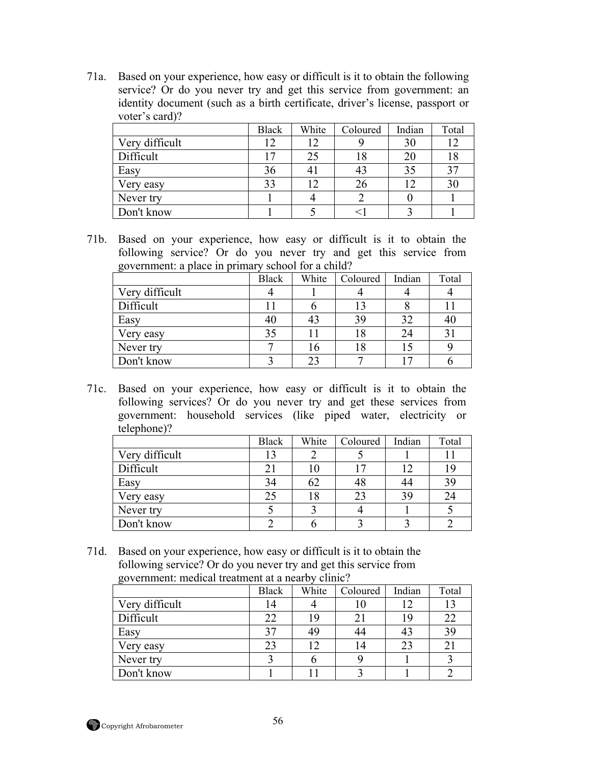71a. Based on your experience, how easy or difficult is it to obtain the following service? Or do you never try and get this service from government: an identity document (such as a birth certificate, driver's license, passport or voter's card)?

| | Black | White | Coloured | Indian | Total |
|---|---|---|---|---|---|
| Very difficult | 12 | 12 | 9 | 30 | 12 |
| Difficult | 17 | 25 | 18 | 20 | 18 |
| Easy | 36 | 41 | 43 | 35 | 37 |
| Very easy | 33 | 12 | 26 | 12 | 30 |
| Never try | 1 | 4 | 2 | 0 | 1 |
| Don't know | 1 | 5 | <1 | 3 | 1 |

71b. Based on your experience, how easy or difficult is it to obtain the following service? Or do you never try and get this service from government: a place in primary school for a child?

| | Black | White | Coloured | Indian | Total |
|---|---|---|---|---|---|
| Very difficult | 4 | 1 | 4 | 4 | 4 |
| Difficult | 11 | 6 | 13 | 8 | 11 |
| Easy | 40 | 43 | 39 | 32 | 40 |
| Very easy | 35 | 11 | 18 | 24 | 31 |
| Never try | 7 | 16 | 18 | 15 | 9 |
| Don't know | 3 | 23 | 7 | 17 | 6 |

71c. Based on your experience, how easy or difficult is it to obtain the following services? Or do you never try and get these services from government: household services (like piped water, electricity or telephone)?

| | Black | White | Coloured | Indian | Total |
|---|---|---|---|---|---|
| Very difficult | 13 | 2 | 5 | 1 | 11 |
| Difficult | 21 | 10 | 17 | 12 | 19 |
| Easy | 34 | 62 | 48 | 44 | 39 |
| Very easy | 25 | 18 | 23 | 39 | 24 |
| Never try | 5 | 3 | 4 | 1 | 5 |
| Don't know | 2 | 6 | 3 | 3 | 2 |

71d. Based on your experience, how easy or difficult is it to obtain the following service? Or do you never try and get this service from government: medical treatment at a nearby clinic?

| | Black | White | Coloured | Indian | Total |
|---|---|---|---|---|---|
| Very difficult | 14 | 4 | 10 | 12 | 13 |
| Difficult | 22 | 19 | 21 | 19 | 22 |
| Easy | 37 | 49 | 44 | 43 | 39 |
| Very easy | 23 | 12 | 14 | 23 | 21 |
| Never try | 3 | 6 | 9 | 1 | 3 |
| Don't know | 1 | 11 | 3 | 1 | 2 |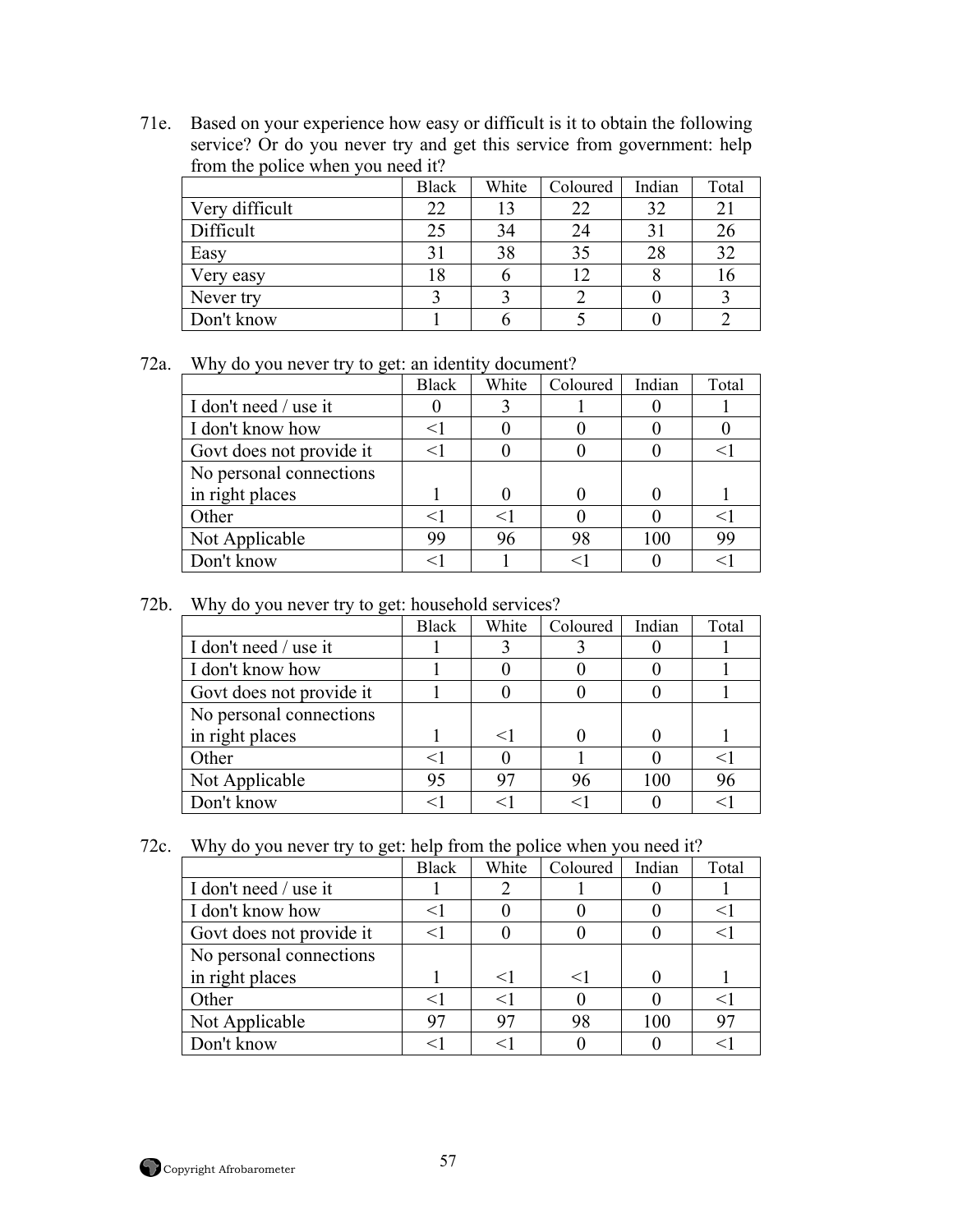71e. Based on your experience how easy or difficult is it to obtain the following service? Or do you never try and get this service from government: help from the police when you need it?

| | Black | White | Coloured | Indian | Total |
|---|---|---|---|---|---|
| Very difficult | 22 | 13 | 22 | 32 | 21 |
| Difficult | 25 | 34 | 24 | 31 | 26 |
| Easy | 31 | 38 | 35 | 28 | 32 |
| Very easy | 18 | 6 | 12 | 8 | 16 |
| Never try | 3 | 3 | 2 | 0 | 3 |
| Don't know | 1 | 6 | 5 | 0 | 2 |

72a. Why do you never try to get: an identity document?

| | Black | White | Coloured | Indian | Total |
|---|---|---|---|---|---|
| I don't need / use it | 0 | 3 | 1 | 0 | 1 |
| I don't know how | <1 | 0 | 0 | 0 | 0 |
| Govt does not provide it | <1 | 0 | 0 | 0 | <1 |
| No personal connections in right places | 1 | 0 | 0 | 0 | 1 |
| Other | <1 | <1 | 0 | 0 | <1 |
| Not Applicable | 99 | 96 | 98 | 100 | 99 |
| Don't know | <1 | 1 | <1 | 0 | <1 |

72b. Why do you never try to get: household services?

| | Black | White | Coloured | Indian | Total |
|---|---|---|---|---|---|
| I don't need / use it | 1 | 3 | 3 | 0 | 1 |
| I don't know how | 1 | 0 | 0 | 0 | 1 |
| Govt does not provide it | 1 | 0 | 0 | 0 | 1 |
| No personal connections in right places | 1 | <1 | 0 | 0 | 1 |
| Other | <1 | 0 | 1 | 0 | <1 |
| Not Applicable | 95 | 97 | 96 | 100 | 96 |
| Don't know | <1 | <1 | <1 | 0 | <1 |

72c. Why do you never try to get: help from the police when you need it?

| | Black | White | Coloured | Indian | Total |
|---|---|---|---|---|---|
| I don't need / use it | 1 | 2 | 1 | 0 | 1 |
| I don't know how | <1 | 0 | 0 | 0 | <1 |
| Govt does not provide it | <1 | 0 | 0 | 0 | <1 |
| No personal connections in right places | 1 | <1 | <1 | 0 | 1 |
| Other | <1 | <1 | 0 | 0 | <1 |
| Not Applicable | 97 | 97 | 98 | 100 | 97 |
| Don't know | <1 | <1 | 0 | 0 | <1 |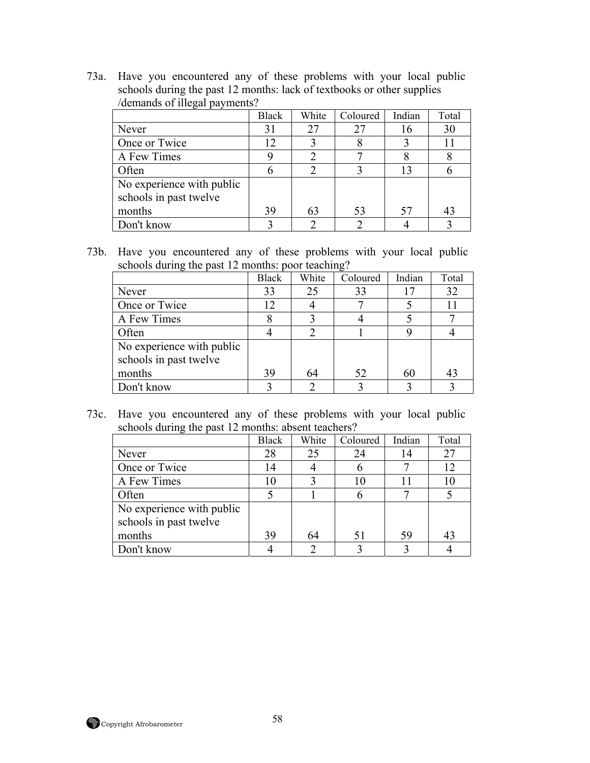73a. Have you encountered any of these problems with your local public schools during the past 12 months: lack of textbooks or other supplies /demands of illegal payments?

| | Black | White | Coloured | Indian | Total |
|---|---|---|---|---|---|
| Never | 31 | 27 | 27 | 16 | 30 |
| Once or Twice | 12 | 3 | 8 | 3 | 11 |
| A Few Times | 9 | 2 | 7 | 8 | 8 |
| Often | 6 | 2 | 3 | 13 | 6 |
| No experience with public schools in past twelve months | 39 | 63 | 53 | 57 | 43 |
| Don't know | 3 | 2 | 2 | 4 | 3 |

73b. Have you encountered any of these problems with your local public schools during the past 12 months: poor teaching?

| | Black | White | Coloured | Indian | Total |
|---|---|---|---|---|---|
| Never | 33 | 25 | 33 | 17 | 32 |
| Once or Twice | 12 | 4 | 7 | 5 | 11 |
| A Few Times | 8 | 3 | 4 | 5 | 7 |
| Often | 4 | 2 | 1 | 9 | 4 |
| No experience with public schools in past twelve months | 39 | 64 | 52 | 60 | 43 |
| Don't know | 3 | 2 | 3 | 3 | 3 |

73c. Have you encountered any of these problems with your local public schools during the past 12 months: absent teachers?

| | Black | White | Coloured | Indian | Total |
|---|---|---|---|---|---|
| Never | 28 | 25 | 24 | 14 | 27 |
| Once or Twice | 14 | 4 | 6 | 7 | 12 |
| A Few Times | 10 | 3 | 10 | 11 | 10 |
| Often | 5 | 1 | 6 | 7 | 5 |
| No experience with public schools in past twelve months | 39 | 64 | 51 | 59 | 43 |
| Don't know | 4 | 2 | 3 | 3 | 4 |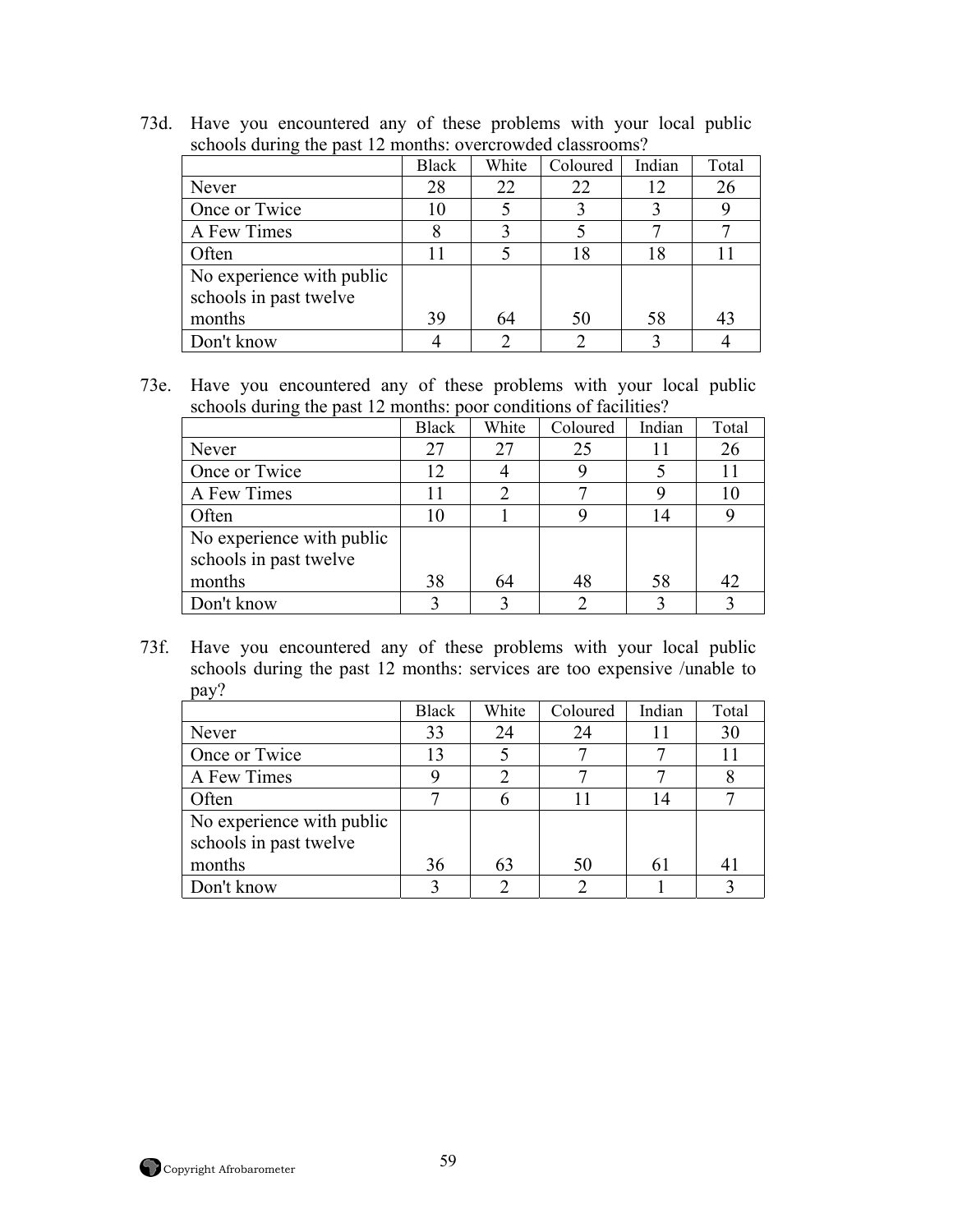73d. Have you encountered any of these problems with your local public schools during the past 12 months: overcrowded classrooms?

| | Black | White | Coloured | Indian | Total |
|---|---|---|---|---|---|
| Never | 28 | 22 | 22 | 12 | 26 |
| Once or Twice | 10 | 5 | 3 | 3 | 9 |
| A Few Times | 8 | 3 | 5 | 7 | 7 |
| Often | 11 | 5 | 18 | 18 | 11 |
| No experience with public schools in past twelve months | 39 | 64 | 50 | 58 | 43 |
| Don't know | 4 | 2 | 2 | 3 | 4 |

73e. Have you encountered any of these problems with your local public schools during the past 12 months: poor conditions of facilities?

| | Black | White | Coloured | Indian | Total |
|---|---|---|---|---|---|
| Never | 27 | 27 | 25 | 11 | 26 |
| Once or Twice | 12 | 4 | 9 | 5 | 11 |
| A Few Times | 11 | 2 | 7 | 9 | 10 |
| Often | 10 | 1 | 9 | 14 | 9 |
| No experience with public schools in past twelve months | 38 | 64 | 48 | 58 | 42 |
| Don't know | 3 | 3 | 2 | 3 | 3 |

73f. Have you encountered any of these problems with your local public schools during the past 12 months: services are too expensive /unable to pay?

| | Black | White | Coloured | Indian | Total |
|---|---|---|---|---|---|
| Never | 33 | 24 | 24 | 11 | 30 |
| Once or Twice | 13 | 5 | 7 | 7 | 11 |
| A Few Times | 9 | 2 | 7 | 7 | 8 |
| Often | 7 | 6 | 11 | 14 | 7 |
| No experience with public schools in past twelve months | 36 | 63 | 50 | 61 | 41 |
| Don't know | 3 | 2 | 2 | 1 | 3 |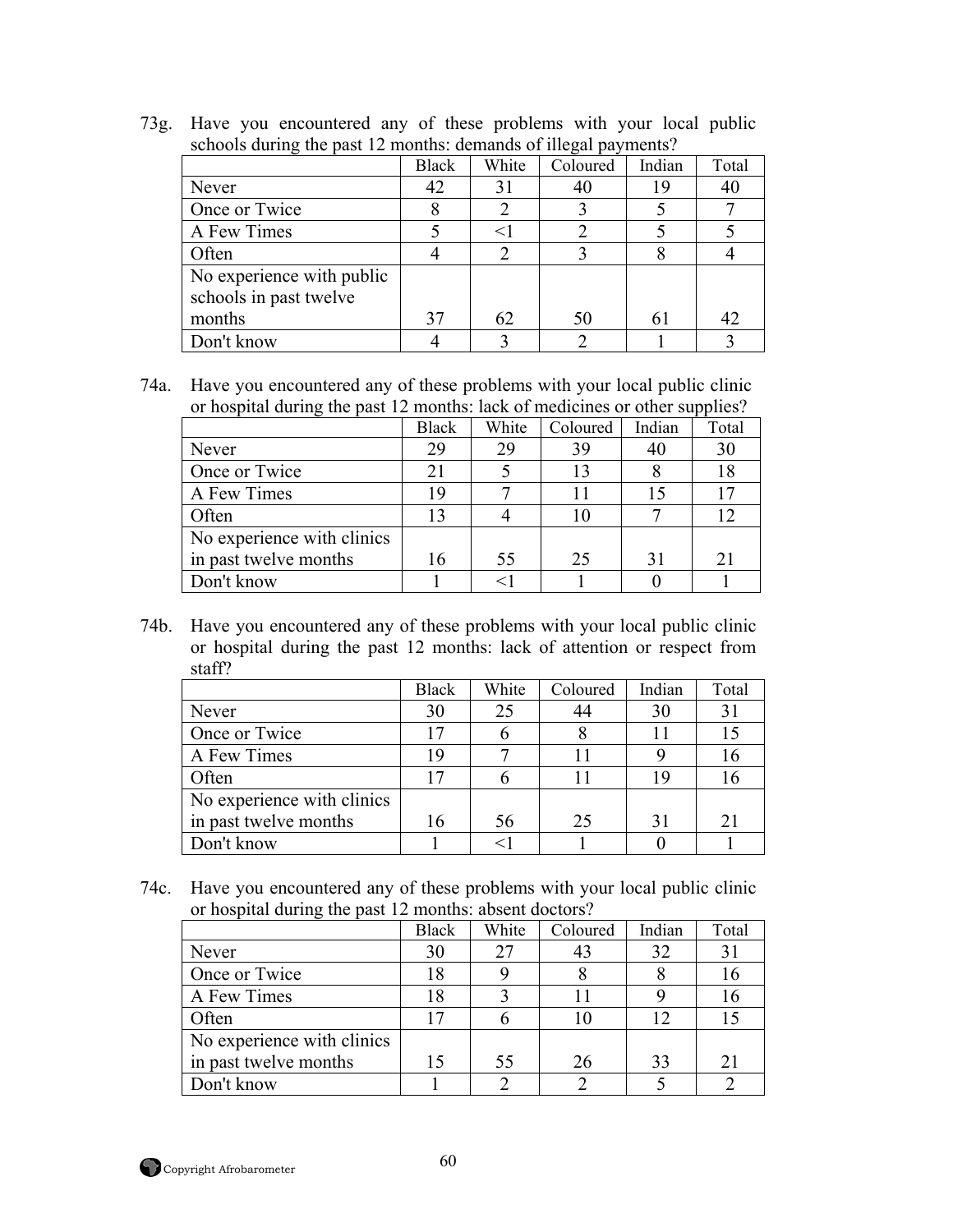73g. Have you encountered any of these problems with your local public schools during the past 12 months: demands of illegal payments?

| | Black | White | Coloured | Indian | Total |
|---|---|---|---|---|---|
| Never | 42 | 31 | 40 | 19 | 40 |
| Once or Twice | 8 | 2 | 3 | 5 | 7 |
| A Few Times | 5 | <1 | 2 | 5 | 5 |
| Often | 4 | 2 | 3 | 8 | 4 |
| No experience with public schools in past twelve months | 37 | 62 | 50 | 61 | 42 |
| Don't know | 4 | 3 | 2 | 1 | 3 |

74a. Have you encountered any of these problems with your local public clinic or hospital during the past 12 months: lack of medicines or other supplies?

| | Black | White | Coloured | Indian | Total |
|---|---|---|---|---|---|
| Never | 29 | 29 | 39 | 40 | 30 |
| Once or Twice | 21 | 5 | 13 | 8 | 18 |
| A Few Times | 19 | 7 | 11 | 15 | 17 |
| Often | 13 | 4 | 10 | 7 | 12 |
| No experience with clinics in past twelve months | 16 | 55 | 25 | 31 | 21 |
| Don't know | 1 | <1 | 1 | 0 | 1 |

74b. Have you encountered any of these problems with your local public clinic or hospital during the past 12 months: lack of attention or respect from staff?

| | Black | White | Coloured | Indian | Total |
|---|---|---|---|---|---|
| Never | 30 | 25 | 44 | 30 | 31 |
| Once or Twice | 17 | 6 | 8 | 11 | 15 |
| A Few Times | 19 | 7 | 11 | 9 | 16 |
| Often | 17 | 6 | 11 | 19 | 16 |
| No experience with clinics in past twelve months | 16 | 56 | 25 | 31 | 21 |
| Don't know | 1 | <1 | 1 | 0 | 1 |

74c. Have you encountered any of these problems with your local public clinic or hospital during the past 12 months: absent doctors?

| | Black | White | Coloured | Indian | Total |
|---|---|---|---|---|---|
| Never | 30 | 27 | 43 | 32 | 31 |
| Once or Twice | 18 | 9 | 8 | 8 | 16 |
| A Few Times | 18 | 3 | 11 | 9 | 16 |
| Often | 17 | 6 | 10 | 12 | 15 |
| No experience with clinics in past twelve months | 15 | 55 | 26 | 33 | 21 |
| Don't know | 1 | 2 | 2 | 5 | 2 |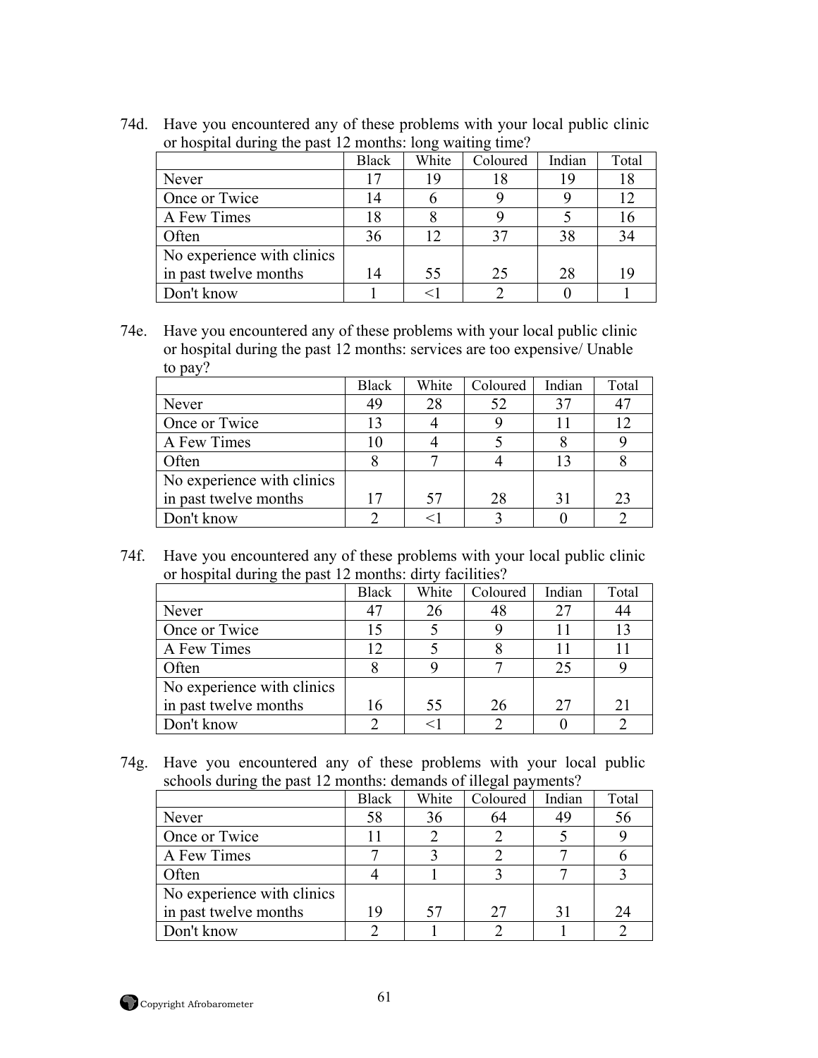74d. Have you encountered any of these problems with your local public clinic or hospital during the past 12 months: long waiting time?

| | Black | White | Coloured | Indian | Total |
|---|---|---|---|---|---|
| Never | 17 | 19 | 18 | 19 | 18 |
| Once or Twice | 14 | 6 | 9 | 9 | 12 |
| A Few Times | 18 | 8 | 9 | 5 | 16 |
| Often | 36 | 12 | 37 | 38 | 34 |
| No experience with clinics in past twelve months | 14 | 55 | 25 | 28 | 19 |
| Don't know | 1 | <1 | 2 | 0 | 1 |

74e. Have you encountered any of these problems with your local public clinic or hospital during the past 12 months: services are too expensive/ Unable to pay?

| | Black | White | Coloured | Indian | Total |
|---|---|---|---|---|---|
| Never | 49 | 28 | 52 | 37 | 47 |
| Once or Twice | 13 | 4 | 9 | 11 | 12 |
| A Few Times | 10 | 4 | 5 | 8 | 9 |
| Often | 8 | 7 | 4 | 13 | 8 |
| No experience with clinics in past twelve months | 17 | 57 | 28 | 31 | 23 |
| Don't know | 2 | <1 | 3 | 0 | 2 |

74f. Have you encountered any of these problems with your local public clinic or hospital during the past 12 months: dirty facilities?

| | Black | White | Coloured | Indian | Total |
|---|---|---|---|---|---|
| Never | 47 | 26 | 48 | 27 | 44 |
| Once or Twice | 15 | 5 | 9 | 11 | 13 |
| A Few Times | 12 | 5 | 8 | 11 | 11 |
| Often | 8 | 9 | 7 | 25 | 9 |
| No experience with clinics in past twelve months | 16 | 55 | 26 | 27 | 21 |
| Don't know | 2 | <1 | 2 | 0 | 2 |

74g. Have you encountered any of these problems with your local public schools during the past 12 months: demands of illegal payments?

| | Black | White | Coloured | Indian | Total |
|---|---|---|---|---|---|
| Never | 58 | 36 | 64 | 49 | 56 |
| Once or Twice | 11 | 2 | 2 | 5 | 9 |
| A Few Times | 7 | 3 | 2 | 7 | 6 |
| Often | 4 | 1 | 3 | 7 | 3 |
| No experience with clinics in past twelve months | 19 | 57 | 27 | 31 | 24 |
| Don't know | 2 | 1 | 2 | 1 | 2 |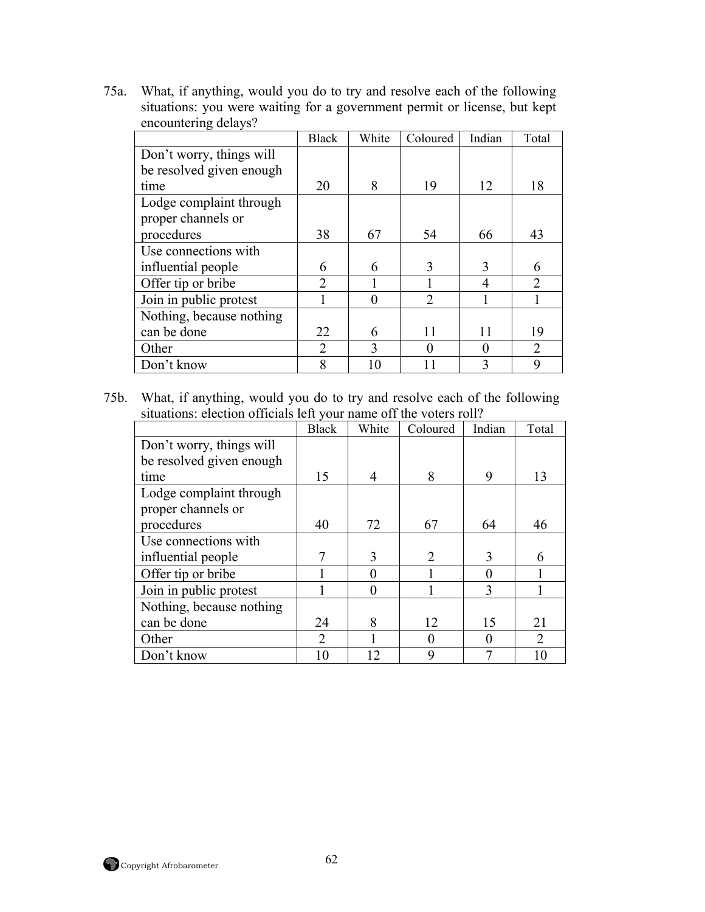75a. What, if anything, would you do to try and resolve each of the following situations: you were waiting for a government permit or license, but kept encountering delays?

| | Black | White | Coloured | Indian | Total |
|---|---|---|---|---|---|
| Don't worry, things will be resolved given enough time | 20 | 8 | 19 | 12 | 18 |
| Lodge complaint through proper channels or procedures | 38 | 67 | 54 | 66 | 43 |
| Use connections with influential people | 6 | 6 | 3 | 3 | 6 |
| Offer tip or bribe | 2 | 1 | 1 | 4 | 2 |
| Join in public protest | 1 | 0 | 2 | 1 | 1 |
| Nothing, because nothing can be done | 22 | 6 | 11 | 11 | 19 |
| Other | 2 | 3 | 0 | 0 | 2 |
| Don't know | 8 | 10 | 11 | 3 | 9 |

75b. What, if anything, would you do to try and resolve each of the following situations: election officials left your name off the voters roll?

| | Black | White | Coloured | Indian | Total |
|---|---|---|---|---|---|
| Don't worry, things will be resolved given enough time | 15 | 4 | 8 | 9 | 13 |
| Lodge complaint through proper channels or procedures | 40 | 72 | 67 | 64 | 46 |
| Use connections with influential people | 7 | 3 | 2 | 3 | 6 |
| Offer tip or bribe | 1 | 0 | 1 | 0 | 1 |
| Join in public protest | 1 | 0 | 1 | 3 | 1 |
| Nothing, because nothing can be done | 24 | 8 | 12 | 15 | 21 |
| Other | 2 | 1 | 0 | 0 | 2 |
| Don't know | 10 | 12 | 9 | 7 | 10 |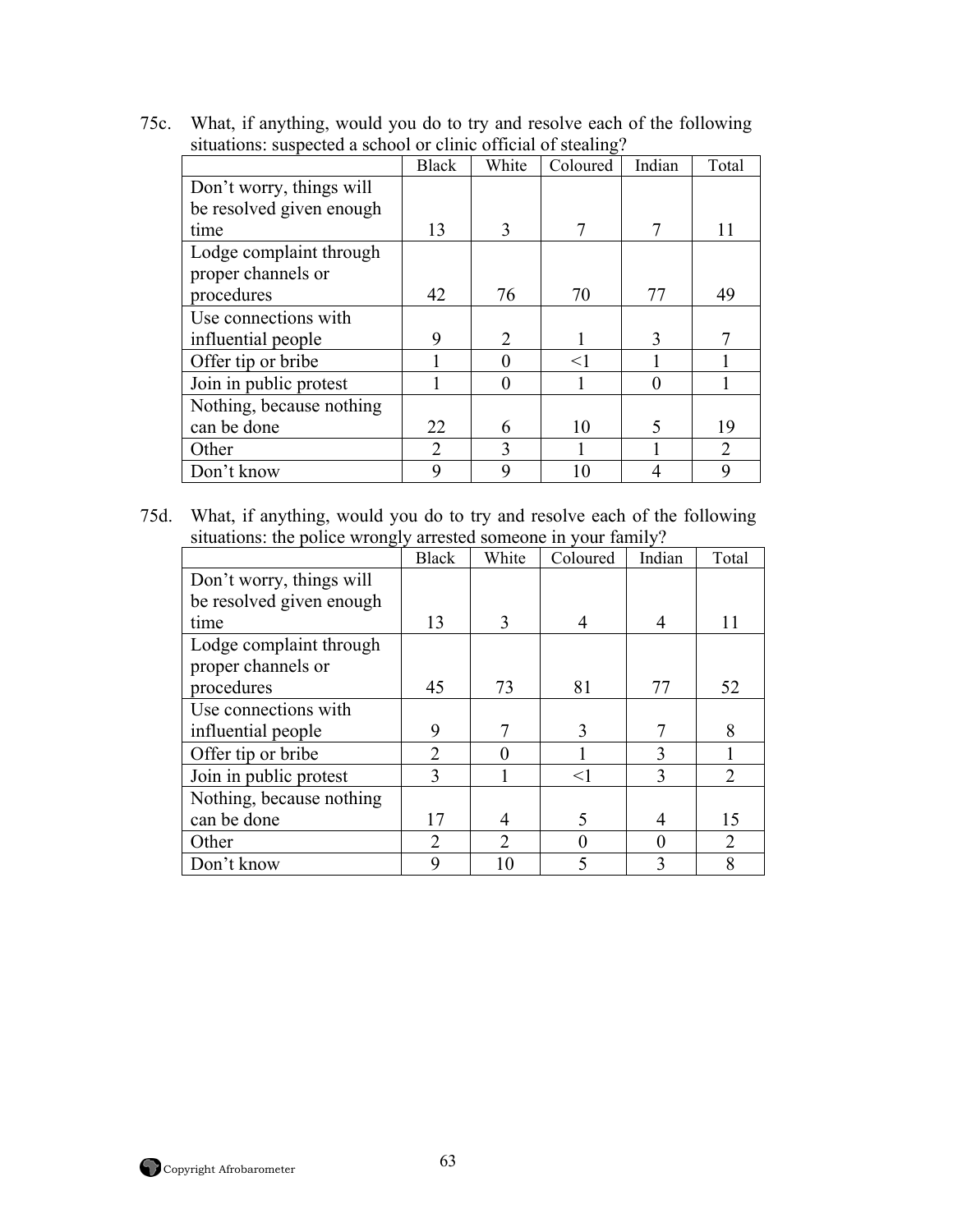75c. What, if anything, would you do to try and resolve each of the following situations: suspected a school or clinic official of stealing?

| | Black | White | Coloured | Indian | Total |
|---|---|---|---|---|---|
| Don't worry, things will be resolved given enough time | 13 | 3 | 7 | 7 | 11 |
| Lodge complaint through proper channels or procedures | 42 | 76 | 70 | 77 | 49 |
| Use connections with influential people | 9 | 2 | 1 | 3 | 7 |
| Offer tip or bribe | 1 | 0 | <1 | 1 | 1 |
| Join in public protest | 1 | 0 | 1 | 0 | 1 |
| Nothing, because nothing can be done | 22 | 6 | 10 | 5 | 19 |
| Other | 2 | 3 | 1 | 1 | 2 |
| Don't know | 9 | 9 | 10 | 4 | 9 |

75d. What, if anything, would you do to try and resolve each of the following situations: the police wrongly arrested someone in your family?

| | Black | White | Coloured | Indian | Total |
|---|---|---|---|---|---|
| Don't worry, things will be resolved given enough time | 13 | 3 | 4 | 4 | 11 |
| Lodge complaint through proper channels or procedures | 45 | 73 | 81 | 77 | 52 |
| Use connections with influential people | 9 | 7 | 3 | 7 | 8 |
| Offer tip or bribe | 2 | 0 | 1 | 3 | 1 |
| Join in public protest | 3 | 1 | <1 | 3 | 2 |
| Nothing, because nothing can be done | 17 | 4 | 5 | 4 | 15 |
| Other | 2 | 2 | 0 | 0 | 2 |
| Don't know | 9 | 10 | 5 | 3 | 8 |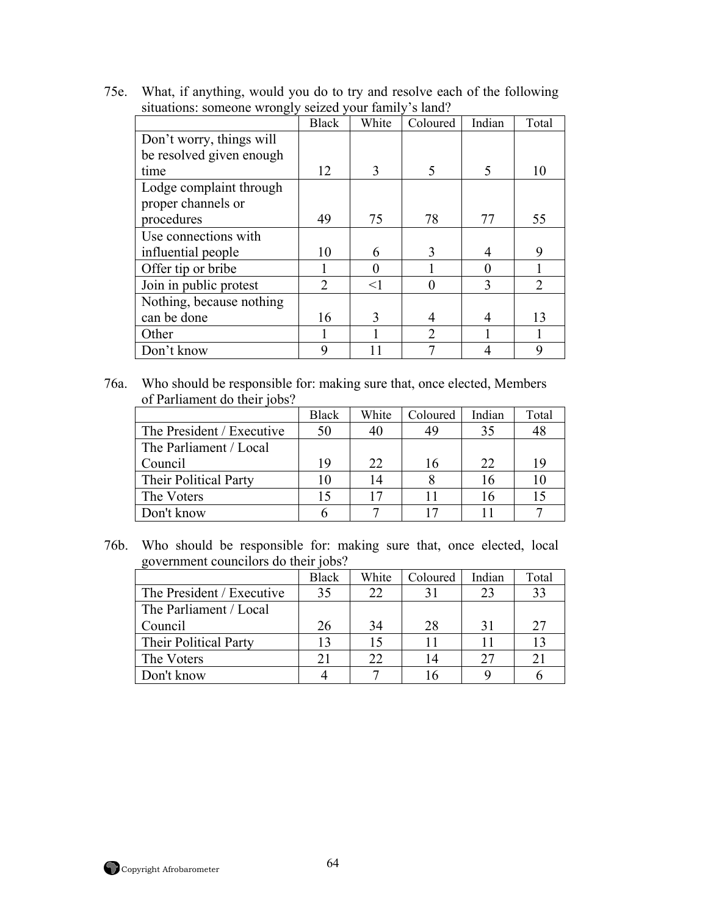75e. What, if anything, would you do to try and resolve each of the following situations: someone wrongly seized your family's land?

| | Black | White | Coloured | Indian | Total |
|---|---|---|---|---|---|
| Don't worry, things will be resolved given enough time | 12 | 3 | 5 | 5 | 10 |
| Lodge complaint through proper channels or procedures | 49 | 75 | 78 | 77 | 55 |
| Use connections with influential people | 10 | 6 | 3 | 4 | 9 |
| Offer tip or bribe | 1 | 0 | 1 | 0 | 1 |
| Join in public protest | 2 | <1 | 0 | 3 | 2 |
| Nothing, because nothing can be done | 16 | 3 | 4 | 4 | 13 |
| Other | 1 | 1 | 2 | 1 | 1 |
| Don't know | 9 | 11 | 7 | 4 | 9 |

76a. Who should be responsible for: making sure that, once elected, Members of Parliament do their jobs?

| | Black | White | Coloured | Indian | Total |
|---|---|---|---|---|---|
| The President / Executive | 50 | 40 | 49 | 35 | 48 |
| The Parliament / Local Council | 19 | 22 | 16 | 22 | 19 |
| Their Political Party | 10 | 14 | 8 | 16 | 10 |
| The Voters | 15 | 17 | 11 | 16 | 15 |
| Don't know | 6 | 7 | 17 | 11 | 7 |

76b. Who should be responsible for: making sure that, once elected, local government councilors do their jobs?

| | Black | White | Coloured | Indian | Total |
|---|---|---|---|---|---|
| The President / Executive | 35 | 22 | 31 | 23 | 33 |
| The Parliament / Local Council | 26 | 34 | 28 | 31 | 27 |
| Their Political Party | 13 | 15 | 11 | 11 | 13 |
| The Voters | 21 | 22 | 14 | 27 | 21 |
| Don't know | 4 | 7 | 16 | 9 | 6 |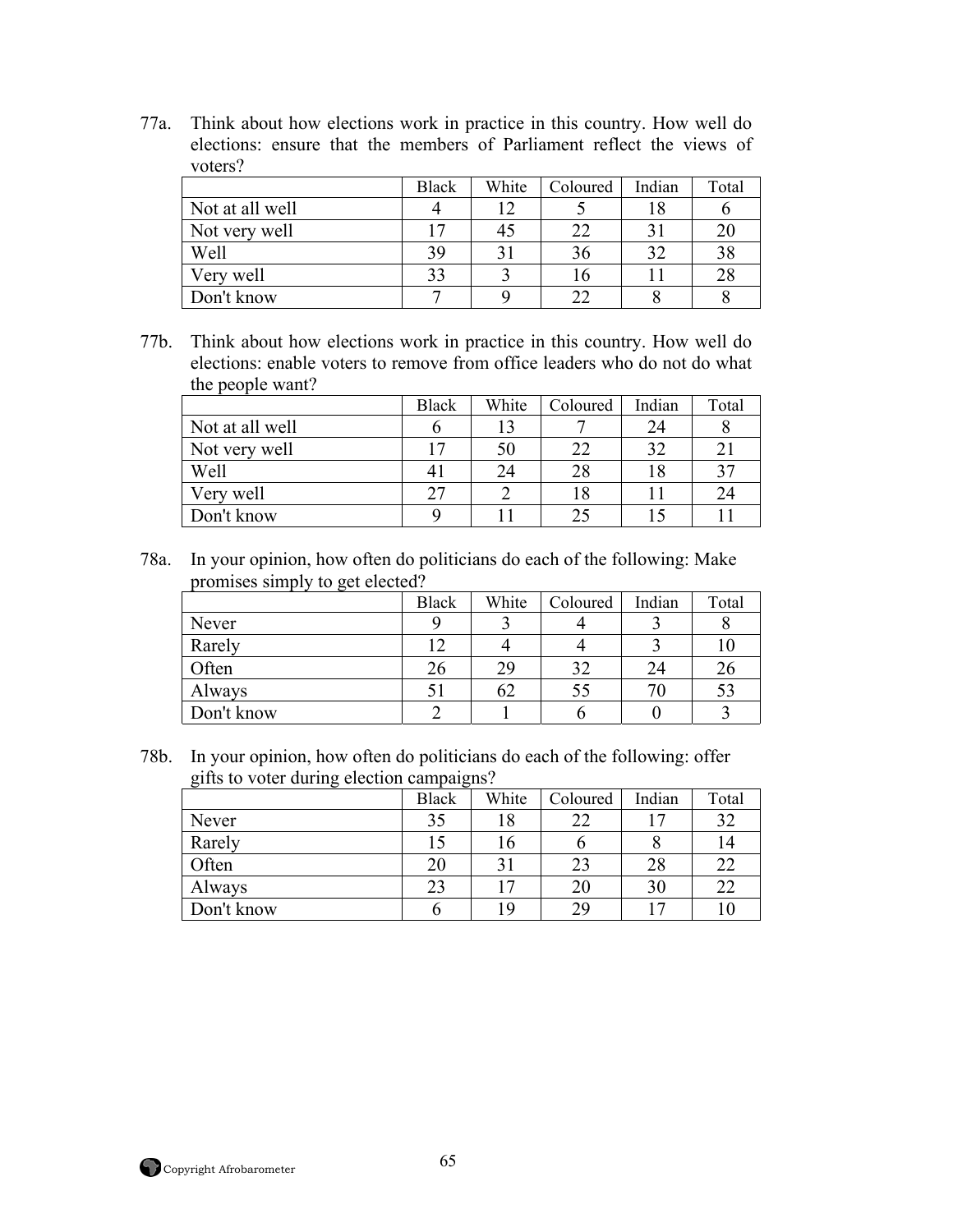77a. Think about how elections work in practice in this country. How well do elections: ensure that the members of Parliament reflect the views of voters?

| | Black | White | Coloured | Indian | Total |
|---|---|---|---|---|---|
| Not at all well | 4 | 12 | 5 | 18 | 6 |
| Not very well | 17 | 45 | 22 | 31 | 20 |
| Well | 39 | 31 | 36 | 32 | 38 |
| Very well | 33 | 3 | 16 | 11 | 28 |
| Don't know | 7 | 9 | 22 | 8 | 8 |

77b. Think about how elections work in practice in this country. How well do elections: enable voters to remove from office leaders who do not do what the people want?

| | Black | White | Coloured | Indian | Total |
|---|---|---|---|---|---|
| Not at all well | 6 | 13 | 7 | 24 | 8 |
| Not very well | 17 | 50 | 22 | 32 | 21 |
| Well | 41 | 24 | 28 | 18 | 37 |
| Very well | 27 | 2 | 18 | 11 | 24 |
| Don't know | 9 | 11 | 25 | 15 | 11 |

78a. In your opinion, how often do politicians do each of the following: Make promises simply to get elected?

| | Black | White | Coloured | Indian | Total |
|---|---|---|---|---|---|
| Never | 9 | 3 | 4 | 3 | 8 |
| Rarely | 12 | 4 | 4 | 3 | 10 |
| Often | 26 | 29 | 32 | 24 | 26 |
| Always | 51 | 62 | 55 | 70 | 53 |
| Don't know | 2 | 1 | 6 | 0 | 3 |

78b. In your opinion, how often do politicians do each of the following: offer gifts to voter during election campaigns?

| | Black | White | Coloured | Indian | Total |
|---|---|---|---|---|---|
| Never | 35 | 18 | 22 | 17 | 32 |
| Rarely | 15 | 16 | 6 | 8 | 14 |
| Often | 20 | 31 | 23 | 28 | 22 |
| Always | 23 | 17 | 20 | 30 | 22 |
| Don't know | 6 | 19 | 29 | 17 | 10 |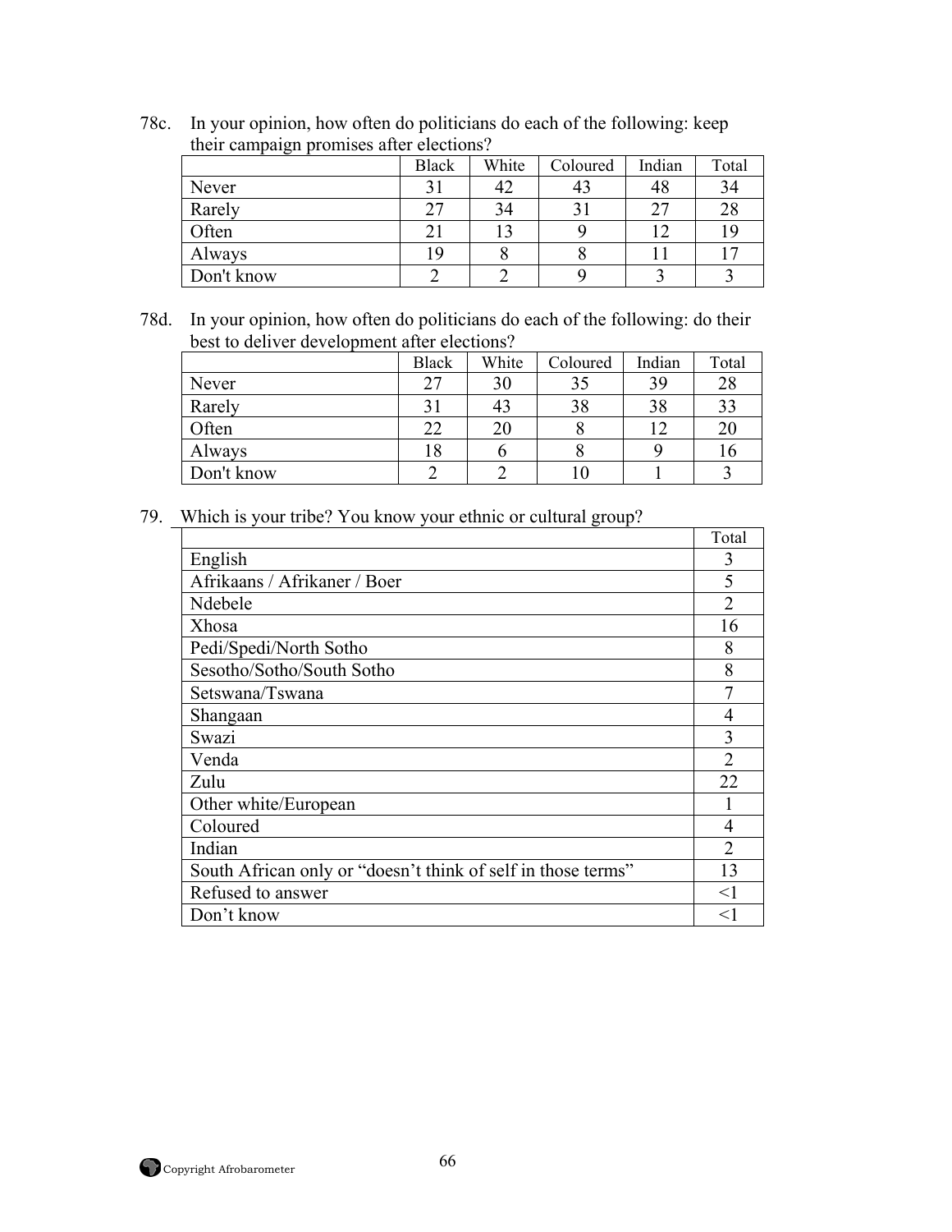78c. In your opinion, how often do politicians do each of the following: keep their campaign promises after elections?

| | Black | White | Coloured | Indian | Total |
|---|---|---|---|---|---|
| Never | 31 | 42 | 43 | 48 | 34 |
| Rarely | 27 | 34 | 31 | 27 | 28 |
| Often | 21 | 13 | 9 | 12 | 19 |
| Always | 19 | 8 | 8 | 11 | 17 |
| Don't know | 2 | 2 | 9 | 3 | 3 |

78d. In your opinion, how often do politicians do each of the following: do their best to deliver development after elections?

| | Black | White | Coloured | Indian | Total |
|---|---|---|---|---|---|
| Never | 27 | 30 | 35 | 39 | 28 |
| Rarely | 31 | 43 | 38 | 38 | 33 |
| Often | 22 | 20 | 8 | 12 | 20 |
| Always | 18 | 6 | 8 | 9 | 16 |
| Don't know | 2 | 2 | 10 | 1 | 3 |

79. Which is your tribe? You know your ethnic or cultural group?

| | Total |
|---|---|
| English | 3 |
| Afrikaans / Afrikaner / Boer | 5 |
| Ndebele | 2 |
| Xhosa | 16 |
| Pedi/Spedi/North Sotho | 8 |
| Sesotho/Sotho/South Sotho | 8 |
| Setswana/Tswana | 7 |
| Shangaan | 4 |
| Swazi | 3 |
| Venda | 2 |
| Zulu | 22 |
| Other white/European | 1 |
| Coloured | 4 |
| Indian | 2 |
| South African only or "doesn't think of self in those terms" | 13 |
| Refused to answer | <1 |
| Don't know | <1 |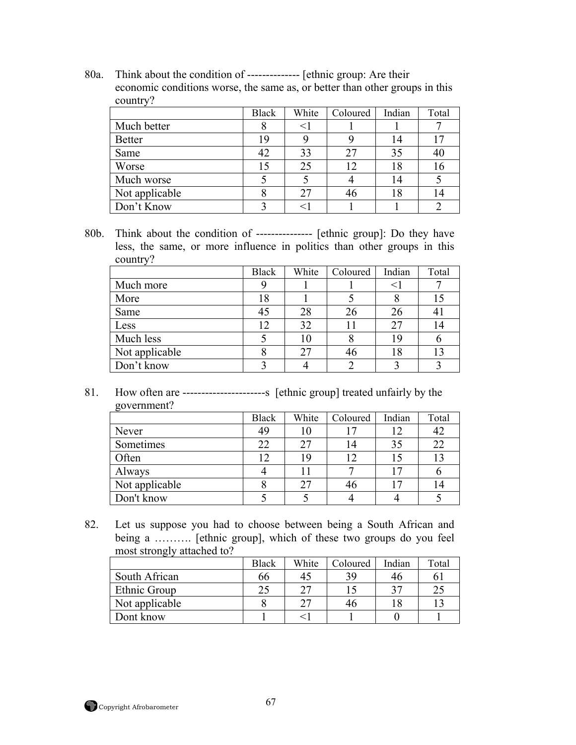80a. Think about the condition of -------------- [ethnic group: Are their economic conditions worse, the same as, or better than other groups in this country?

| | Black | White | Coloured | Indian | Total |
|---|---|---|---|---|---|
| Much better | 8 | <1 | 1 | 1 | 7 |
| Better | 19 | 9 | 9 | 14 | 17 |
| Same | 42 | 33 | 27 | 35 | 40 |
| Worse | 15 | 25 | 12 | 18 | 16 |
| Much worse | 5 | 5 | 4 | 14 | 5 |
| Not applicable | 8 | 27 | 46 | 18 | 14 |
| Don't Know | 3 | <1 | 1 | 1 | 2 |

80b. Think about the condition of --------------- [ethnic group]: Do they have less, the same, or more influence in politics than other groups in this country?

| | Black | White | Coloured | Indian | Total |
|---|---|---|---|---|---|
| Much more | 9 | 1 | 1 | <1 | 7 |
| More | 18 | 1 | 5 | 8 | 15 |
| Same | 45 | 28 | 26 | 26 | 41 |
| Less | 12 | 32 | 11 | 27 | 14 |
| Much less | 5 | 10 | 8 | 19 | 6 |
| Not applicable | 8 | 27 | 46 | 18 | 13 |
| Don't know | 3 | 4 | 2 | 3 | 3 |

81. How often are ----------------------s [ethnic group] treated unfairly by the government?

| | Black | White | Coloured | Indian | Total |
|---|---|---|---|---|---|
| Never | 49 | 10 | 17 | 12 | 42 |
| Sometimes | 22 | 27 | 14 | 35 | 22 |
| Often | 12 | 19 | 12 | 15 | 13 |
| Always | 4 | 11 | 7 | 17 | 6 |
| Not applicable | 8 | 27 | 46 | 17 | 14 |
| Don't know | 5 | 5 | 4 | 4 | 5 |

82. Let us suppose you had to choose between being a South African and being a ………. [ethnic group], which of these two groups do you feel most strongly attached to?

| | Black | White | Coloured | Indian | Total |
|---|---|---|---|---|---|
| South African | 66 | 45 | 39 | 46 | 61 |
| Ethnic Group | 25 | 27 | 15 | 37 | 25 |
| Not applicable | 8 | 27 | 46 | 18 | 13 |
| Dont know | 1 | <1 | 1 | 0 | 1 |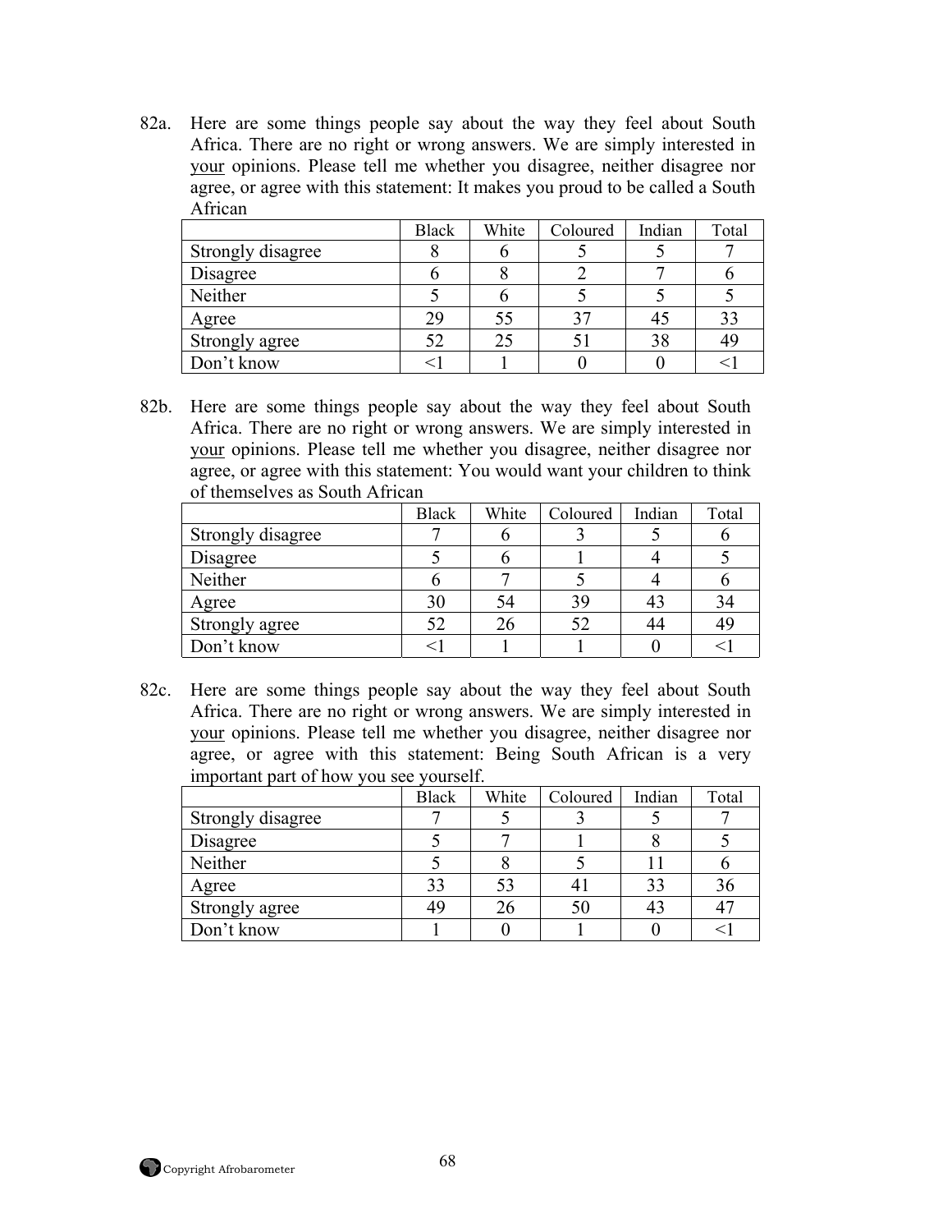82a. Here are some things people say about the way they feel about South Africa. There are no right or wrong answers. We are simply interested in your opinions. Please tell me whether you disagree, neither disagree nor agree, or agree with this statement: It makes you proud to be called a South African

| | Black | White | Coloured | Indian | Total |
|---|---|---|---|---|---|
| Strongly disagree | 8 | 6 | 5 | 5 | 7 |
| Disagree | 6 | 8 | 2 | 7 | 6 |
| Neither | 5 | 6 | 5 | 5 | 5 |
| Agree | 29 | 55 | 37 | 45 | 33 |
| Strongly agree | 52 | 25 | 51 | 38 | 49 |
| Don't know | <1 | 1 | 0 | 0 | <1 |

82b. Here are some things people say about the way they feel about South Africa. There are no right or wrong answers. We are simply interested in your opinions. Please tell me whether you disagree, neither disagree nor agree, or agree with this statement: You would want your children to think of themselves as South African

| | Black | White | Coloured | Indian | Total |
|---|---|---|---|---|---|
| Strongly disagree | 7 | 6 | 3 | 5 | 6 |
| Disagree | 5 | 6 | 1 | 4 | 5 |
| Neither | 6 | 7 | 5 | 4 | 6 |
| Agree | 30 | 54 | 39 | 43 | 34 |
| Strongly agree | 52 | 26 | 52 | 44 | 49 |
| Don't know | <1 | 1 | 1 | 0 | <1 |

82c. Here are some things people say about the way they feel about South Africa. There are no right or wrong answers. We are simply interested in your opinions. Please tell me whether you disagree, neither disagree nor agree, or agree with this statement: Being South African is a very important part of how you see yourself.

| | Black | White | Coloured | Indian | Total |
|---|---|---|---|---|---|
| Strongly disagree | 7 | 5 | 3 | 5 | 7 |
| Disagree | 5 | 7 | 1 | 8 | 5 |
| Neither | 5 | 8 | 5 | 11 | 6 |
| Agree | 33 | 53 | 41 | 33 | 36 |
| Strongly agree | 49 | 26 | 50 | 43 | 47 |
| Don't know | 1 | 0 | 1 | 0 | <1 |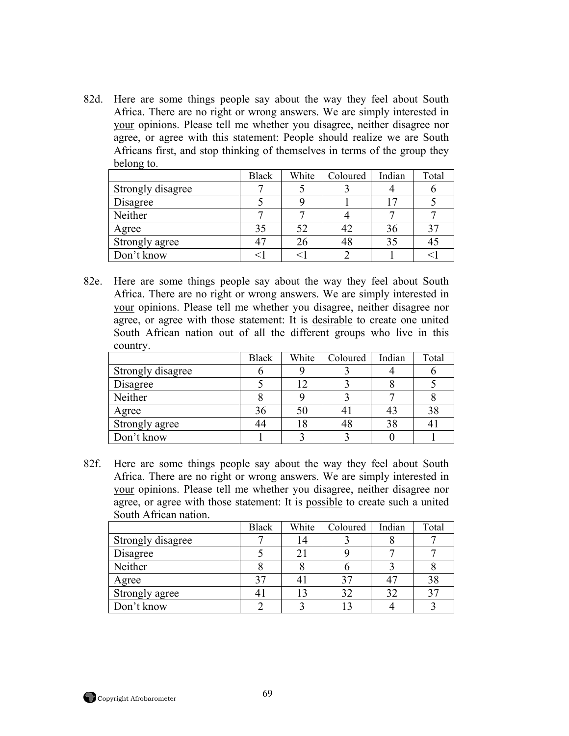82d. Here are some things people say about the way they feel about South Africa. There are no right or wrong answers. We are simply interested in your opinions. Please tell me whether you disagree, neither disagree nor agree, or agree with this statement: People should realize we are South Africans first, and stop thinking of themselves in terms of the group they belong to.

| | Black | White | Coloured | Indian | Total |
|---|---|---|---|---|---|
| Strongly disagree | 7 | 5 | 3 | 4 | 6 |
| Disagree | 5 | 9 | 1 | 17 | 5 |
| Neither | 7 | 7 | 4 | 7 | 7 |
| Agree | 35 | 52 | 42 | 36 | 37 |
| Strongly agree | 47 | 26 | 48 | 35 | 45 |
| Don't know | <1 | <1 | 2 | 1 | <1 |

82e. Here are some things people say about the way they feel about South Africa. There are no right or wrong answers. We are simply interested in your opinions. Please tell me whether you disagree, neither disagree nor agree, or agree with those statement: It is desirable to create one united South African nation out of all the different groups who live in this country.

| | Black | White | Coloured | Indian | Total |
|---|---|---|---|---|---|
| Strongly disagree | 6 | 9 | 3 | 4 | 6 |
| Disagree | 5 | 12 | 3 | 8 | 5 |
| Neither | 8 | 9 | 3 | 7 | 8 |
| Agree | 36 | 50 | 41 | 43 | 38 |
| Strongly agree | 44 | 18 | 48 | 38 | 41 |
| Don't know | 1 | 3 | 3 | 0 | 1 |

82f. Here are some things people say about the way they feel about South Africa. There are no right or wrong answers. We are simply interested in your opinions. Please tell me whether you disagree, neither disagree nor agree, or agree with those statement: It is possible to create such a united South African nation.

| | Black | White | Coloured | Indian | Total |
|---|---|---|---|---|---|
| Strongly disagree | 7 | 14 | 3 | 8 | 7 |
| Disagree | 5 | 21 | 9 | 7 | 7 |
| Neither | 8 | 8 | 6 | 3 | 8 |
| Agree | 37 | 41 | 37 | 47 | 38 |
| Strongly agree | 41 | 13 | 32 | 32 | 37 |
| Don't know | 2 | 3 | 13 | 4 | 3 |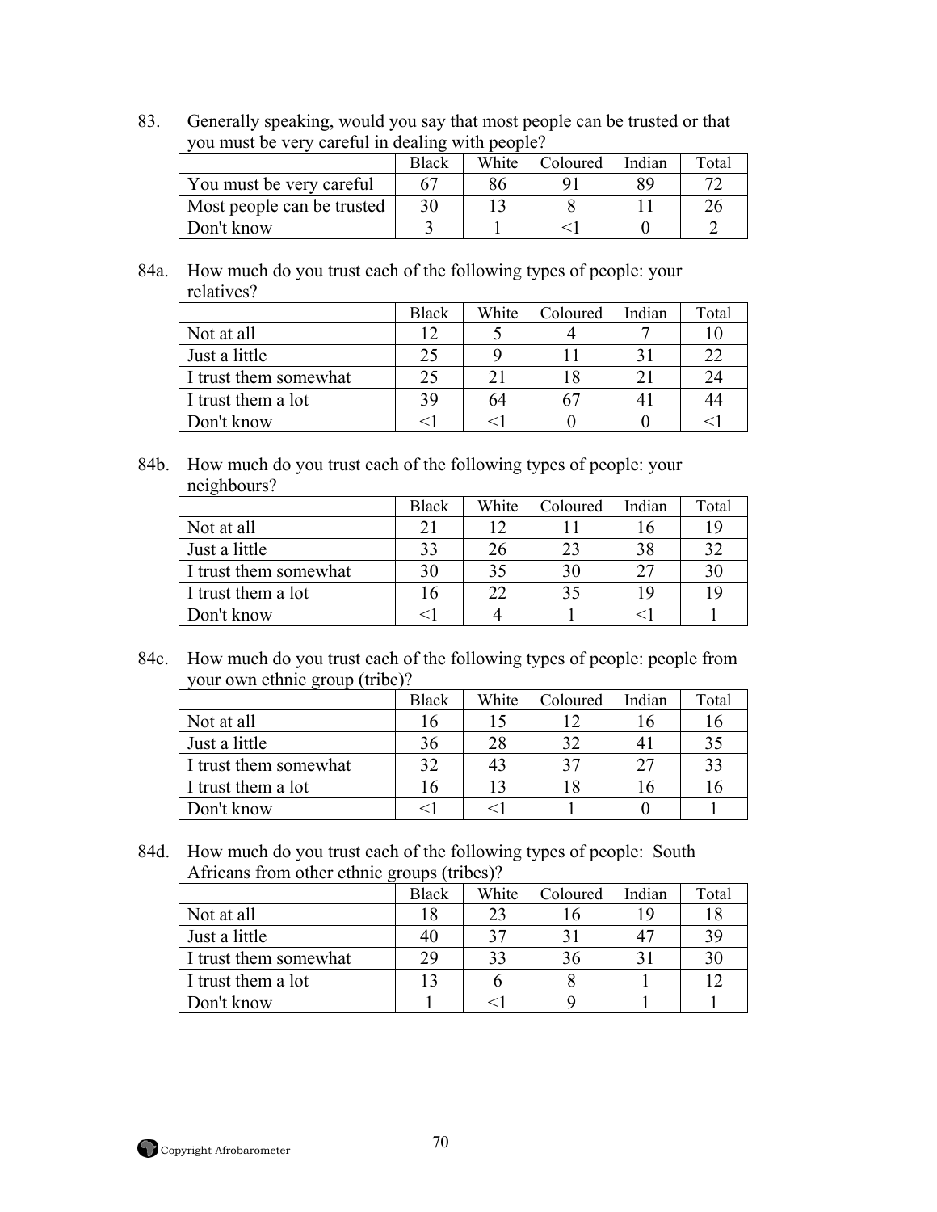83. Generally speaking, would you say that most people can be trusted or that you must be very careful in dealing with people?

| | Black | White | Coloured | Indian | Total |
|---|---|---|---|---|---|
| You must be very careful | 67 | 86 | 91 | 89 | 72 |
| Most people can be trusted | 30 | 13 | 8 | 11 | 26 |
| Don't know | 3 | 1 | <1 | 0 | 2 |

84a. How much do you trust each of the following types of people: your relatives?

| | Black | White | Coloured | Indian | Total |
|---|---|---|---|---|---|
| Not at all | 12 | 5 | 4 | 7 | 10 |
| Just a little | 25 | 9 | 11 | 31 | 22 |
| I trust them somewhat | 25 | 21 | 18 | 21 | 24 |
| I trust them a lot | 39 | 64 | 67 | 41 | 44 |
| Don't know | <1 | <1 | 0 | 0 | <1 |

84b. How much do you trust each of the following types of people: your neighbours?

| | Black | White | Coloured | Indian | Total |
|---|---|---|---|---|---|
| Not at all | 21 | 12 | 11 | 16 | 19 |
| Just a little | 33 | 26 | 23 | 38 | 32 |
| I trust them somewhat | 30 | 35 | 30 | 27 | 30 |
| I trust them a lot | 16 | 22 | 35 | 19 | 19 |
| Don't know | <1 | 4 | 1 | <1 | 1 |

84c. How much do you trust each of the following types of people: people from your own ethnic group (tribe)?

| | Black | White | Coloured | Indian | Total |
|---|---|---|---|---|---|
| Not at all | 16 | 15 | 12 | 16 | 16 |
| Just a little | 36 | 28 | 32 | 41 | 35 |
| I trust them somewhat | 32 | 43 | 37 | 27 | 33 |
| I trust them a lot | 16 | 13 | 18 | 16 | 16 |
| Don't know | <1 | <1 | 1 | 0 | 1 |

84d. How much do you trust each of the following types of people: South Africans from other ethnic groups (tribes)?

| | Black | White | Coloured | Indian | Total |
|---|---|---|---|---|---|
| Not at all | 18 | 23 | 16 | 19 | 18 |
| Just a little | 40 | 37 | 31 | 47 | 39 |
| I trust them somewhat | 29 | 33 | 36 | 31 | 30 |
| I trust them a lot | 13 | 6 | 8 | 1 | 12 |
| Don't know | 1 | <1 | 9 | 1 | 1 |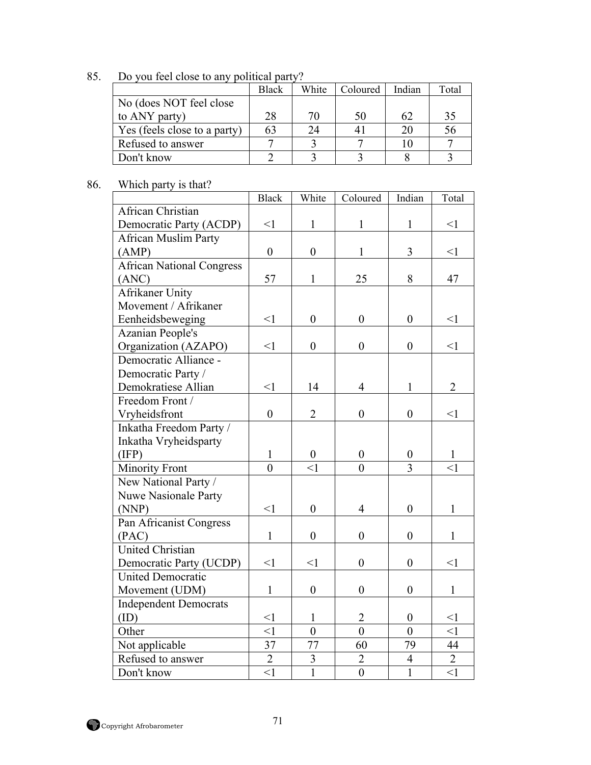85. Do you feel close to any political party?

| | Black | White | Coloured | Indian | Total |
|---|---|---|---|---|---|
| No (does NOT feel close to ANY party) | 28 | 70 | 50 | 62 | 35 |
| Yes (feels close to a party) | 63 | 24 | 41 | 20 | 56 |
| Refused to answer | 7 | 3 | 7 | 10 | 7 |
| Don't know | 2 | 3 | 3 | 8 | 3 |

86. Which party is that?

| | Black | White | Coloured | Indian | Total |
|---|---|---|---|---|---|
| African Christian Democratic Party (ACDP) | <1 | 1 | 1 | 1 | <1 |
| African Muslim Party (AMP) | 0 | 0 | 1 | 3 | <1 |
| African National Congress (ANC) | 57 | 1 | 25 | 8 | 47 |
| Afrikaner Unity Movement / Afrikaner Eenheidsbeweging | <1 | 0 | 0 | 0 | <1 |
| Azanian People's Organization (AZAPO) | <1 | 0 | 0 | 0 | <1 |
| Democratic Alliance - Democratic Party / Demokratiese Allian | <1 | 14 | 4 | 1 | 2 |
| Freedom Front / Vryheidsfront | 0 | 2 | 0 | 0 | <1 |
| Inkatha Freedom Party / Inkatha Vryheidsparty (IFP) | 1 | 0 | 0 | 0 | 1 |
| Minority Front | 0 | <1 | 0 | 3 | <1 |
| New National Party / Nuwe Nasionale Party (NNP) | <1 | 0 | 4 | 0 | 1 |
| Pan Africanist Congress (PAC) | 1 | 0 | 0 | 0 | 1 |
| United Christian Democratic Party (UCDP) | <1 | <1 | 0 | 0 | <1 |
| United Democratic Movement (UDM) | 1 | 0 | 0 | 0 | 1 |
| Independent Democrats (ID) | <1 | 1 | 2 | 0 | <1 |
| Other | <1 | 0 | 0 | 0 | <1 |
| Not applicable | 37 | 77 | 60 | 79 | 44 |
| Refused to answer | 2 | 3 | 2 | 4 | 2 |
| Don't know | <1 | 1 | 0 | 1 | <1 |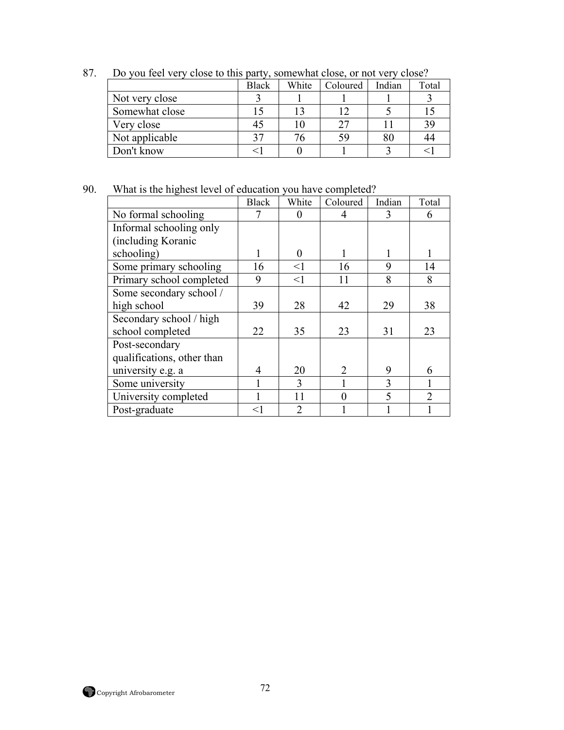87. Do you feel very close to this party, somewhat close, or not very close?

| | Black | White | Coloured | Indian | Total |
|---|---|---|---|---|---|
| Not very close | 3 | 1 | 1 | 1 | 3 |
| Somewhat close | 15 | 13 | 12 | 5 | 15 |
| Very close | 45 | 10 | 27 | 11 | 39 |
| Not applicable | 37 | 76 | 59 | 80 | 44 |
| Don't know | <1 | 0 | 1 | 3 | <1 |

90. What is the highest level of education you have completed?

| | Black | White | Coloured | Indian | Total |
|---|---|---|---|---|---|
| No formal schooling | 7 | 0 | 4 | 3 | 6 |
| Informal schooling only (including Koranic schooling) | 1 | 0 | 1 | 1 | 1 |
| Some primary schooling | 16 | <1 | 16 | 9 | 14 |
| Primary school completed | 9 | <1 | 11 | 8 | 8 |
| Some secondary school / high school | 39 | 28 | 42 | 29 | 38 |
| Secondary school / high school completed | 22 | 35 | 23 | 31 | 23 |
| Post-secondary qualifications, other than university e.g. a | 4 | 20 | 2 | 9 | 6 |
| Some university | 1 | 3 | 1 | 3 | 1 |
| University completed | 1 | 11 | 0 | 5 | 2 |
| Post-graduate | <1 | 2 | 1 | 1 | 1 |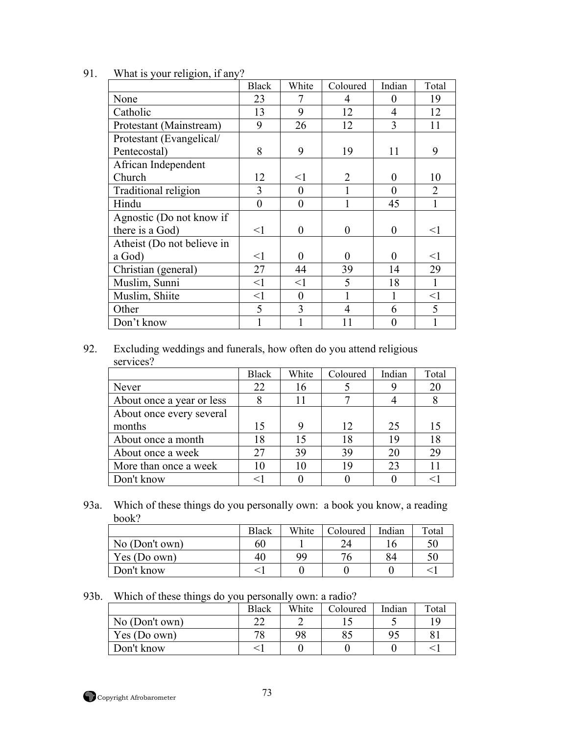91. What is your religion, if any?

| | Black | White | Coloured | Indian | Total |
|---|---|---|---|---|---|
| None | 23 | 7 | 4 | 0 | 19 |
| Catholic | 13 | 9 | 12 | 4 | 12 |
| Protestant (Mainstream) | 9 | 26 | 12 | 3 | 11 |
| Protestant (Evangelical/ Pentecostal) | 8 | 9 | 19 | 11 | 9 |
| African Independent Church | 12 | <1 | 2 | 0 | 10 |
| Traditional religion | 3 | 0 | 1 | 0 | 2 |
| Hindu | 0 | 0 | 1 | 45 | 1 |
| Agnostic (Do not know if there is a God) | <1 | 0 | 0 | 0 | <1 |
| Atheist (Do not believe in a God) | <1 | 0 | 0 | 0 | <1 |
| Christian (general) | 27 | 44 | 39 | 14 | 29 |
| Muslim, Sunni | <1 | <1 | 5 | 18 | 1 |
| Muslim, Shiite | <1 | 0 | 1 | 1 | <1 |
| Other | 5 | 3 | 4 | 6 | 5 |
| Don't know | 1 | 1 | 11 | 0 | 1 |

92. Excluding weddings and funerals, how often do you attend religious services?

| | Black | White | Coloured | Indian | Total |
|---|---|---|---|---|---|
| Never | 22 | 16 | 5 | 9 | 20 |
| About once a year or less | 8 | 11 | 7 | 4 | 8 |
| About once every several months | 15 | 9 | 12 | 25 | 15 |
| About once a month | 18 | 15 | 18 | 19 | 18 |
| About once a week | 27 | 39 | 39 | 20 | 29 |
| More than once a week | 10 | 10 | 19 | 23 | 11 |
| Don't know | <1 | 0 | 0 | 0 | <1 |

93a. Which of these things do you personally own: a book you know, a reading book?

| | Black | White | Coloured | Indian | Total |
|---|---|---|---|---|---|
| No (Don't own) | 60 | 1 | 24 | 16 | 50 |
| Yes (Do own) | 40 | 99 | 76 | 84 | 50 |
| Don't know | <1 | 0 | 0 | 0 | <1 |

93b. Which of these things do you personally own: a radio?

| | Black | White | Coloured | Indian | Total |
|---|---|---|---|---|---|
| No (Don't own) | 22 | 2 | 15 | 5 | 19 |
| Yes (Do own) | 78 | 98 | 85 | 95 | 81 |
| Don't know | <1 | 0 | 0 | 0 | <1 |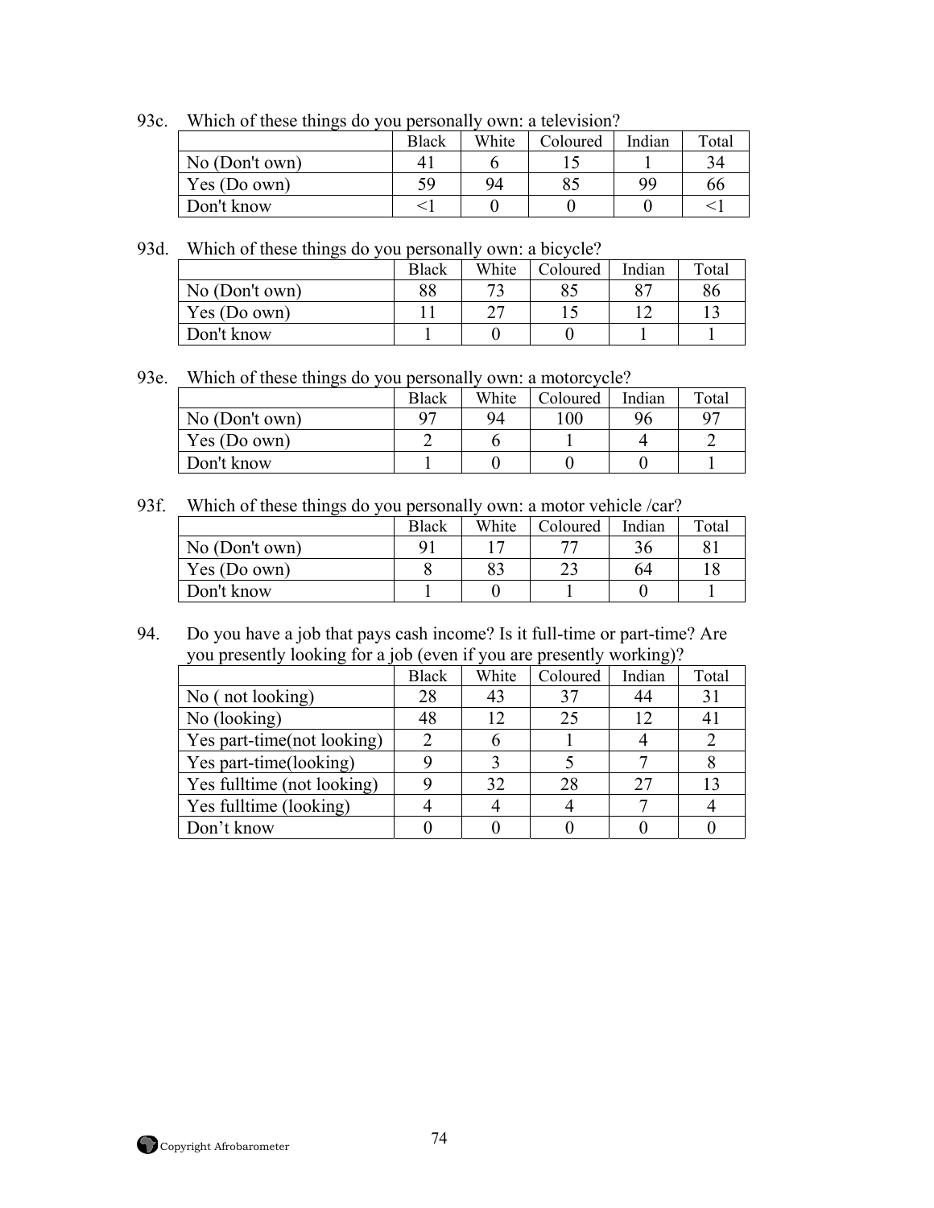93c. Which of these things do you personally own: a television?

| | Black | White | Coloured | Indian | Total |
|---|---|---|---|---|---|
| No (Don't own) | 41 | 6 | 15 | 1 | 34 |
| Yes (Do own) | 59 | 94 | 85 | 99 | 66 |
| Don't know | <1 | 0 | 0 | 0 | <1 |

93d. Which of these things do you personally own: a bicycle?

| | Black | White | Coloured | Indian | Total |
|---|---|---|---|---|---|
| No (Don't own) | 88 | 73 | 85 | 87 | 86 |
| Yes (Do own) | 11 | 27 | 15 | 12 | 13 |
| Don't know | 1 | 0 | 0 | 1 | 1 |

93e. Which of these things do you personally own: a motorcycle?

| | Black | White | Coloured | Indian | Total |
|---|---|---|---|---|---|
| No (Don't own) | 97 | 94 | 100 | 96 | 97 |
| Yes (Do own) | 2 | 6 | 1 | 4 | 2 |
| Don't know | 1 | 0 | 0 | 0 | 1 |

93f. Which of these things do you personally own: a motor vehicle /car?

| | Black | White | Coloured | Indian | Total |
|---|---|---|---|---|---|
| No (Don't own) | 91 | 17 | 77 | 36 | 81 |
| Yes (Do own) | 8 | 83 | 23 | 64 | 18 |
| Don't know | 1 | 0 | 1 | 0 | 1 |

94. Do you have a job that pays cash income? Is it full-time or part-time? Are you presently looking for a job (even if you are presently working)?

| | Black | White | Coloured | Indian | Total |
|---|---|---|---|---|---|
| No ( not looking) | 28 | 43 | 37 | 44 | 31 |
| No (looking) | 48 | 12 | 25 | 12 | 41 |
| Yes part-time(not looking) | 2 | 6 | 1 | 4 | 2 |
| Yes part-time(looking) | 9 | 3 | 5 | 7 | 8 |
| Yes fulltime (not looking) | 9 | 32 | 28 | 27 | 13 |
| Yes fulltime (looking) | 4 | 4 | 4 | 7 | 4 |
| Don't know | 0 | 0 | 0 | 0 | 0 |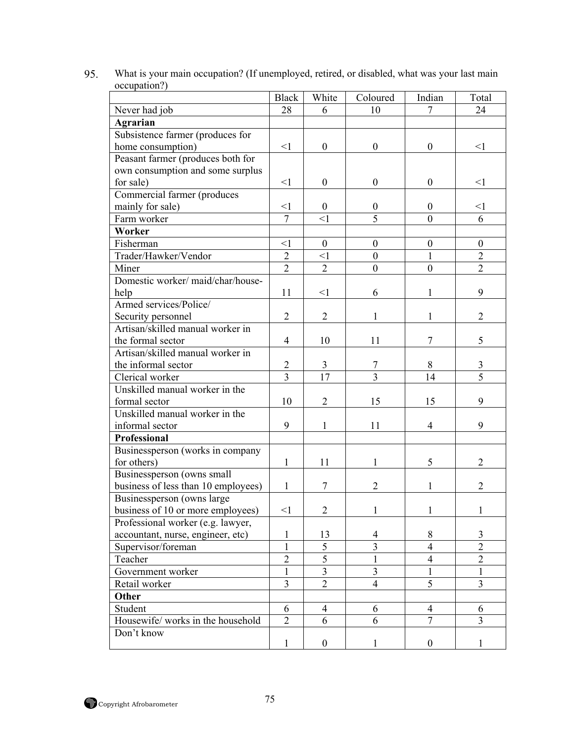95. What is your main occupation? (If unemployed, retired, or disabled, what was your last main occupation?)

| | Black | White | Coloured | Indian | Total |
|---|---|---|---|---|---|
| Never had job | 28 | 6 | 10 | 7 | 24 |
| **Agrarian** | | | | | |
| Subsistence farmer (produces for home consumption) | <1 | 0 | 0 | 0 | <1 |
| Peasant farmer (produces both for own consumption and some surplus for sale) | <1 | 0 | 0 | 0 | <1 |
| Commercial farmer (produces mainly for sale) | <1 | 0 | 0 | 0 | <1 |
| Farm worker | 7 | <1 | 5 | 0 | 6 |
| **Worker** | | | | | |
| Fisherman | <1 | 0 | 0 | 0 | 0 |
| Trader/Hawker/Vendor | 2 | <1 | 0 | 1 | 2 |
| Miner | 2 | 2 | 0 | 0 | 2 |
| Domestic worker/ maid/char/house-help | 11 | <1 | 6 | 1 | 9 |
| Armed services/Police/ Security personnel | 2 | 2 | 1 | 1 | 2 |
| Artisan/skilled manual worker in the formal sector | 4 | 10 | 11 | 7 | 5 |
| Artisan/skilled manual worker in the informal sector | 2 | 3 | 7 | 8 | 3 |
| Clerical worker | 3 | 17 | 3 | 14 | 5 |
| Unskilled manual worker in the formal sector | 10 | 2 | 15 | 15 | 9 |
| Unskilled manual worker in the informal sector | 9 | 1 | 11 | 4 | 9 |
| **Professional** | | | | | |
| Businessperson (works in company for others) | 1 | 11 | 1 | 5 | 2 |
| Businessperson (owns small business of less than 10 employees) | 1 | 7 | 2 | 1 | 2 |
| Businessperson (owns large business of 10 or more employees) | <1 | 2 | 1 | 1 | 1 |
| Professional worker (e.g. lawyer, accountant, nurse, engineer, etc) | 1 | 13 | 4 | 8 | 3 |
| Supervisor/foreman | 1 | 5 | 3 | 4 | 2 |
| Teacher | 2 | 5 | 1 | 4 | 2 |
| Government worker | 1 | 3 | 3 | 1 | 1 |
| Retail worker | 3 | 2 | 4 | 5 | 3 |
| **Other** | | | | | |
| Student | 6 | 4 | 6 | 4 | 6 |
| Housewife/ works in the household | 2 | 6 | 6 | 7 | 3 |
| Don't know | 1 | 0 | 1 | 0 | 1 |

Copyright Afrobarometer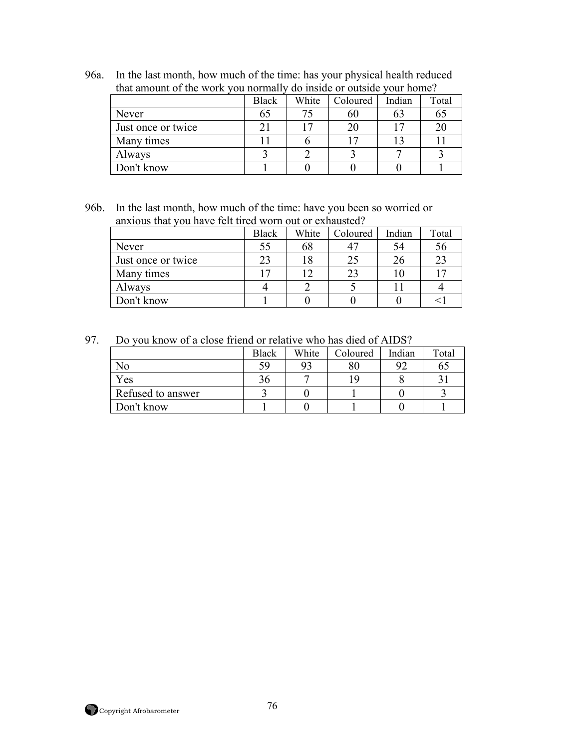96a. In the last month, how much of the time: has your physical health reduced that amount of the work you normally do inside or outside your home?

| | Black | White | Coloured | Indian | Total |
|---|---|---|---|---|---|
| Never | 65 | 75 | 60 | 63 | 65 |
| Just once or twice | 21 | 17 | 20 | 17 | 20 |
| Many times | 11 | 6 | 17 | 13 | 11 |
| Always | 3 | 2 | 3 | 7 | 3 |
| Don't know | 1 | 0 | 0 | 0 | 1 |

96b. In the last month, how much of the time: have you been so worried or anxious that you have felt tired worn out or exhausted?

| | Black | White | Coloured | Indian | Total |
|---|---|---|---|---|---|
| Never | 55 | 68 | 47 | 54 | 56 |
| Just once or twice | 23 | 18 | 25 | 26 | 23 |
| Many times | 17 | 12 | 23 | 10 | 17 |
| Always | 4 | 2 | 5 | 11 | 4 |
| Don't know | 1 | 0 | 0 | 0 | <1 |

97. Do you know of a close friend or relative who has died of AIDS?

| | Black | White | Coloured | Indian | Total |
|---|---|---|---|---|---|
| No | 59 | 93 | 80 | 92 | 65 |
| Yes | 36 | 7 | 19 | 8 | 31 |
| Refused to answer | 3 | 0 | 1 | 0 | 3 |
| Don't know | 1 | 0 | 1 | 0 | 1 |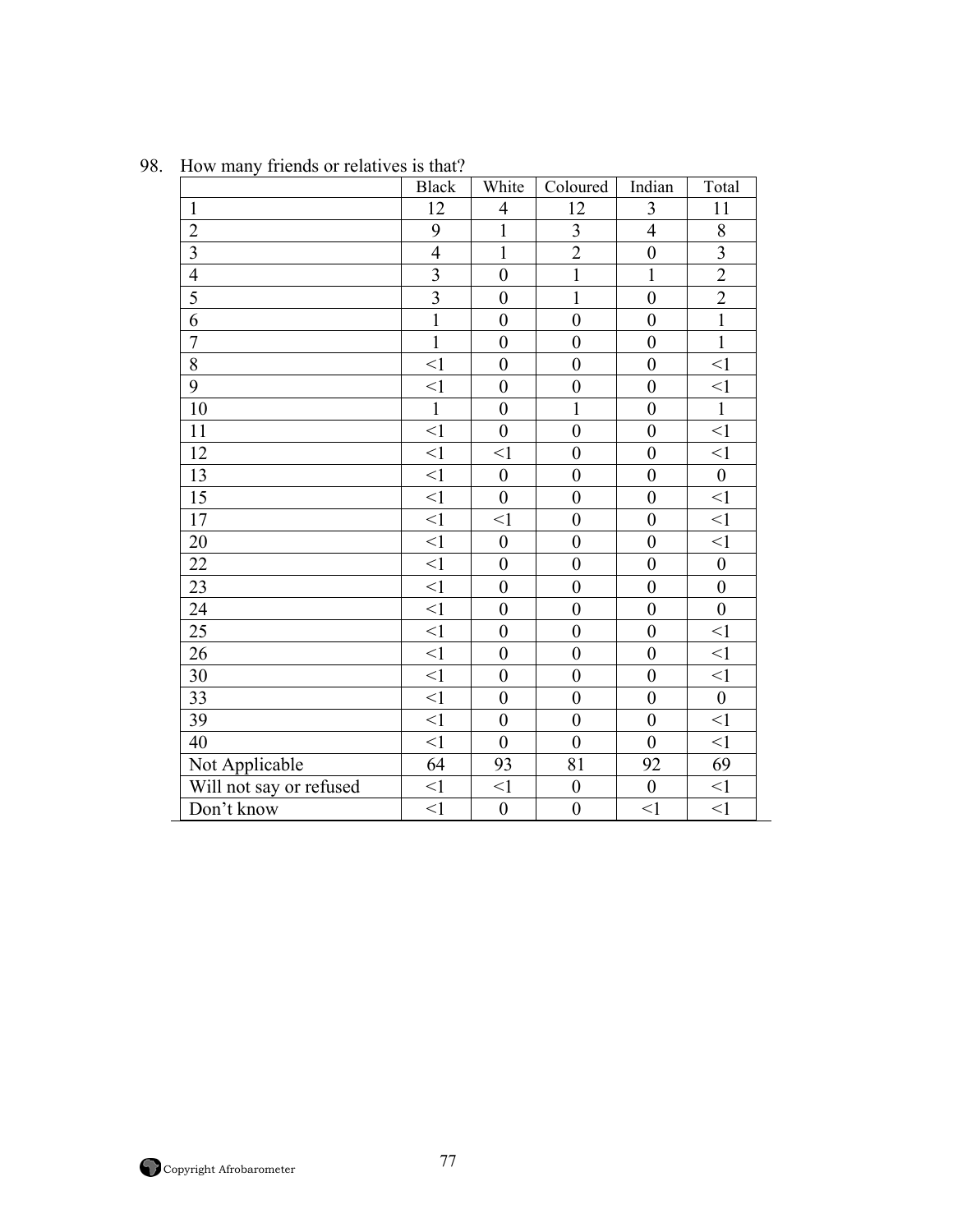98. How many friends or relatives is that?

| | Black | White | Coloured | Indian | Total |
|---|---|---|---|---|---|
| 1 | 12 | 4 | 12 | 3 | 11 |
| 2 | 9 | 1 | 3 | 4 | 8 |
| 3 | 4 | 1 | 2 | 0 | 3 |
| 4 | 3 | 0 | 1 | 1 | 2 |
| 5 | 3 | 0 | 1 | 0 | 2 |
| 6 | 1 | 0 | 0 | 0 | 1 |
| 7 | 1 | 0 | 0 | 0 | 1 |
| 8 | <1 | 0 | 0 | 0 | <1 |
| 9 | <1 | 0 | 0 | 0 | <1 |
| 10 | 1 | 0 | 1 | 0 | 1 |
| 11 | <1 | 0 | 0 | 0 | <1 |
| 12 | <1 | <1 | 0 | 0 | <1 |
| 13 | <1 | 0 | 0 | 0 | 0 |
| 15 | <1 | 0 | 0 | 0 | <1 |
| 17 | <1 | <1 | 0 | 0 | <1 |
| 20 | <1 | 0 | 0 | 0 | <1 |
| 22 | <1 | 0 | 0 | 0 | 0 |
| 23 | <1 | 0 | 0 | 0 | 0 |
| 24 | <1 | 0 | 0 | 0 | 0 |
| 25 | <1 | 0 | 0 | 0 | <1 |
| 26 | <1 | 0 | 0 | 0 | <1 |
| 30 | <1 | 0 | 0 | 0 | <1 |
| 33 | <1 | 0 | 0 | 0 | 0 |
| 39 | <1 | 0 | 0 | 0 | <1 |
| 40 | <1 | 0 | 0 | 0 | <1 |
| Not Applicable | 64 | 93 | 81 | 92 | 69 |
| Will not say or refused | <1 | <1 | 0 | 0 | <1 |
| Don't know | <1 | 0 | 0 | <1 | <1 |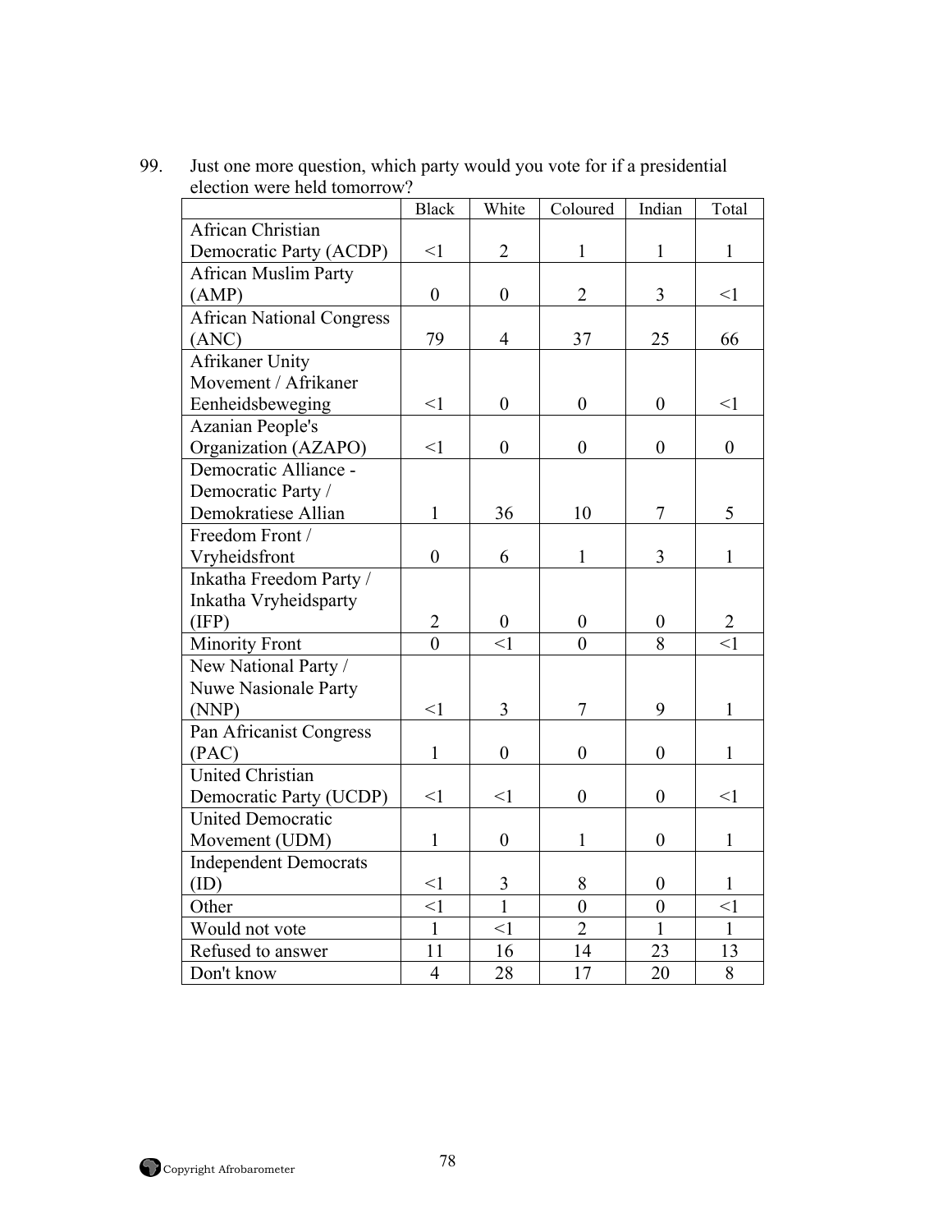99. Just one more question, which party would you vote for if a presidential election were held tomorrow?

| | Black | White | Coloured | Indian | Total |
|---|---|---|---|---|---|
| African Christian Democratic Party (ACDP) | <1 | 2 | 1 | 1 | 1 |
| African Muslim Party (AMP) | 0 | 0 | 2 | 3 | <1 |
| African National Congress (ANC) | 79 | 4 | 37 | 25 | 66 |
| Afrikaner Unity Movement / Afrikaner Eenheidsbeweging | <1 | 0 | 0 | 0 | <1 |
| Azanian People's Organization (AZAPO) | <1 | 0 | 0 | 0 | 0 |
| Democratic Alliance - Democratic Party / Demokratiese Allian | 1 | 36 | 10 | 7 | 5 |
| Freedom Front / Vryheidsfront | 0 | 6 | 1 | 3 | 1 |
| Inkatha Freedom Party / Inkatha Vryheidsparty (IFP) | 2 | 0 | 0 | 0 | 2 |
| Minority Front | 0 | <1 | 0 | 8 | <1 |
| New National Party / Nuwe Nasionale Party (NNP) | <1 | 3 | 7 | 9 | 1 |
| Pan Africanist Congress (PAC) | 1 | 0 | 0 | 0 | 1 |
| United Christian Democratic Party (UCDP) | <1 | <1 | 0 | 0 | <1 |
| United Democratic Movement (UDM) | 1 | 0 | 1 | 0 | 1 |
| Independent Democrats (ID) | <1 | 3 | 8 | 0 | 1 |
| Other | <1 | 1 | 0 | 0 | <1 |
| Would not vote | 1 | <1 | 2 | 1 | 1 |
| Refused to answer | 11 | 16 | 14 | 23 | 13 |
| Don't know | 4 | 28 | 17 | 20 | 8 |

Copyright Afrobarometer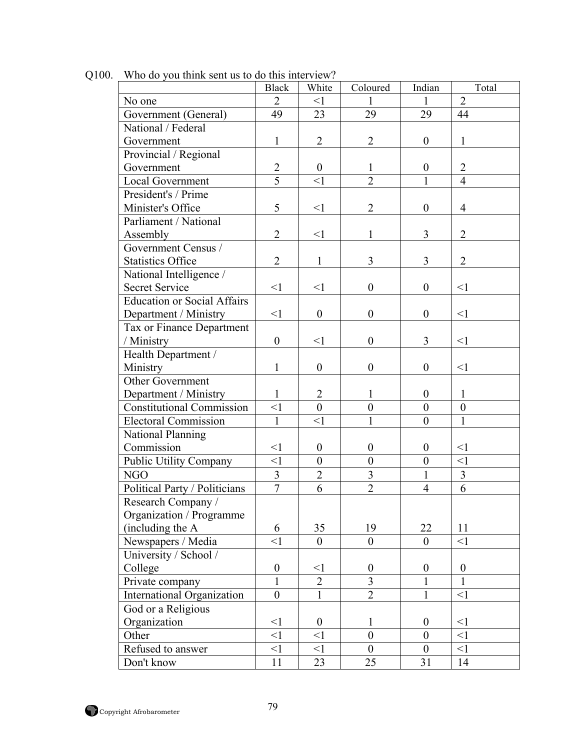Q100. Who do you think sent us to do this interview?

| | Black | White | Coloured | Indian | Total |
|---|---|---|---|---|---|
| No one | 2 | <1 | 1 | 1 | 2 |
| Government (General) | 49 | 23 | 29 | 29 | 44 |
| National / Federal Government | 1 | 2 | 2 | 0 | 1 |
| Provincial / Regional Government | 2 | 0 | 1 | 0 | 2 |
| Local Government | 5 | <1 | 2 | 1 | 4 |
| President's / Prime Minister's Office | 5 | <1 | 2 | 0 | 4 |
| Parliament / National Assembly | 2 | <1 | 1 | 3 | 2 |
| Government Census / Statistics Office | 2 | 1 | 3 | 3 | 2 |
| National Intelligence / Secret Service | <1 | <1 | 0 | 0 | <1 |
| Education or Social Affairs Department / Ministry | <1 | 0 | 0 | 0 | <1 |
| Tax or Finance Department / Ministry | 0 | <1 | 0 | 3 | <1 |
| Health Department / Ministry | 1 | 0 | 0 | 0 | <1 |
| Other Government Department / Ministry | 1 | 2 | 1 | 0 | 1 |
| Constitutional Commission | <1 | 0 | 0 | 0 | 0 |
| Electoral Commission | 1 | <1 | 1 | 0 | 1 |
| National Planning Commission | <1 | 0 | 0 | 0 | <1 |
| Public Utility Company | <1 | 0 | 0 | 0 | <1 |
| NGO | 3 | 2 | 3 | 1 | 3 |
| Political Party / Politicians | 7 | 6 | 2 | 4 | 6 |
| Research Company / Organization / Programme (including the A | 6 | 35 | 19 | 22 | 11 |
| Newspapers / Media | <1 | 0 | 0 | 0 | <1 |
| University / School / College | 0 | <1 | 0 | 0 | 0 |
| Private company | 1 | 2 | 3 | 1 | 1 |
| International Organization | 0 | 1 | 2 | 1 | <1 |
| God or a Religious Organization | <1 | 0 | 1 | 0 | <1 |
| Other | <1 | <1 | 0 | 0 | <1 |
| Refused to answer | <1 | <1 | 0 | 0 | <1 |
| Don't know | 11 | 23 | 25 | 31 | 14 |

Copyright Afrobarometer